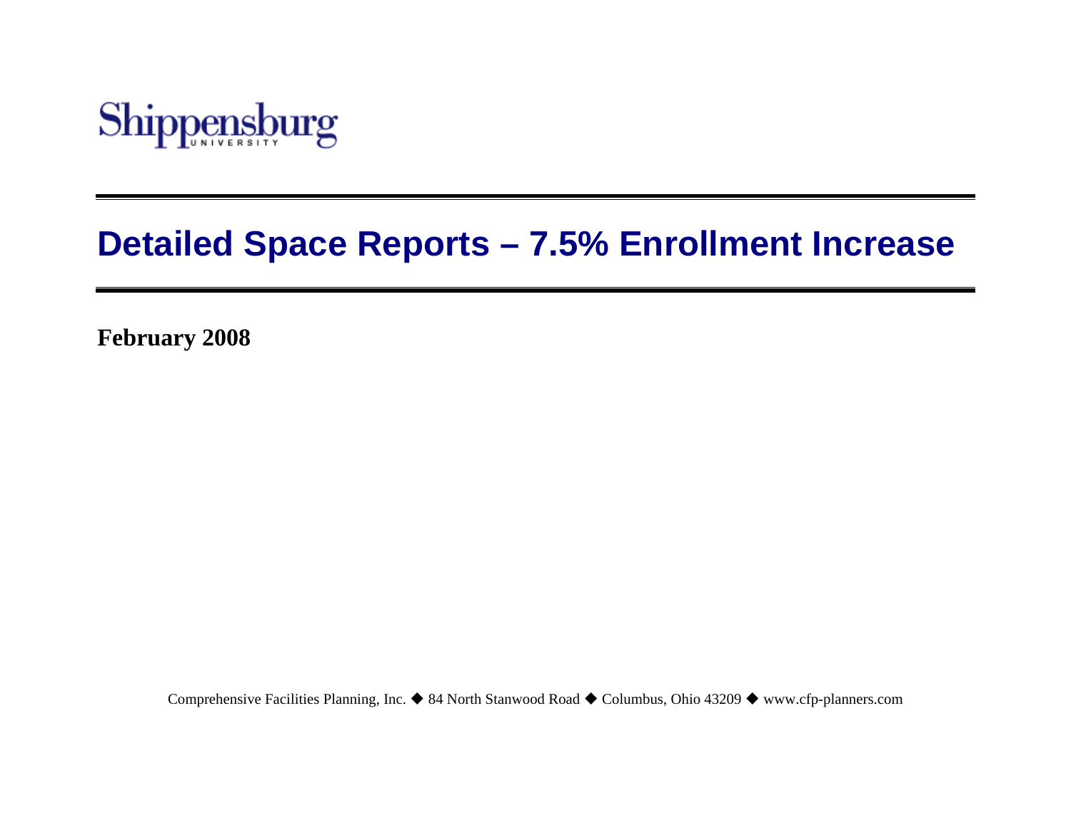Shippensburg UNIVERSITY

# Detailed Space Reports – 7.5% Enrollment Increase

**February 2008**

Comprehensive Facilities Planning, Inc. ◆ 84 North Stanwood Road ◆ Columbus, Ohio 43209 ◆ www.cfp-planners.com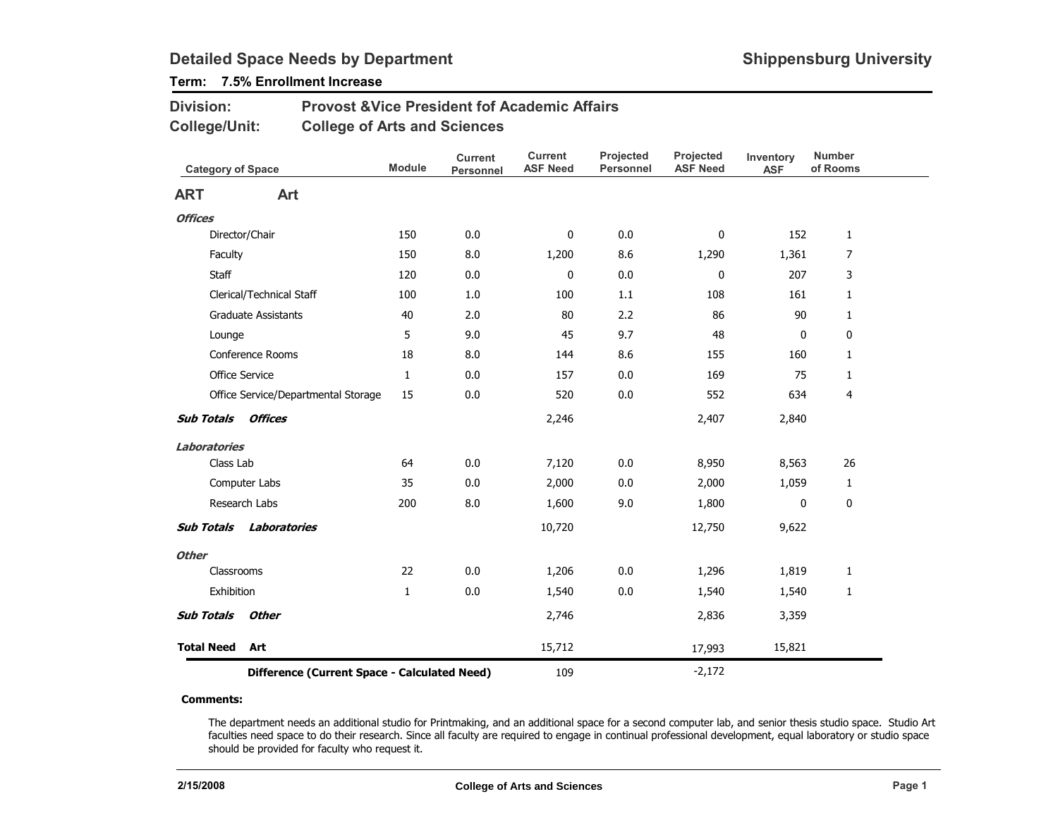# Detailed Space Needs by Department

**Shippensburg University**

**Term: 7.5% Enrollment Increase**

**Division:** Provost &Vice President fof Academic Affairs

**College/Unit:** College of Arts and Sciences

| Category of Space | Module | Current Personnel | Current ASF Need | Projected Personnel | Projected ASF Need | Inventory ASF | Number of Rooms |
|---|---|---|---|---|---|---|---|
| **ART Art** | | | | | | | |
| ***Offices*** | | | | | | | |
| Director/Chair | 150 | 0.0 | 0 | 0.0 | 0 | 152 | 1 |
| Faculty | 150 | 8.0 | 1,200 | 8.6 | 1,290 | 1,361 | 7 |
| Staff | 120 | 0.0 | 0 | 0.0 | 0 | 207 | 3 |
| Clerical/Technical Staff | 100 | 1.0 | 100 | 1.1 | 108 | 161 | 1 |
| Graduate Assistants | 40 | 2.0 | 80 | 2.2 | 86 | 90 | 1 |
| Lounge | 5 | 9.0 | 45 | 9.7 | 48 | 0 | 0 |
| Conference Rooms | 18 | 8.0 | 144 | 8.6 | 155 | 160 | 1 |
| Office Service | 1 | 0.0 | 157 | 0.0 | 169 | 75 | 1 |
| Office Service/Departmental Storage | 15 | 0.0 | 520 | 0.0 | 552 | 634 | 4 |
| ***Sub Totals Offices*** | | | 2,246 | | 2,407 | 2,840 | |
| ***Laboratories*** | | | | | | | |
| Class Lab | 64 | 0.0 | 7,120 | 0.0 | 8,950 | 8,563 | 26 |
| Computer Labs | 35 | 0.0 | 2,000 | 0.0 | 2,000 | 1,059 | 1 |
| Research Labs | 200 | 8.0 | 1,600 | 9.0 | 1,800 | 0 | 0 |
| ***Sub Totals Laboratories*** | | | 10,720 | | 12,750 | 9,622 | |
| ***Other*** | | | | | | | |
| Classrooms | 22 | 0.0 | 1,206 | 0.0 | 1,296 | 1,819 | 1 |
| Exhibition | 1 | 0.0 | 1,540 | 0.0 | 1,540 | 1,540 | 1 |
| ***Sub Totals Other*** | | | 2,746 | | 2,836 | 3,359 | |
| **Total Need Art** | | | 15,712 | | 17,993 | 15,821 | |
| **Difference (Current Space - Calculated Need)** | | | 109 | | -2,172 | | |

**Comments:**

The department needs an additional studio for Printmaking, and an additional space for a second computer lab, and senior thesis studio space. Studio Art faculties need space to do their research. Since all faculty are required to engage in continual professional development, equal laboratory or studio space should be provided for faculty who request it.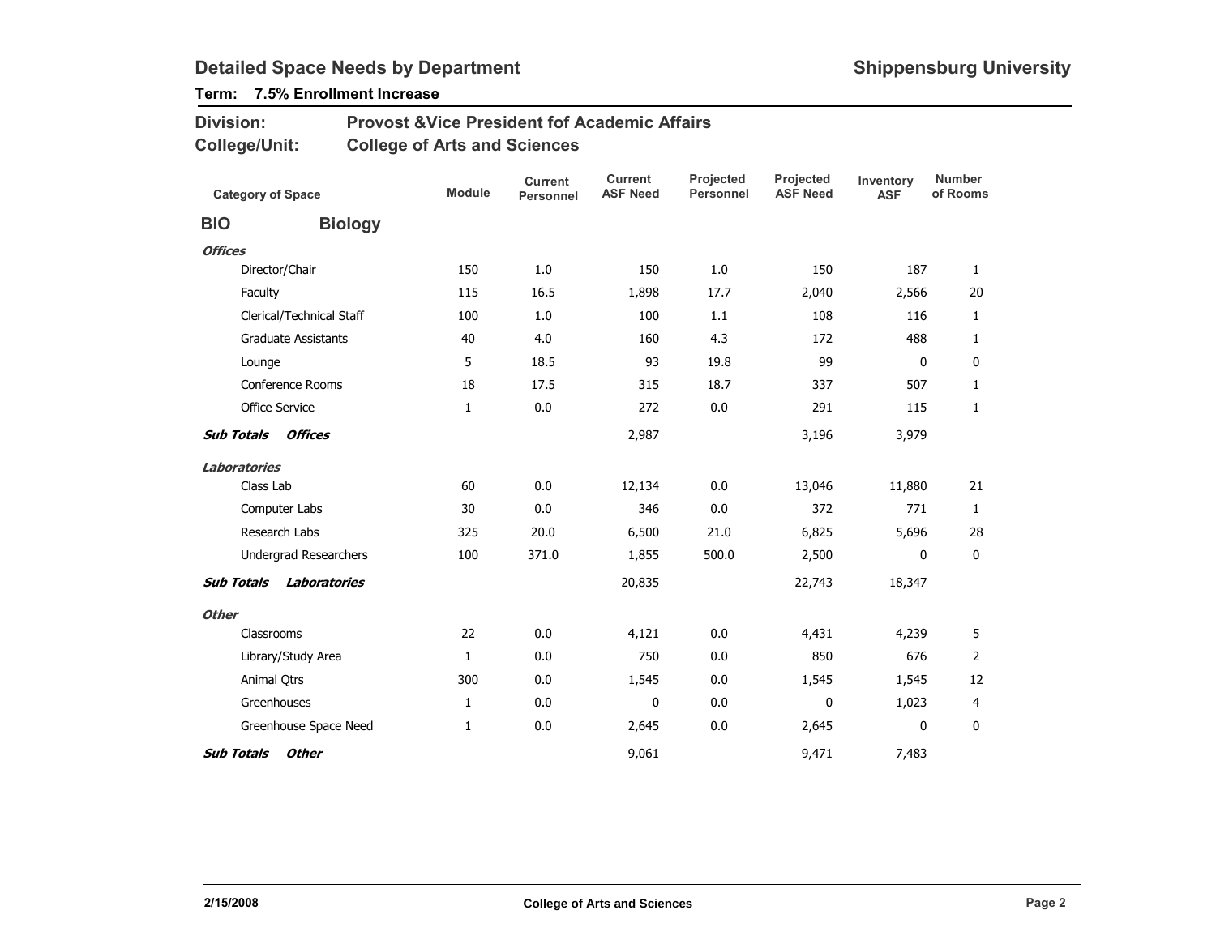# Detailed Space Needs by Department

**Shippensburg University**

**Term: 7.5% Enrollment Increase**

**Division:** Provost &Vice President fof Academic Affairs

**College/Unit:** College of Arts and Sciences

| Category of Space | Module | Current Personnel | Current ASF Need | Projected Personnel | Projected ASF Need | Inventory ASF | Number of Rooms |
|---|---|---|---|---|---|---|---|
| **BIO Biology** | | | | | | | |
| ***Offices*** | | | | | | | |
| Director/Chair | 150 | 1.0 | 150 | 1.0 | 150 | 187 | 1 |
| Faculty | 115 | 16.5 | 1,898 | 17.7 | 2,040 | 2,566 | 20 |
| Clerical/Technical Staff | 100 | 1.0 | 100 | 1.1 | 108 | 116 | 1 |
| Graduate Assistants | 40 | 4.0 | 160 | 4.3 | 172 | 488 | 1 |
| Lounge | 5 | 18.5 | 93 | 19.8 | 99 | 0 | 0 |
| Conference Rooms | 18 | 17.5 | 315 | 18.7 | 337 | 507 | 1 |
| Office Service | 1 | 0.0 | 272 | 0.0 | 291 | 115 | 1 |
| ***Sub Totals Offices*** | | | 2,987 | | 3,196 | 3,979 | |
| ***Laboratories*** | | | | | | | |
| Class Lab | 60 | 0.0 | 12,134 | 0.0 | 13,046 | 11,880 | 21 |
| Computer Labs | 30 | 0.0 | 346 | 0.0 | 372 | 771 | 1 |
| Research Labs | 325 | 20.0 | 6,500 | 21.0 | 6,825 | 5,696 | 28 |
| Undergrad Researchers | 100 | 371.0 | 1,855 | 500.0 | 2,500 | 0 | 0 |
| ***Sub Totals Laboratories*** | | | 20,835 | | 22,743 | 18,347 | |
| ***Other*** | | | | | | | |
| Classrooms | 22 | 0.0 | 4,121 | 0.0 | 4,431 | 4,239 | 5 |
| Library/Study Area | 1 | 0.0 | 750 | 0.0 | 850 | 676 | 2 |
| Animal Qtrs | 300 | 0.0 | 1,545 | 0.0 | 1,545 | 1,545 | 12 |
| Greenhouses | 1 | 0.0 | 0 | 0.0 | 0 | 1,023 | 4 |
| Greenhouse Space Need | 1 | 0.0 | 2,645 | 0.0 | 2,645 | 0 | 0 |
| ***Sub Totals Other*** | | | 9,061 | | 9,471 | 7,483 | |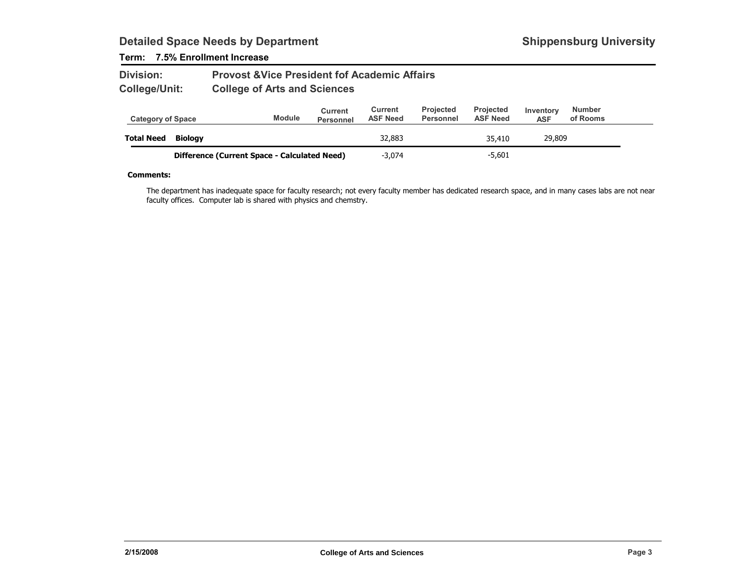## Detailed Space Needs by Department

**Shippensburg University**

**Term: 7.5% Enrollment Increase**

**Division:** Provost &Vice President fof Academic Affairs

**College/Unit:** College of Arts and Sciences

| Category of Space | | Module | Current Personnel | Current ASF Need | Projected Personnel | Projected ASF Need | Inventory ASF | Number of Rooms |
|---|---|---|---|---|---|---|---|---|
| **Total Need** | **Biology** | | | 32,883 | | 35,410 | 29,809 | |
| | **Difference (Current Space - Calculated Need)** | | | -3,074 | | -5,601 | | |

**Comments:**

The department has inadequate space for faculty research; not every faculty member has dedicated research space, and in many cases labs are not near faculty offices. Computer lab is shared with physics and chemstry.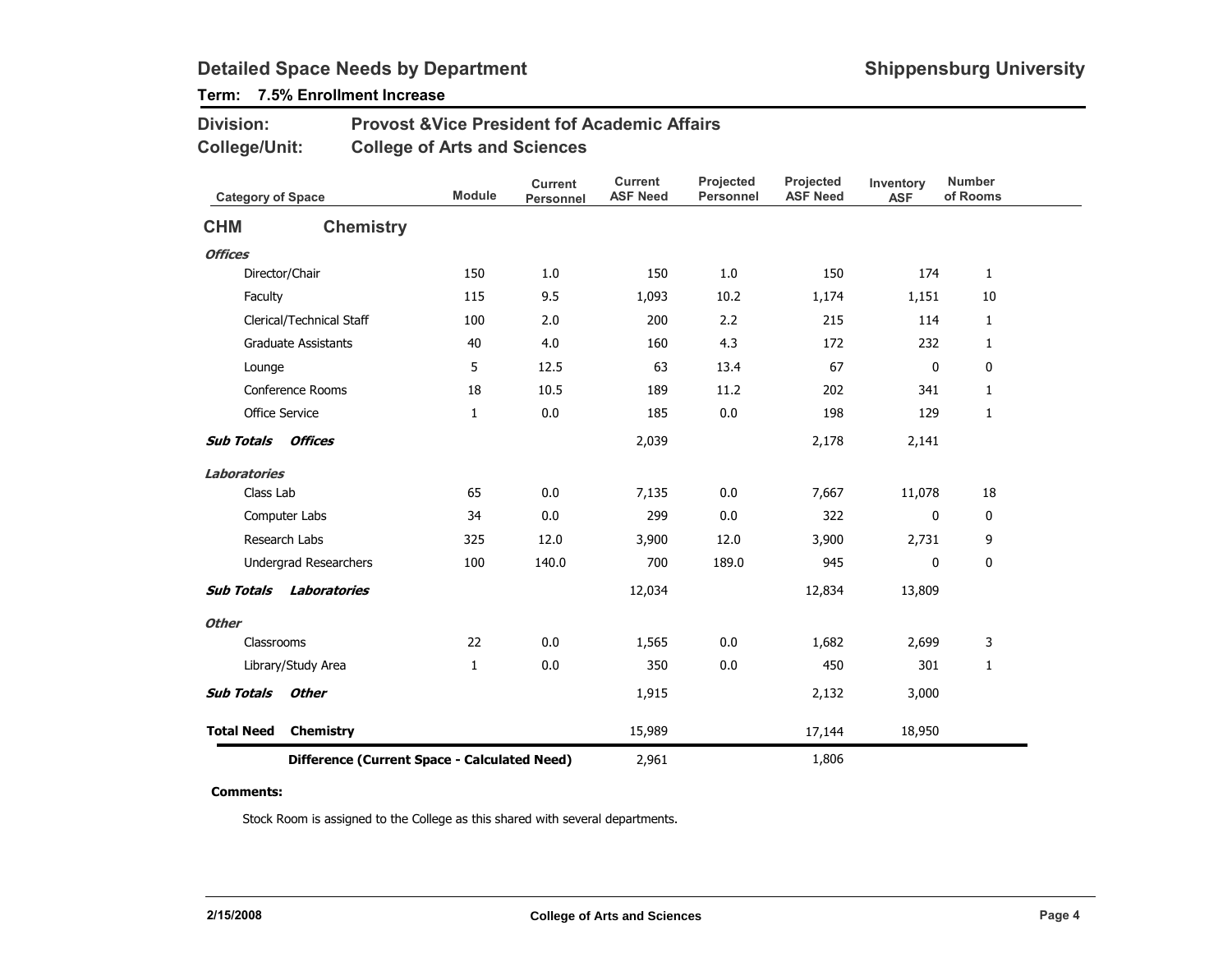# Detailed Space Needs by Department

**Shippensburg University**

**Term: 7.5% Enrollment Increase**

**Division:** Provost &Vice President fof Academic Affairs

**College/Unit:** College of Arts and Sciences

| Category of Space | Module | Current Personnel | Current ASF Need | Projected Personnel | Projected ASF Need | Inventory ASF | Number of Rooms |
|---|---|---|---|---|---|---|---|
| **CHM Chemistry** | | | | | | | |
| ***Offices*** | | | | | | | |
| Director/Chair | 150 | 1.0 | 150 | 1.0 | 150 | 174 | 1 |
| Faculty | 115 | 9.5 | 1,093 | 10.2 | 1,174 | 1,151 | 10 |
| Clerical/Technical Staff | 100 | 2.0 | 200 | 2.2 | 215 | 114 | 1 |
| Graduate Assistants | 40 | 4.0 | 160 | 4.3 | 172 | 232 | 1 |
| Lounge | 5 | 12.5 | 63 | 13.4 | 67 | 0 | 0 |
| Conference Rooms | 18 | 10.5 | 189 | 11.2 | 202 | 341 | 1 |
| Office Service | 1 | 0.0 | 185 | 0.0 | 198 | 129 | 1 |
| ***Sub Totals Offices*** | | | 2,039 | | 2,178 | 2,141 | |
| ***Laboratories*** | | | | | | | |
| Class Lab | 65 | 0.0 | 7,135 | 0.0 | 7,667 | 11,078 | 18 |
| Computer Labs | 34 | 0.0 | 299 | 0.0 | 322 | 0 | 0 |
| Research Labs | 325 | 12.0 | 3,900 | 12.0 | 3,900 | 2,731 | 9 |
| Undergrad Researchers | 100 | 140.0 | 700 | 189.0 | 945 | 0 | 0 |
| ***Sub Totals Laboratories*** | | | 12,034 | | 12,834 | 13,809 | |
| ***Other*** | | | | | | | |
| Classrooms | 22 | 0.0 | 1,565 | 0.0 | 1,682 | 2,699 | 3 |
| Library/Study Area | 1 | 0.0 | 350 | 0.0 | 450 | 301 | 1 |
| ***Sub Totals Other*** | | | 1,915 | | 2,132 | 3,000 | |
| **Total Need Chemistry** | | | 15,989 | | 17,144 | 18,950 | |
| **Difference (Current Space - Calculated Need)** | | | 2,961 | | 1,806 | | |

**Comments:**

Stock Room is assigned to the College as this shared with several departments.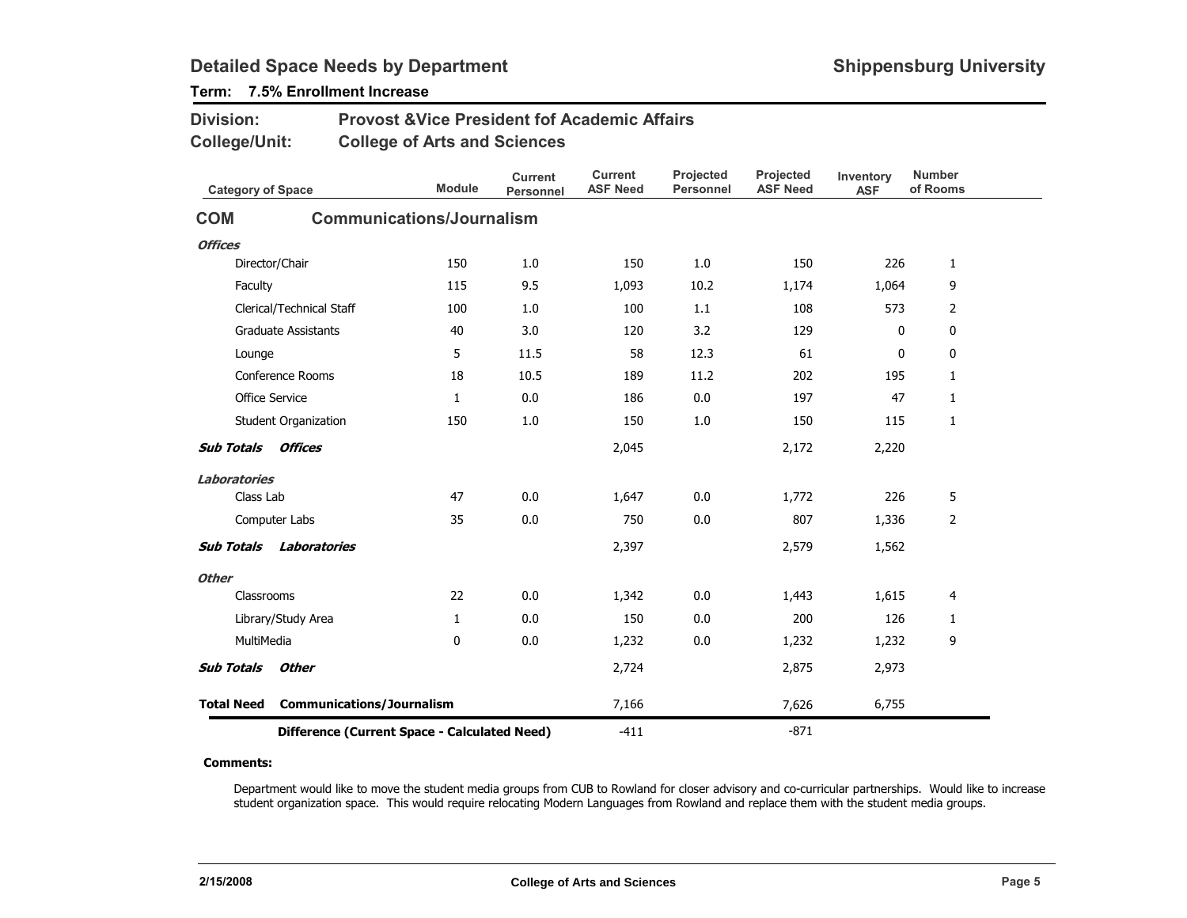## Detailed Space Needs by Department

**Shippensburg University**

**Term: 7.5% Enrollment Increase**

**Division:** Provost &Vice President fof Academic Affairs

**College/Unit:** College of Arts and Sciences

| Category of Space | Module | Current Personnel | Current ASF Need | Projected Personnel | Projected ASF Need | Inventory ASF | Number of Rooms |
|---|---|---|---|---|---|---|---|
| **COM Communications/Journalism** | | | | | | | |
| ***Offices*** | | | | | | | |
| Director/Chair | 150 | 1.0 | 150 | 1.0 | 150 | 226 | 1 |
| Faculty | 115 | 9.5 | 1,093 | 10.2 | 1,174 | 1,064 | 9 |
| Clerical/Technical Staff | 100 | 1.0 | 100 | 1.1 | 108 | 573 | 2 |
| Graduate Assistants | 40 | 3.0 | 120 | 3.2 | 129 | 0 | 0 |
| Lounge | 5 | 11.5 | 58 | 12.3 | 61 | 0 | 0 |
| Conference Rooms | 18 | 10.5 | 189 | 11.2 | 202 | 195 | 1 |
| Office Service | 1 | 0.0 | 186 | 0.0 | 197 | 47 | 1 |
| Student Organization | 150 | 1.0 | 150 | 1.0 | 150 | 115 | 1 |
| ***Sub Totals Offices*** | | | 2,045 | | 2,172 | 2,220 | |
| ***Laboratories*** | | | | | | | |
| Class Lab | 47 | 0.0 | 1,647 | 0.0 | 1,772 | 226 | 5 |
| Computer Labs | 35 | 0.0 | 750 | 0.0 | 807 | 1,336 | 2 |
| ***Sub Totals Laboratories*** | | | 2,397 | | 2,579 | 1,562 | |
| ***Other*** | | | | | | | |
| Classrooms | 22 | 0.0 | 1,342 | 0.0 | 1,443 | 1,615 | 4 |
| Library/Study Area | 1 | 0.0 | 150 | 0.0 | 200 | 126 | 1 |
| MultiMedia | 0 | 0.0 | 1,232 | 0.0 | 1,232 | 1,232 | 9 |
| ***Sub Totals Other*** | | | 2,724 | | 2,875 | 2,973 | |
| **Total Need Communications/Journalism** | | | 7,166 | | 7,626 | 6,755 | |
| **Difference (Current Space - Calculated Need)** | | | -411 | | -871 | | |

**Comments:**

Department would like to move the student media groups from CUB to Rowland for closer advisory and co-curricular partnerships. Would like to increase student organization space. This would require relocating Modern Languages from Rowland and replace them with the student media groups.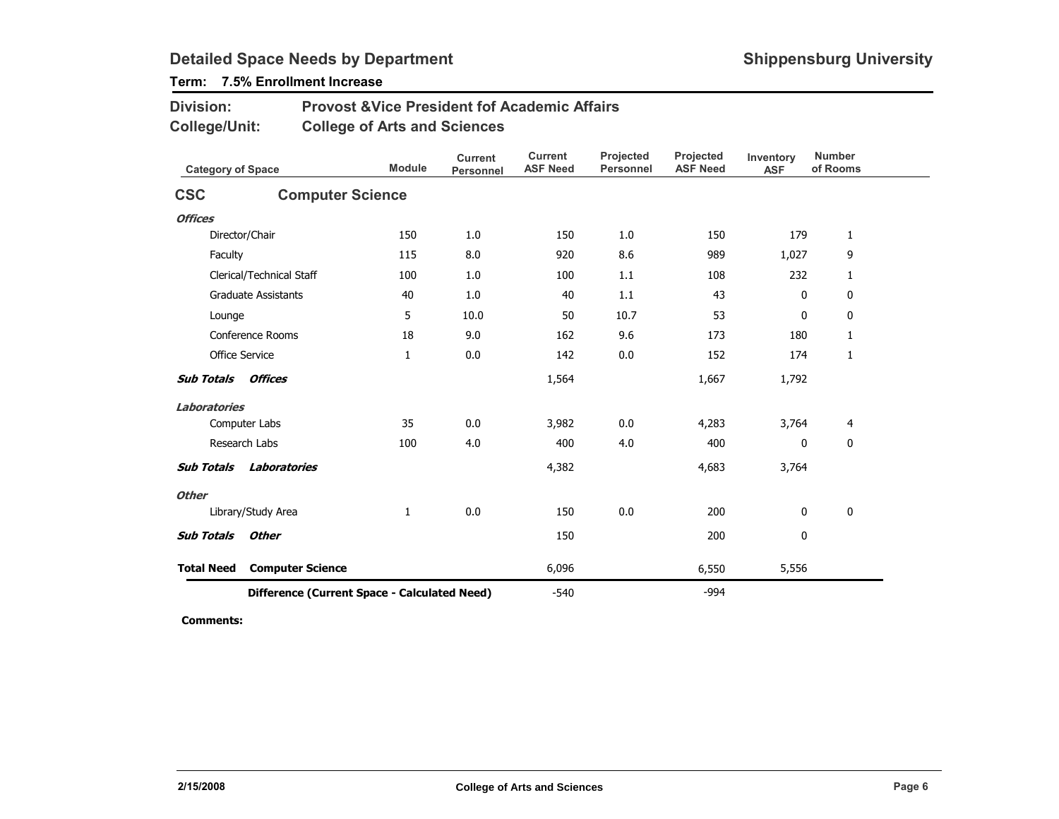# Detailed Space Needs by Department

**Shippensburg University**

**Term: 7.5% Enrollment Increase**

**Division:** Provost &Vice President fof Academic Affairs

**College/Unit:** College of Arts and Sciences

| Category of Space | Module | Current Personnel | Current ASF Need | Projected Personnel | Projected ASF Need | Inventory ASF | Number of Rooms |
|---|---|---|---|---|---|---|---|
| **CSC — Computer Science** | | | | | | | |
| ***Offices*** | | | | | | | |
| Director/Chair | 150 | 1.0 | 150 | 1.0 | 150 | 179 | 1 |
| Faculty | 115 | 8.0 | 920 | 8.6 | 989 | 1,027 | 9 |
| Clerical/Technical Staff | 100 | 1.0 | 100 | 1.1 | 108 | 232 | 1 |
| Graduate Assistants | 40 | 1.0 | 40 | 1.1 | 43 | 0 | 0 |
| Lounge | 5 | 10.0 | 50 | 10.7 | 53 | 0 | 0 |
| Conference Rooms | 18 | 9.0 | 162 | 9.6 | 173 | 180 | 1 |
| Office Service | 1 | 0.0 | 142 | 0.0 | 152 | 174 | 1 |
| ***Sub Totals Offices*** | | | 1,564 | | 1,667 | 1,792 | |
| ***Laboratories*** | | | | | | | |
| Computer Labs | 35 | 0.0 | 3,982 | 0.0 | 4,283 | 3,764 | 4 |
| Research Labs | 100 | 4.0 | 400 | 4.0 | 400 | 0 | 0 |
| ***Sub Totals Laboratories*** | | | 4,382 | | 4,683 | 3,764 | |
| ***Other*** | | | | | | | |
| Library/Study Area | 1 | 0.0 | 150 | 0.0 | 200 | 0 | 0 |
| ***Sub Totals Other*** | | | 150 | | 200 | 0 | |
| **Total Need Computer Science** | | | 6,096 | | 6,550 | 5,556 | |
| **Difference (Current Space - Calculated Need)** | | | -540 | | -994 | | |

**Comments:**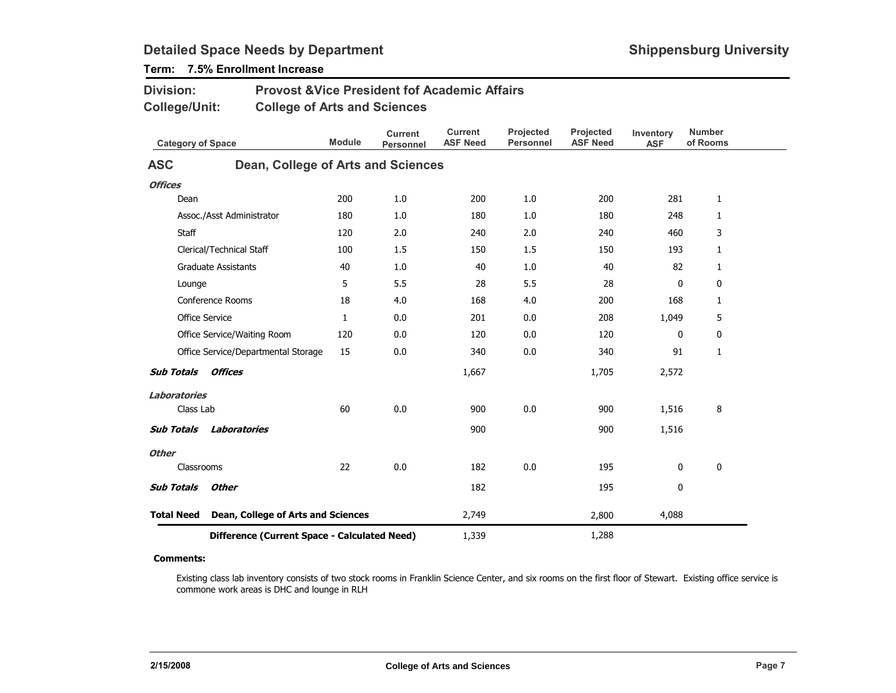## Detailed Space Needs by Department

**Shippensburg University**

**Term: 7.5% Enrollment Increase**

**Division:** Provost &Vice President fof Academic Affairs

**College/Unit:** College of Arts and Sciences

| Category of Space | Module | Current Personnel | Current ASF Need | Projected Personnel | Projected ASF Need | Inventory ASF | Number of Rooms |
|---|---|---|---|---|---|---|---|
| **ASC** **Dean, College of Arts and Sciences** | | | | | | | |
| ***Offices*** | | | | | | | |
| Dean | 200 | 1.0 | 200 | 1.0 | 200 | 281 | 1 |
| Assoc./Asst Administrator | 180 | 1.0 | 180 | 1.0 | 180 | 248 | 1 |
| Staff | 120 | 2.0 | 240 | 2.0 | 240 | 460 | 3 |
| Clerical/Technical Staff | 100 | 1.5 | 150 | 1.5 | 150 | 193 | 1 |
| Graduate Assistants | 40 | 1.0 | 40 | 1.0 | 40 | 82 | 1 |
| Lounge | 5 | 5.5 | 28 | 5.5 | 28 | 0 | 0 |
| Conference Rooms | 18 | 4.0 | 168 | 4.0 | 200 | 168 | 1 |
| Office Service | 1 | 0.0 | 201 | 0.0 | 208 | 1,049 | 5 |
| Office Service/Waiting Room | 120 | 0.0 | 120 | 0.0 | 120 | 0 | 0 |
| Office Service/Departmental Storage | 15 | 0.0 | 340 | 0.0 | 340 | 91 | 1 |
| ***Sub Totals Offices*** | | | 1,667 | | 1,705 | 2,572 | |
| ***Laboratories*** | | | | | | | |
| Class Lab | 60 | 0.0 | 900 | 0.0 | 900 | 1,516 | 8 |
| ***Sub Totals Laboratories*** | | | 900 | | 900 | 1,516 | |
| ***Other*** | | | | | | | |
| Classrooms | 22 | 0.0 | 182 | 0.0 | 195 | 0 | 0 |
| ***Sub Totals Other*** | | | 182 | | 195 | 0 | |
| **Total Need Dean, College of Arts and Sciences** | | | 2,749 | | 2,800 | 4,088 | |
| **Difference (Current Space - Calculated Need)** | | | 1,339 | | 1,288 | | |

**Comments:**

Existing class lab inventory consists of two stock rooms in Franklin Science Center, and six rooms on the first floor of Stewart. Existing office service is commone work areas is DHC and lounge in RLH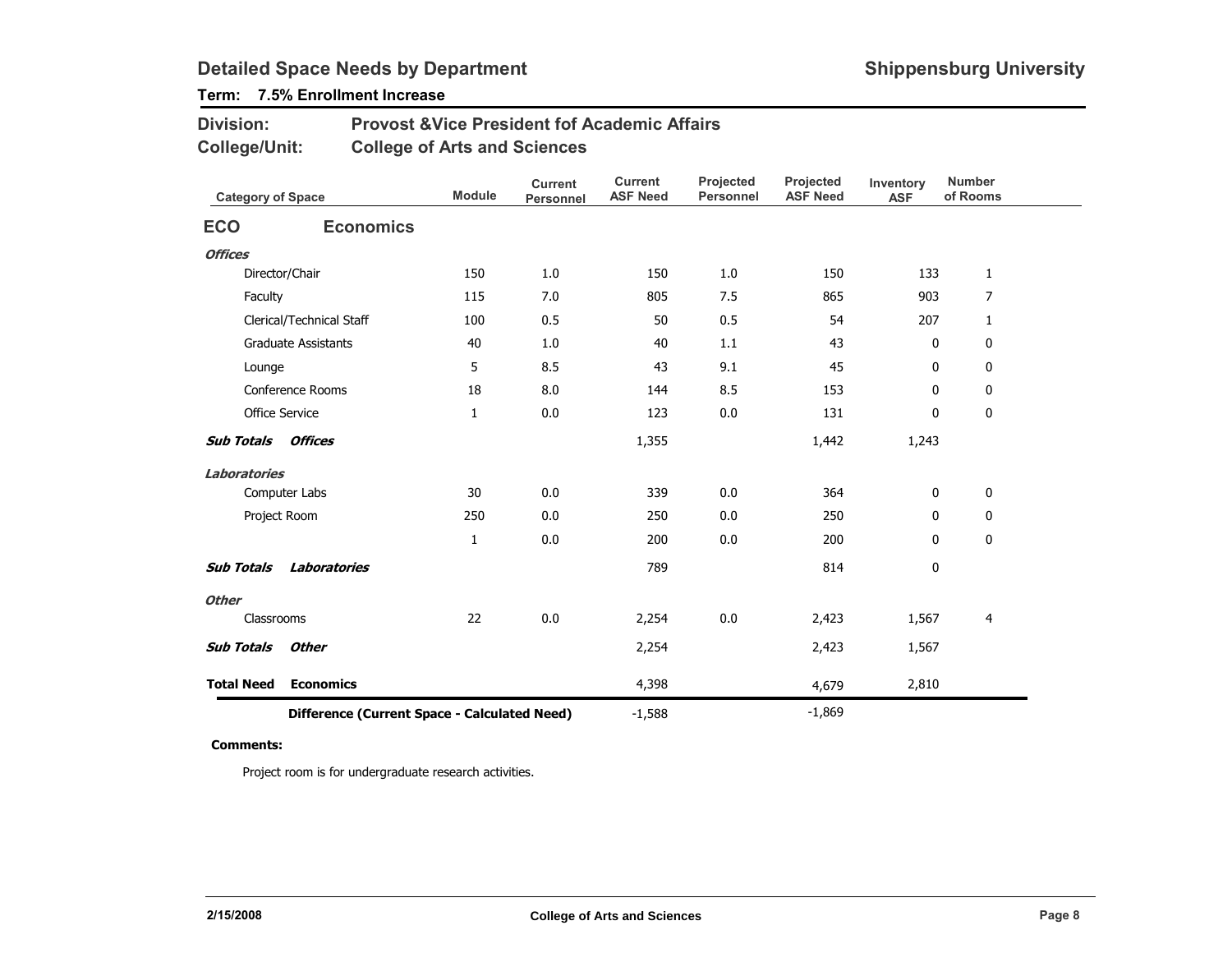## Detailed Space Needs by Department

**Shippensburg University**

**Term: 7.5% Enrollment Increase**

**Division:** Provost &Vice President fof Academic Affairs

**College/Unit:** College of Arts and Sciences

| Category of Space | Module | Current Personnel | Current ASF Need | Projected Personnel | Projected ASF Need | Inventory ASF | Number of Rooms |
|---|---|---|---|---|---|---|---|
| **ECO Economics** | | | | | | | |
| ***Offices*** | | | | | | | |
| Director/Chair | 150 | 1.0 | 150 | 1.0 | 150 | 133 | 1 |
| Faculty | 115 | 7.0 | 805 | 7.5 | 865 | 903 | 7 |
| Clerical/Technical Staff | 100 | 0.5 | 50 | 0.5 | 54 | 207 | 1 |
| Graduate Assistants | 40 | 1.0 | 40 | 1.1 | 43 | 0 | 0 |
| Lounge | 5 | 8.5 | 43 | 9.1 | 45 | 0 | 0 |
| Conference Rooms | 18 | 8.0 | 144 | 8.5 | 153 | 0 | 0 |
| Office Service | 1 | 0.0 | 123 | 0.0 | 131 | 0 | 0 |
| ***Sub Totals Offices*** | | | 1,355 | | 1,442 | 1,243 | |
| ***Laboratories*** | | | | | | | |
| Computer Labs | 30 | 0.0 | 339 | 0.0 | 364 | 0 | 0 |
| Project Room | 250 | 0.0 | 250 | 0.0 | 250 | 0 | 0 |
| | 1 | 0.0 | 200 | 0.0 | 200 | 0 | 0 |
| ***Sub Totals Laboratories*** | | | 789 | | 814 | 0 | |
| ***Other*** | | | | | | | |
| Classrooms | 22 | 0.0 | 2,254 | 0.0 | 2,423 | 1,567 | 4 |
| ***Sub Totals Other*** | | | 2,254 | | 2,423 | 1,567 | |
| **Total Need Economics** | | | 4,398 | | 4,679 | 2,810 | |
| **Difference (Current Space - Calculated Need)** | | | -1,588 | | -1,869 | | |

**Comments:**

Project room is for undergraduate research activities.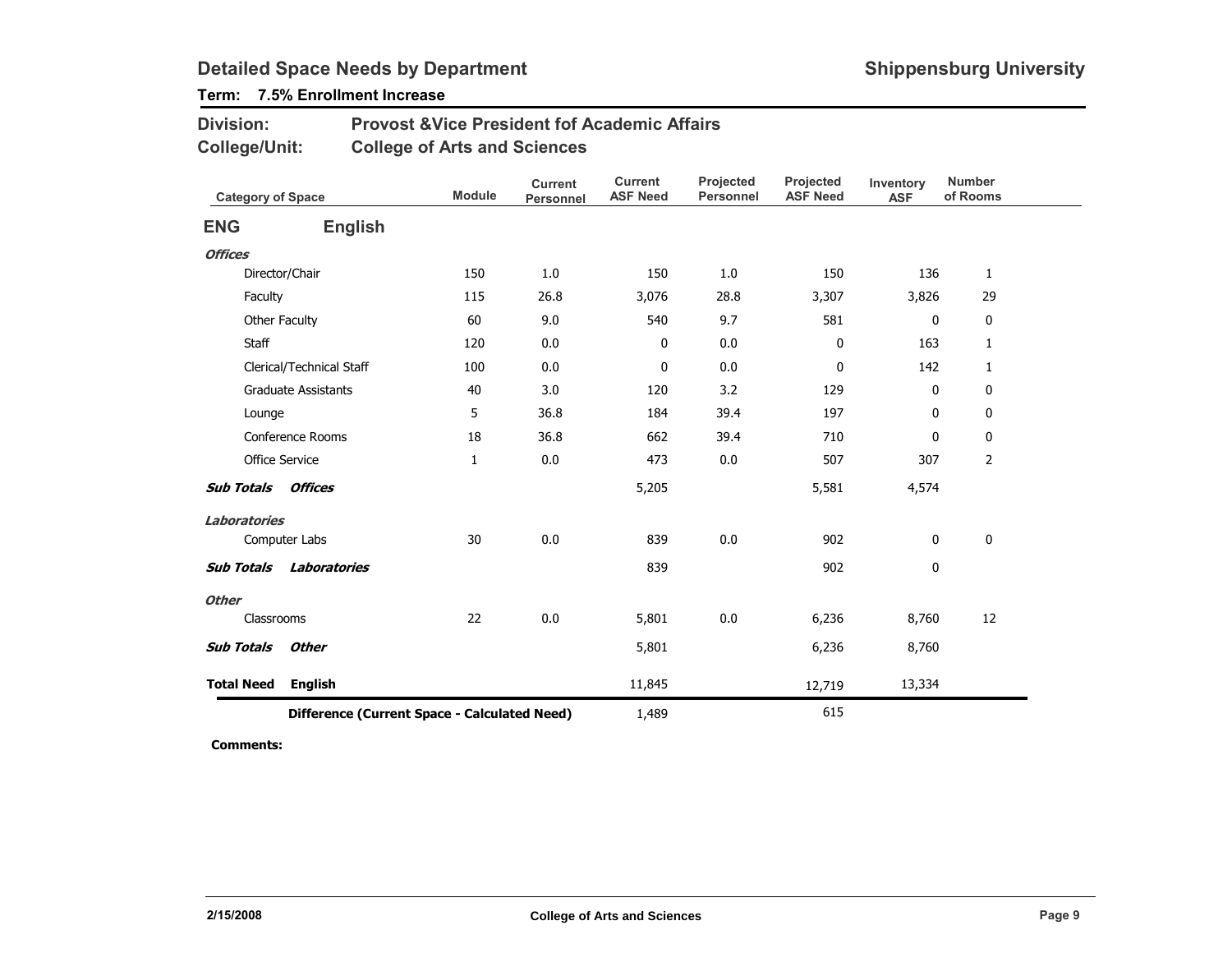## Detailed Space Needs by Department

**Shippensburg University**

**Term: 7.5% Enrollment Increase**

**Division:** Provost &Vice President fof Academic Affairs

**College/Unit:** College of Arts and Sciences

| Category of Space | Module | Current Personnel | Current ASF Need | Projected Personnel | Projected ASF Need | Inventory ASF | Number of Rooms |
|---|---|---|---|---|---|---|---|
| **ENG English** | | | | | | | |
| ***Offices*** | | | | | | | |
| Director/Chair | 150 | 1.0 | 150 | 1.0 | 150 | 136 | 1 |
| Faculty | 115 | 26.8 | 3,076 | 28.8 | 3,307 | 3,826 | 29 |
| Other Faculty | 60 | 9.0 | 540 | 9.7 | 581 | 0 | 0 |
| Staff | 120 | 0.0 | 0 | 0.0 | 0 | 163 | 1 |
| Clerical/Technical Staff | 100 | 0.0 | 0 | 0.0 | 0 | 142 | 1 |
| Graduate Assistants | 40 | 3.0 | 120 | 3.2 | 129 | 0 | 0 |
| Lounge | 5 | 36.8 | 184 | 39.4 | 197 | 0 | 0 |
| Conference Rooms | 18 | 36.8 | 662 | 39.4 | 710 | 0 | 0 |
| Office Service | 1 | 0.0 | 473 | 0.0 | 507 | 307 | 2 |
| ***Sub Totals Offices*** | | | 5,205 | | 5,581 | 4,574 | |
| ***Laboratories*** | | | | | | | |
| Computer Labs | 30 | 0.0 | 839 | 0.0 | 902 | 0 | 0 |
| ***Sub Totals Laboratories*** | | | 839 | | 902 | 0 | |
| ***Other*** | | | | | | | |
| Classrooms | 22 | 0.0 | 5,801 | 0.0 | 6,236 | 8,760 | 12 |
| ***Sub Totals Other*** | | | 5,801 | | 6,236 | 8,760 | |
| **Total Need English** | | | 11,845 | | 12,719 | 13,334 | |
| **Difference (Current Space - Calculated Need)** | | | 1,489 | | 615 | | |

**Comments:**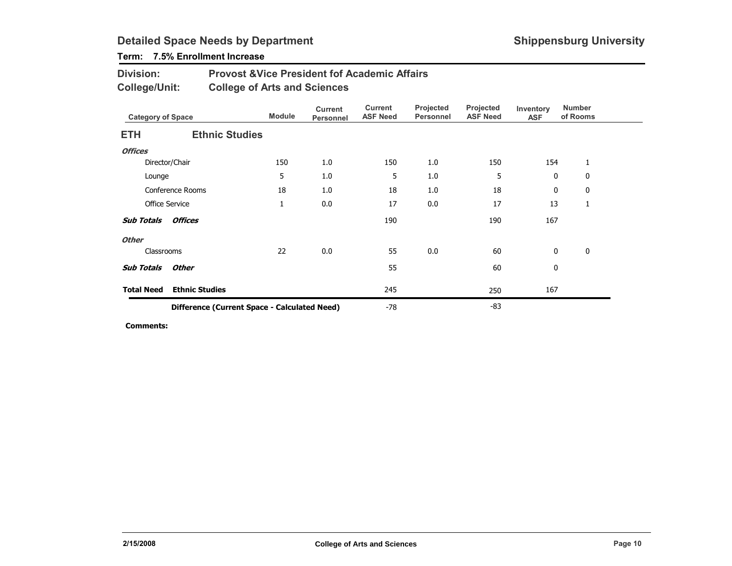## Detailed Space Needs by Department

**Shippensburg University**

**Term: 7.5% Enrollment Increase**

**Division:** Provost &Vice President fof Academic Affairs

**College/Unit:** College of Arts and Sciences

| Category of Space | Module | Current Personnel | Current ASF Need | Projected Personnel | Projected ASF Need | Inventory ASF | Number of Rooms |
|---|---|---|---|---|---|---|---|
| **ETH — Ethnic Studies** | | | | | | | |
| ***Offices*** | | | | | | | |
| Director/Chair | 150 | 1.0 | 150 | 1.0 | 150 | 154 | 1 |
| Lounge | 5 | 1.0 | 5 | 1.0 | 5 | 0 | 0 |
| Conference Rooms | 18 | 1.0 | 18 | 1.0 | 18 | 0 | 0 |
| Office Service | 1 | 0.0 | 17 | 0.0 | 17 | 13 | 1 |
| ***Sub Totals Offices*** | | | 190 | | 190 | 167 | |
| ***Other*** | | | | | | | |
| Classrooms | 22 | 0.0 | 55 | 0.0 | 60 | 0 | 0 |
| ***Sub Totals Other*** | | | 55 | | 60 | 0 | |
| **Total Need Ethnic Studies** | | | 245 | | 250 | 167 | |
| **Difference (Current Space - Calculated Need)** | | | -78 | | -83 | | |

**Comments:**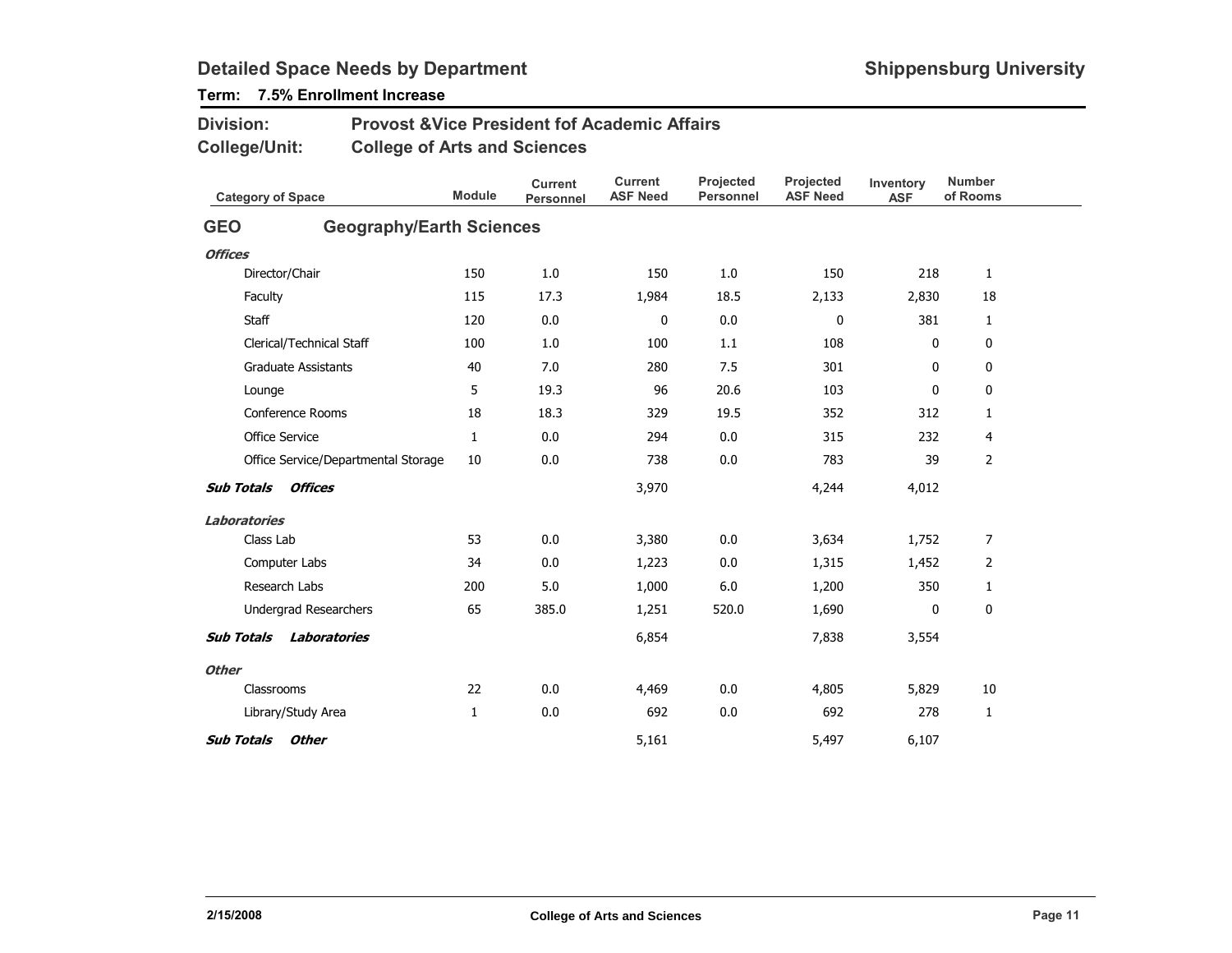## Detailed Space Needs by Department

**Shippensburg University**

**Term: 7.5% Enrollment Increase**

**Division:** Provost &Vice President fof Academic Affairs

**College/Unit:** College of Arts and Sciences

| Category of Space | Module | Current Personnel | Current ASF Need | Projected Personnel | Projected ASF Need | Inventory ASF | Number of Rooms |
|---|---|---|---|---|---|---|---|
| **GEO Geography/Earth Sciences** | | | | | | | |
| ***Offices*** | | | | | | | |
| Director/Chair | 150 | 1.0 | 150 | 1.0 | 150 | 218 | 1 |
| Faculty | 115 | 17.3 | 1,984 | 18.5 | 2,133 | 2,830 | 18 |
| Staff | 120 | 0.0 | 0 | 0.0 | 0 | 381 | 1 |
| Clerical/Technical Staff | 100 | 1.0 | 100 | 1.1 | 108 | 0 | 0 |
| Graduate Assistants | 40 | 7.0 | 280 | 7.5 | 301 | 0 | 0 |
| Lounge | 5 | 19.3 | 96 | 20.6 | 103 | 0 | 0 |
| Conference Rooms | 18 | 18.3 | 329 | 19.5 | 352 | 312 | 1 |
| Office Service | 1 | 0.0 | 294 | 0.0 | 315 | 232 | 4 |
| Office Service/Departmental Storage | 10 | 0.0 | 738 | 0.0 | 783 | 39 | 2 |
| ***Sub Totals Offices*** | | | 3,970 | | 4,244 | 4,012 | |
| ***Laboratories*** | | | | | | | |
| Class Lab | 53 | 0.0 | 3,380 | 0.0 | 3,634 | 1,752 | 7 |
| Computer Labs | 34 | 0.0 | 1,223 | 0.0 | 1,315 | 1,452 | 2 |
| Research Labs | 200 | 5.0 | 1,000 | 6.0 | 1,200 | 350 | 1 |
| Undergrad Researchers | 65 | 385.0 | 1,251 | 520.0 | 1,690 | 0 | 0 |
| ***Sub Totals Laboratories*** | | | 6,854 | | 7,838 | 3,554 | |
| ***Other*** | | | | | | | |
| Classrooms | 22 | 0.0 | 4,469 | 0.0 | 4,805 | 5,829 | 10 |
| Library/Study Area | 1 | 0.0 | 692 | 0.0 | 692 | 278 | 1 |
| ***Sub Totals Other*** | | | 5,161 | | 5,497 | 6,107 | |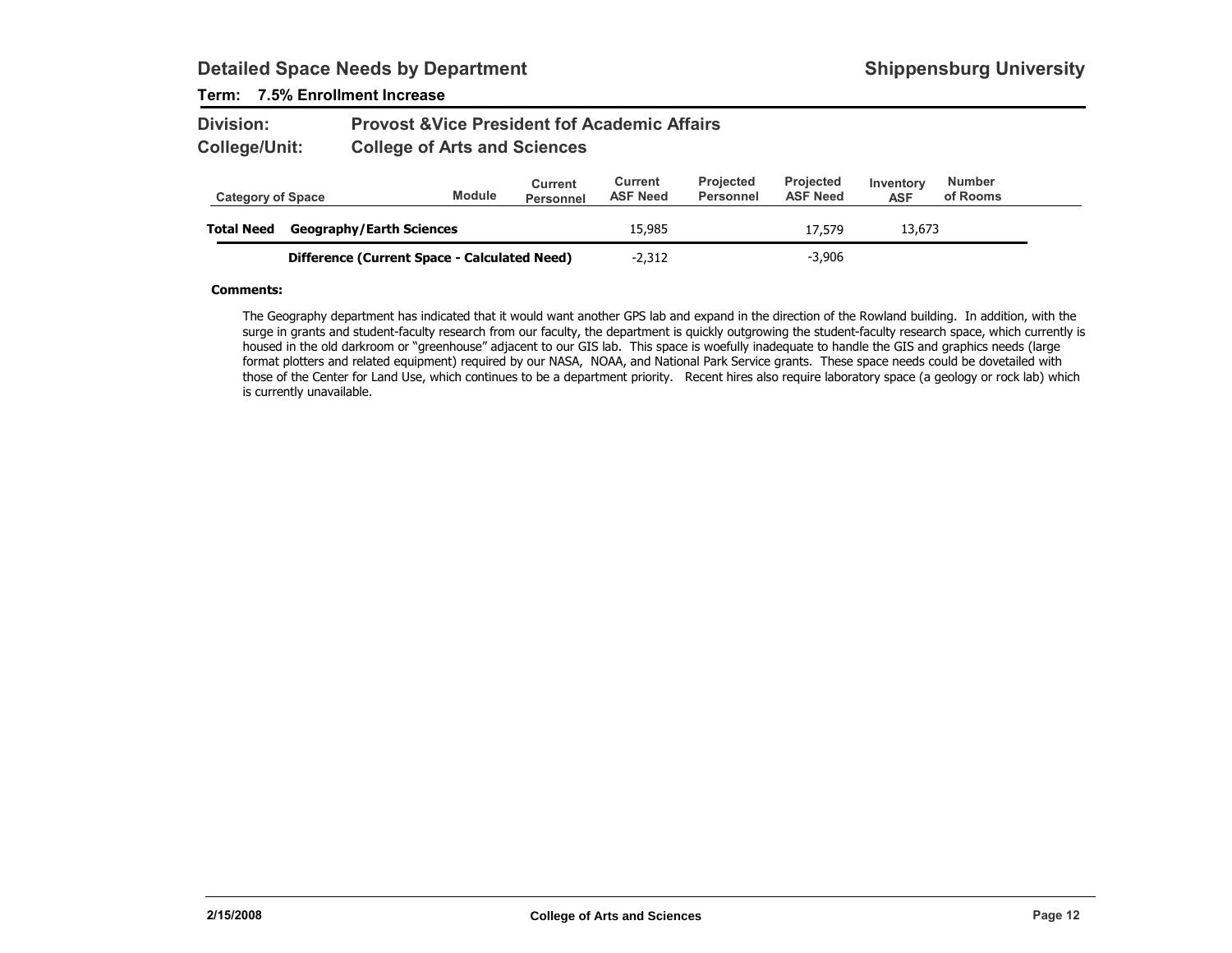## Detailed Space Needs by Department

**Shippensburg University**

**Term: 7.5% Enrollment Increase**

**Division:** Provost &Vice President fof Academic Affairs

**College/Unit:** College of Arts and Sciences

| Category of Space | | Module | Current Personnel | Current ASF Need | Projected Personnel | Projected ASF Need | Inventory ASF | Number of Rooms |
|---|---|---|---|---|---|---|---|---|
| **Total Need** | **Geography/Earth Sciences** | | | 15,985 | | 17,579 | 13,673 | |
| | **Difference (Current Space - Calculated Need)** | | | -2,312 | | -3,906 | | |

**Comments:**

The Geography department has indicated that it would want another GPS lab and expand in the direction of the Rowland building. In addition, with the surge in grants and student-faculty research from our faculty, the department is quickly outgrowing the student-faculty research space, which currently is housed in the old darkroom or "greenhouse" adjacent to our GIS lab. This space is woefully inadequate to handle the GIS and graphics needs (large format plotters and related equipment) required by our NASA, NOAA, and National Park Service grants. These space needs could be dovetailed with those of the Center for Land Use, which continues to be a department priority. Recent hires also require laboratory space (a geology or rock lab) which is currently unavailable.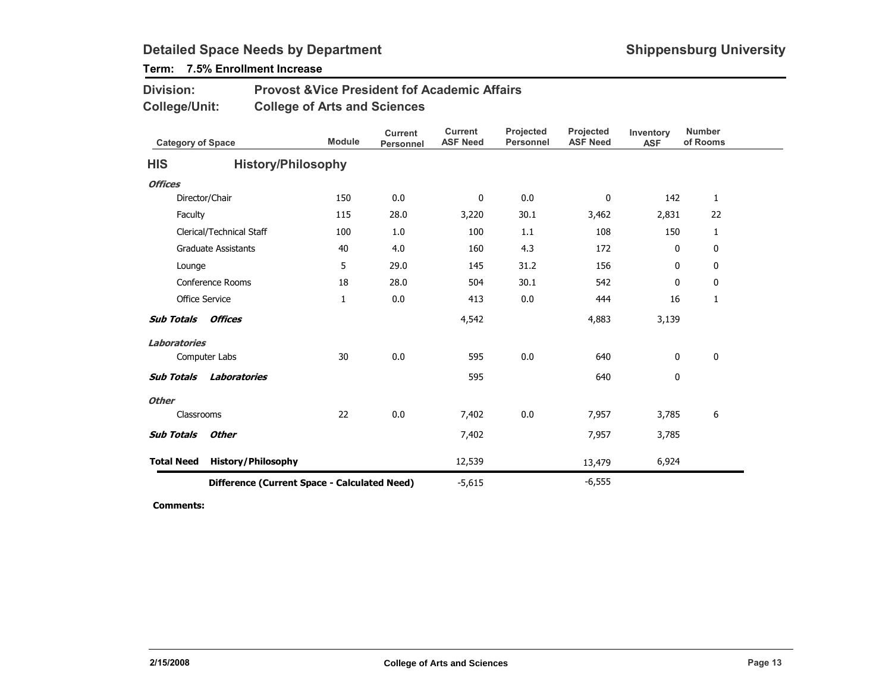## Detailed Space Needs by Department

**Shippensburg University**

**Term: 7.5% Enrollment Increase**

**Division:** Provost &Vice President fof Academic Affairs

**College/Unit:** College of Arts and Sciences

| Category of Space | Module | Current Personnel | Current ASF Need | Projected Personnel | Projected ASF Need | Inventory ASF | Number of Rooms |
|---|---|---|---|---|---|---|---|
| **HIS** **History/Philosophy** | | | | | | | |
| ***Offices*** | | | | | | | |
| Director/Chair | 150 | 0.0 | 0 | 0.0 | 0 | 142 | 1 |
| Faculty | 115 | 28.0 | 3,220 | 30.1 | 3,462 | 2,831 | 22 |
| Clerical/Technical Staff | 100 | 1.0 | 100 | 1.1 | 108 | 150 | 1 |
| Graduate Assistants | 40 | 4.0 | 160 | 4.3 | 172 | 0 | 0 |
| Lounge | 5 | 29.0 | 145 | 31.2 | 156 | 0 | 0 |
| Conference Rooms | 18 | 28.0 | 504 | 30.1 | 542 | 0 | 0 |
| Office Service | 1 | 0.0 | 413 | 0.0 | 444 | 16 | 1 |
| ***Sub Totals Offices*** | | | 4,542 | | 4,883 | 3,139 | |
| ***Laboratories*** | | | | | | | |
| Computer Labs | 30 | 0.0 | 595 | 0.0 | 640 | 0 | 0 |
| ***Sub Totals Laboratories*** | | | 595 | | 640 | 0 | |
| ***Other*** | | | | | | | |
| Classrooms | 22 | 0.0 | 7,402 | 0.0 | 7,957 | 3,785 | 6 |
| ***Sub Totals Other*** | | | 7,402 | | 7,957 | 3,785 | |
| **Total Need History/Philosophy** | | | 12,539 | | 13,479 | 6,924 | |
| **Difference (Current Space - Calculated Need)** | | | -5,615 | | -6,555 | | |

**Comments:**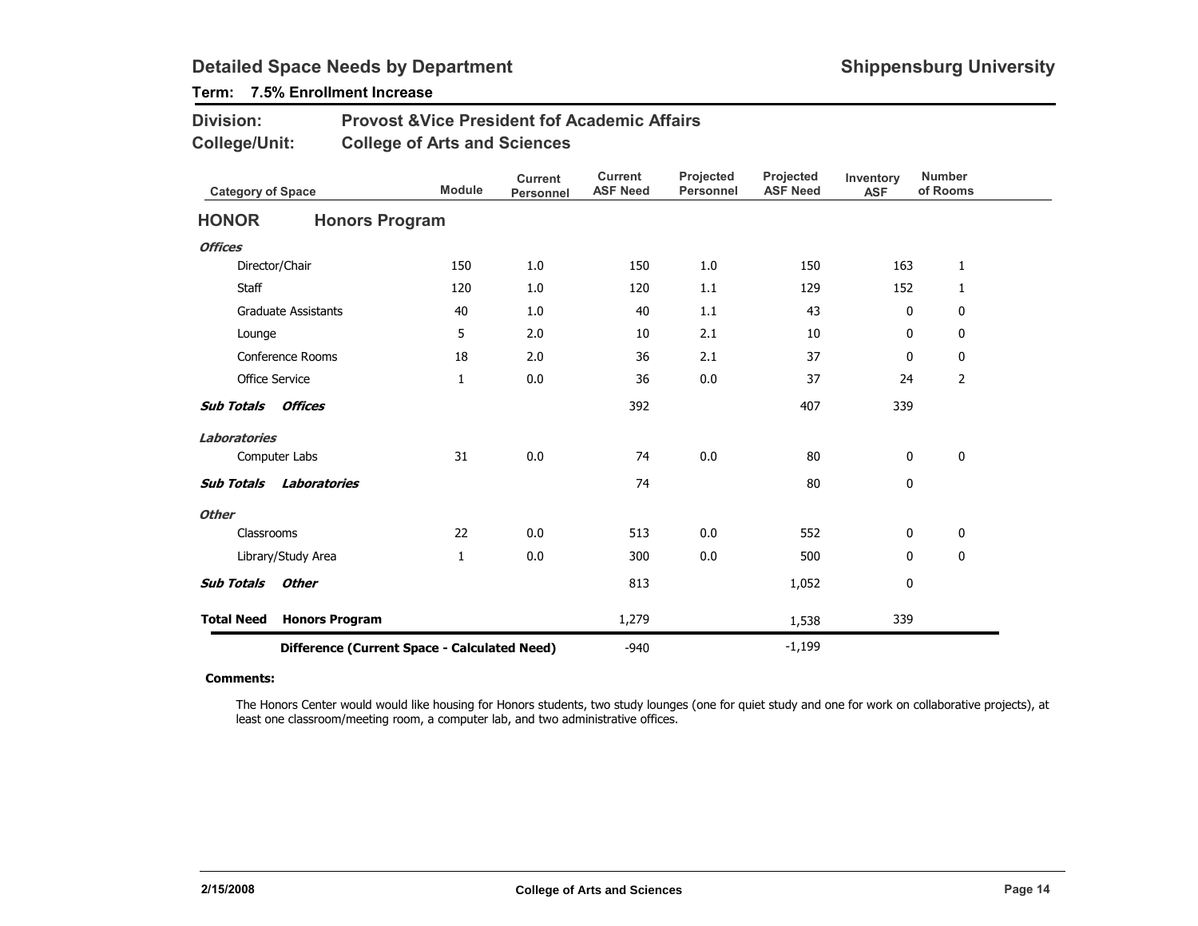# Detailed Space Needs by Department

**Shippensburg University**

**Term: 7.5% Enrollment Increase**

**Division:** Provost &Vice President fof Academic Affairs

**College/Unit:** College of Arts and Sciences

| Category of Space | Module | Current Personnel | Current ASF Need | Projected Personnel | Projected ASF Need | Inventory ASF | Number of Rooms |
|---|---|---|---|---|---|---|---|
| **HONOR Honors Program** | | | | | | | |
| ***Offices*** | | | | | | | |
| Director/Chair | 150 | 1.0 | 150 | 1.0 | 150 | 163 | 1 |
| Staff | 120 | 1.0 | 120 | 1.1 | 129 | 152 | 1 |
| Graduate Assistants | 40 | 1.0 | 40 | 1.1 | 43 | 0 | 0 |
| Lounge | 5 | 2.0 | 10 | 2.1 | 10 | 0 | 0 |
| Conference Rooms | 18 | 2.0 | 36 | 2.1 | 37 | 0 | 0 |
| Office Service | 1 | 0.0 | 36 | 0.0 | 37 | 24 | 2 |
| ***Sub Totals Offices*** | | | 392 | | 407 | 339 | |
| ***Laboratories*** | | | | | | | |
| Computer Labs | 31 | 0.0 | 74 | 0.0 | 80 | 0 | 0 |
| ***Sub Totals Laboratories*** | | | 74 | | 80 | 0 | |
| ***Other*** | | | | | | | |
| Classrooms | 22 | 0.0 | 513 | 0.0 | 552 | 0 | 0 |
| Library/Study Area | 1 | 0.0 | 300 | 0.0 | 500 | 0 | 0 |
| ***Sub Totals Other*** | | | 813 | | 1,052 | 0 | |
| **Total Need Honors Program** | | | 1,279 | | 1,538 | 339 | |
| **Difference (Current Space - Calculated Need)** | | | -940 | | -1,199 | | |

**Comments:**

The Honors Center would would like housing for Honors students, two study lounges (one for quiet study and one for work on collaborative projects), at least one classroom/meeting room, a computer lab, and two administrative offices.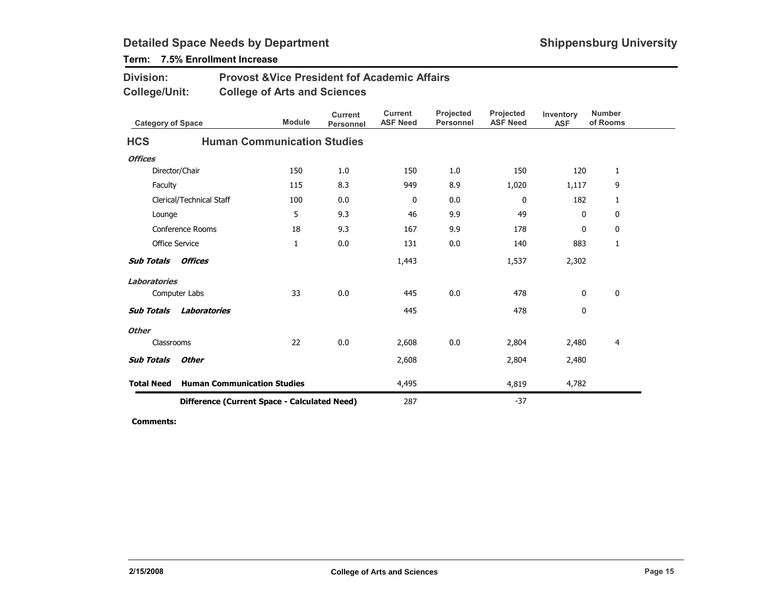## Detailed Space Needs by Department

**Shippensburg University**

**Term: 7.5% Enrollment Increase**

**Division:** Provost &Vice President fof Academic Affairs

**College/Unit:** College of Arts and Sciences

| Category of Space | Module | Current Personnel | Current ASF Need | Projected Personnel | Projected ASF Need | Inventory ASF | Number of Rooms |
|---|---|---|---|---|---|---|---|
| **HCS — Human Communication Studies** | | | | | | | |
| ***Offices*** | | | | | | | |
| Director/Chair | 150 | 1.0 | 150 | 1.0 | 150 | 120 | 1 |
| Faculty | 115 | 8.3 | 949 | 8.9 | 1,020 | 1,117 | 9 |
| Clerical/Technical Staff | 100 | 0.0 | 0 | 0.0 | 0 | 182 | 1 |
| Lounge | 5 | 9.3 | 46 | 9.9 | 49 | 0 | 0 |
| Conference Rooms | 18 | 9.3 | 167 | 9.9 | 178 | 0 | 0 |
| Office Service | 1 | 0.0 | 131 | 0.0 | 140 | 883 | 1 |
| ***Sub Totals Offices*** | | | 1,443 | | 1,537 | 2,302 | |
| ***Laboratories*** | | | | | | | |
| Computer Labs | 33 | 0.0 | 445 | 0.0 | 478 | 0 | 0 |
| ***Sub Totals Laboratories*** | | | 445 | | 478 | 0 | |
| ***Other*** | | | | | | | |
| Classrooms | 22 | 0.0 | 2,608 | 0.0 | 2,804 | 2,480 | 4 |
| ***Sub Totals Other*** | | | 2,608 | | 2,804 | 2,480 | |
| **Total Need Human Communication Studies** | | | 4,495 | | 4,819 | 4,782 | |
| **Difference (Current Space - Calculated Need)** | | | 287 | | -37 | | |

**Comments:**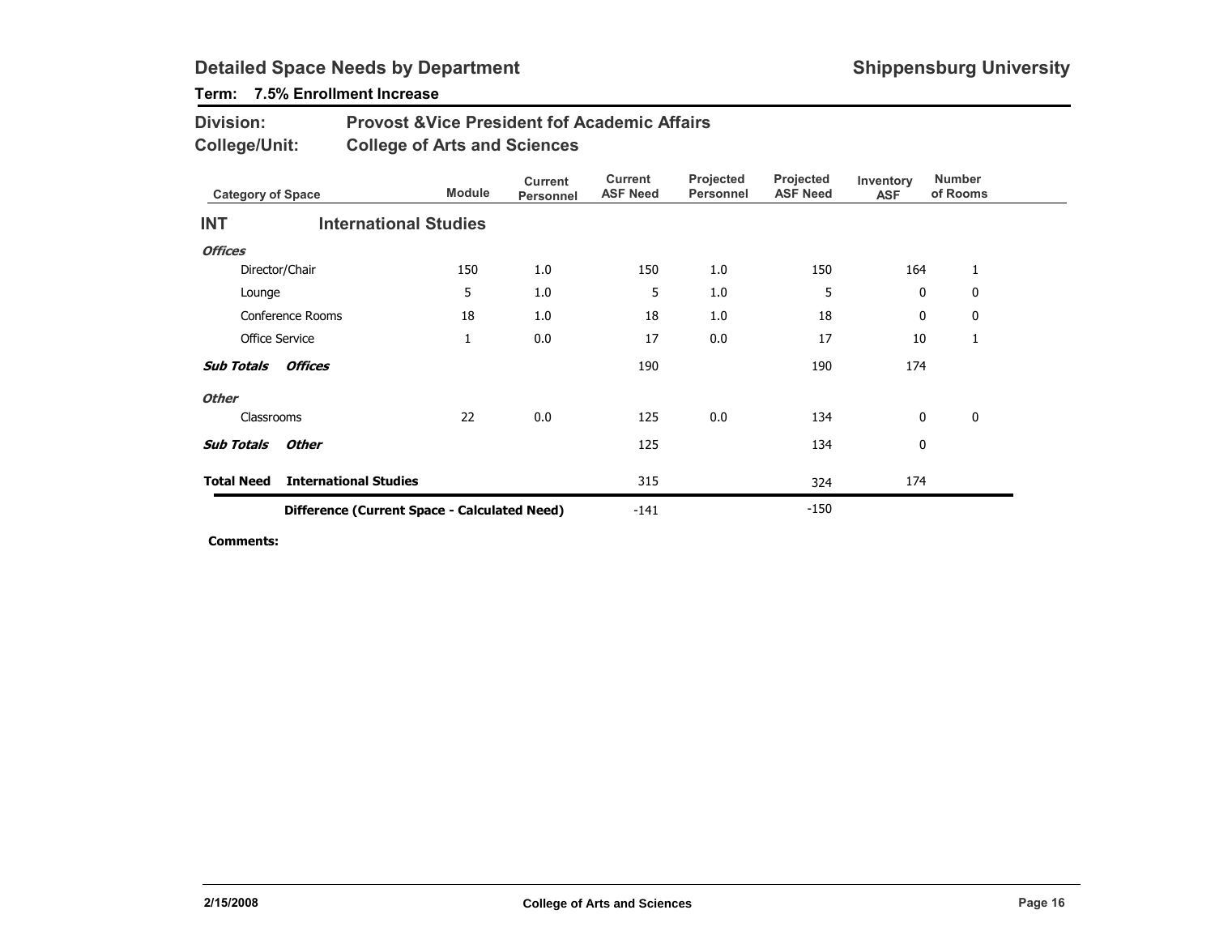# Detailed Space Needs by Department

**Shippensburg University**

**Term: 7.5% Enrollment Increase**

**Division:** Provost &Vice President fof Academic Affairs

**College/Unit:** College of Arts and Sciences

| Category of Space | Module | Current Personnel | Current ASF Need | Projected Personnel | Projected ASF Need | Inventory ASF | Number of Rooms |
|---|---|---|---|---|---|---|---|
| **INT International Studies** | | | | | | | |
| ***Offices*** | | | | | | | |
| Director/Chair | 150 | 1.0 | 150 | 1.0 | 150 | 164 | 1 |
| Lounge | 5 | 1.0 | 5 | 1.0 | 5 | 0 | 0 |
| Conference Rooms | 18 | 1.0 | 18 | 1.0 | 18 | 0 | 0 |
| Office Service | 1 | 0.0 | 17 | 0.0 | 17 | 10 | 1 |
| ***Sub Totals Offices*** | | | 190 | | 190 | 174 | |
| ***Other*** | | | | | | | |
| Classrooms | 22 | 0.0 | 125 | 0.0 | 134 | 0 | 0 |
| ***Sub Totals Other*** | | | 125 | | 134 | 0 | |
| **Total Need International Studies** | | | 315 | | 324 | 174 | |
| **Difference (Current Space - Calculated Need)** | | | -141 | | -150 | | |

**Comments:**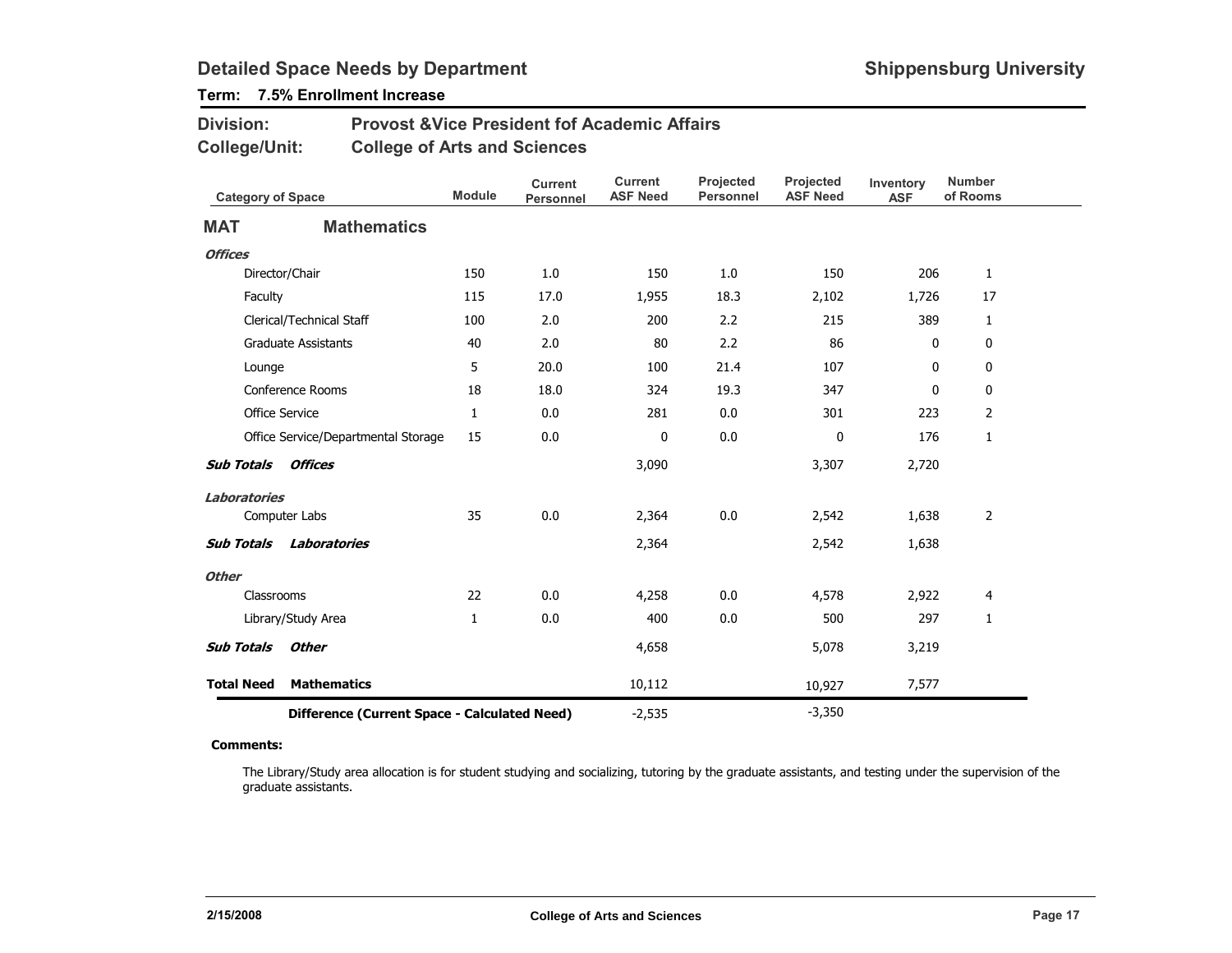# Detailed Space Needs by Department

**Shippensburg University**

**Term: 7.5% Enrollment Increase**

**Division:** Provost &Vice President fof Academic Affairs

**College/Unit:** College of Arts and Sciences

| Category of Space | Module | Current Personnel | Current ASF Need | Projected Personnel | Projected ASF Need | Inventory ASF | Number of Rooms |
|---|---|---|---|---|---|---|---|
| **MAT Mathematics** | | | | | | | |
| ***Offices*** | | | | | | | |
| Director/Chair | 150 | 1.0 | 150 | 1.0 | 150 | 206 | 1 |
| Faculty | 115 | 17.0 | 1,955 | 18.3 | 2,102 | 1,726 | 17 |
| Clerical/Technical Staff | 100 | 2.0 | 200 | 2.2 | 215 | 389 | 1 |
| Graduate Assistants | 40 | 2.0 | 80 | 2.2 | 86 | 0 | 0 |
| Lounge | 5 | 20.0 | 100 | 21.4 | 107 | 0 | 0 |
| Conference Rooms | 18 | 18.0 | 324 | 19.3 | 347 | 0 | 0 |
| Office Service | 1 | 0.0 | 281 | 0.0 | 301 | 223 | 2 |
| Office Service/Departmental Storage | 15 | 0.0 | 0 | 0.0 | 0 | 176 | 1 |
| ***Sub Totals Offices*** | | | 3,090 | | 3,307 | 2,720 | |
| ***Laboratories*** | | | | | | | |
| Computer Labs | 35 | 0.0 | 2,364 | 0.0 | 2,542 | 1,638 | 2 |
| ***Sub Totals Laboratories*** | | | 2,364 | | 2,542 | 1,638 | |
| ***Other*** | | | | | | | |
| Classrooms | 22 | 0.0 | 4,258 | 0.0 | 4,578 | 2,922 | 4 |
| Library/Study Area | 1 | 0.0 | 400 | 0.0 | 500 | 297 | 1 |
| ***Sub Totals Other*** | | | 4,658 | | 5,078 | 3,219 | |
| **Total Need Mathematics** | | | 10,112 | | 10,927 | 7,577 | |
| **Difference (Current Space - Calculated Need)** | | | -2,535 | | -3,350 | | |

**Comments:**

The Library/Study area allocation is for student studying and socializing, tutoring by the graduate assistants, and testing under the supervision of the graduate assistants.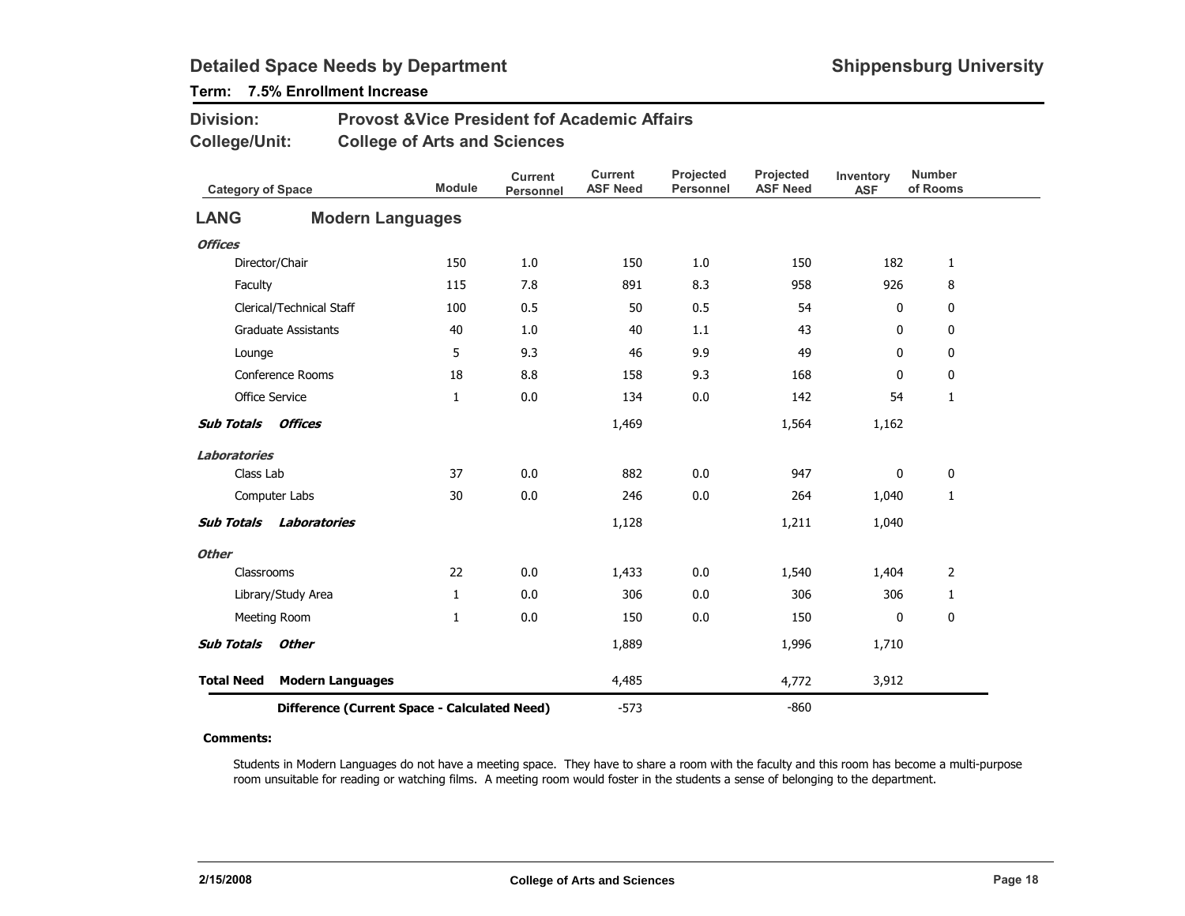## Detailed Space Needs by Department

**Shippensburg University**

**Term: 7.5% Enrollment Increase**

**Division:** Provost &Vice President fof Academic Affairs

**College/Unit:** College of Arts and Sciences

| Category of Space | Module | Current Personnel | Current ASF Need | Projected Personnel | Projected ASF Need | Inventory ASF | Number of Rooms |
|---|---|---|---|---|---|---|---|
| **LANG** **Modern Languages** | | | | | | | |
| ***Offices*** | | | | | | | |
| Director/Chair | 150 | 1.0 | 150 | 1.0 | 150 | 182 | 1 |
| Faculty | 115 | 7.8 | 891 | 8.3 | 958 | 926 | 8 |
| Clerical/Technical Staff | 100 | 0.5 | 50 | 0.5 | 54 | 0 | 0 |
| Graduate Assistants | 40 | 1.0 | 40 | 1.1 | 43 | 0 | 0 |
| Lounge | 5 | 9.3 | 46 | 9.9 | 49 | 0 | 0 |
| Conference Rooms | 18 | 8.8 | 158 | 9.3 | 168 | 0 | 0 |
| Office Service | 1 | 0.0 | 134 | 0.0 | 142 | 54 | 1 |
| ***Sub Totals Offices*** | | | 1,469 | | 1,564 | 1,162 | |
| ***Laboratories*** | | | | | | | |
| Class Lab | 37 | 0.0 | 882 | 0.0 | 947 | 0 | 0 |
| Computer Labs | 30 | 0.0 | 246 | 0.0 | 264 | 1,040 | 1 |
| ***Sub Totals Laboratories*** | | | 1,128 | | 1,211 | 1,040 | |
| ***Other*** | | | | | | | |
| Classrooms | 22 | 0.0 | 1,433 | 0.0 | 1,540 | 1,404 | 2 |
| Library/Study Area | 1 | 0.0 | 306 | 0.0 | 306 | 306 | 1 |
| Meeting Room | 1 | 0.0 | 150 | 0.0 | 150 | 0 | 0 |
| ***Sub Totals Other*** | | | 1,889 | | 1,996 | 1,710 | |
| **Total Need Modern Languages** | | | 4,485 | | 4,772 | 3,912 | |
| **Difference (Current Space - Calculated Need)** | | | -573 | | -860 | | |

**Comments:**

Students in Modern Languages do not have a meeting space. They have to share a room with the faculty and this room has become a multi-purpose room unsuitable for reading or watching films. A meeting room would foster in the students a sense of belonging to the department.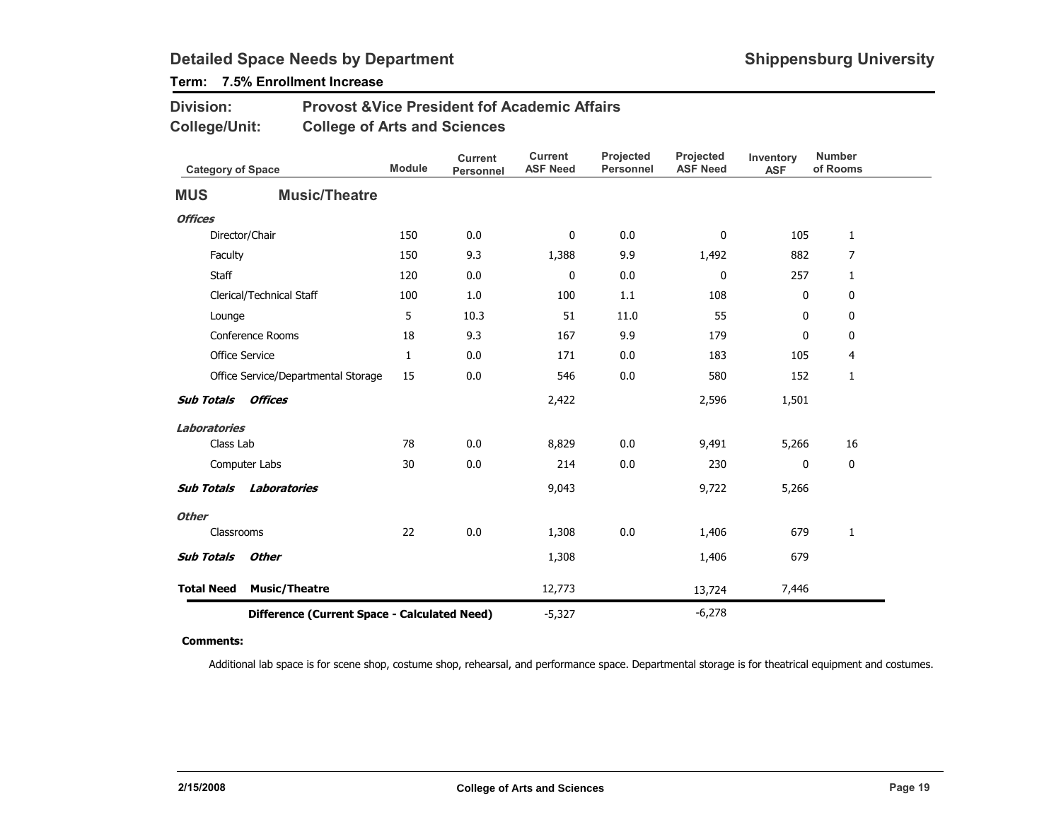# Detailed Space Needs by Department

**Shippensburg University**

**Term: 7.5% Enrollment Increase**

**Division:** Provost &Vice President fof Academic Affairs

**College/Unit:** College of Arts and Sciences

| Category of Space | Module | Current Personnel | Current ASF Need | Projected Personnel | Projected ASF Need | Inventory ASF | Number of Rooms |
|---|---|---|---|---|---|---|---|
| **MUS — Music/Theatre** | | | | | | | |
| ***Offices*** | | | | | | | |
| Director/Chair | 150 | 0.0 | 0 | 0.0 | 0 | 105 | 1 |
| Faculty | 150 | 9.3 | 1,388 | 9.9 | 1,492 | 882 | 7 |
| Staff | 120 | 0.0 | 0 | 0.0 | 0 | 257 | 1 |
| Clerical/Technical Staff | 100 | 1.0 | 100 | 1.1 | 108 | 0 | 0 |
| Lounge | 5 | 10.3 | 51 | 11.0 | 55 | 0 | 0 |
| Conference Rooms | 18 | 9.3 | 167 | 9.9 | 179 | 0 | 0 |
| Office Service | 1 | 0.0 | 171 | 0.0 | 183 | 105 | 4 |
| Office Service/Departmental Storage | 15 | 0.0 | 546 | 0.0 | 580 | 152 | 1 |
| ***Sub Totals Offices*** | | | 2,422 | | 2,596 | 1,501 | |
| ***Laboratories*** | | | | | | | |
| Class Lab | 78 | 0.0 | 8,829 | 0.0 | 9,491 | 5,266 | 16 |
| Computer Labs | 30 | 0.0 | 214 | 0.0 | 230 | 0 | 0 |
| ***Sub Totals Laboratories*** | | | 9,043 | | 9,722 | 5,266 | |
| ***Other*** | | | | | | | |
| Classrooms | 22 | 0.0 | 1,308 | 0.0 | 1,406 | 679 | 1 |
| ***Sub Totals Other*** | | | 1,308 | | 1,406 | 679 | |
| **Total Need Music/Theatre** | | | 12,773 | | 13,724 | 7,446 | |
| **Difference (Current Space - Calculated Need)** | | | -5,327 | | -6,278 | | |

**Comments:**

Additional lab space is for scene shop, costume shop, rehearsal, and performance space. Departmental storage is for theatrical equipment and costumes.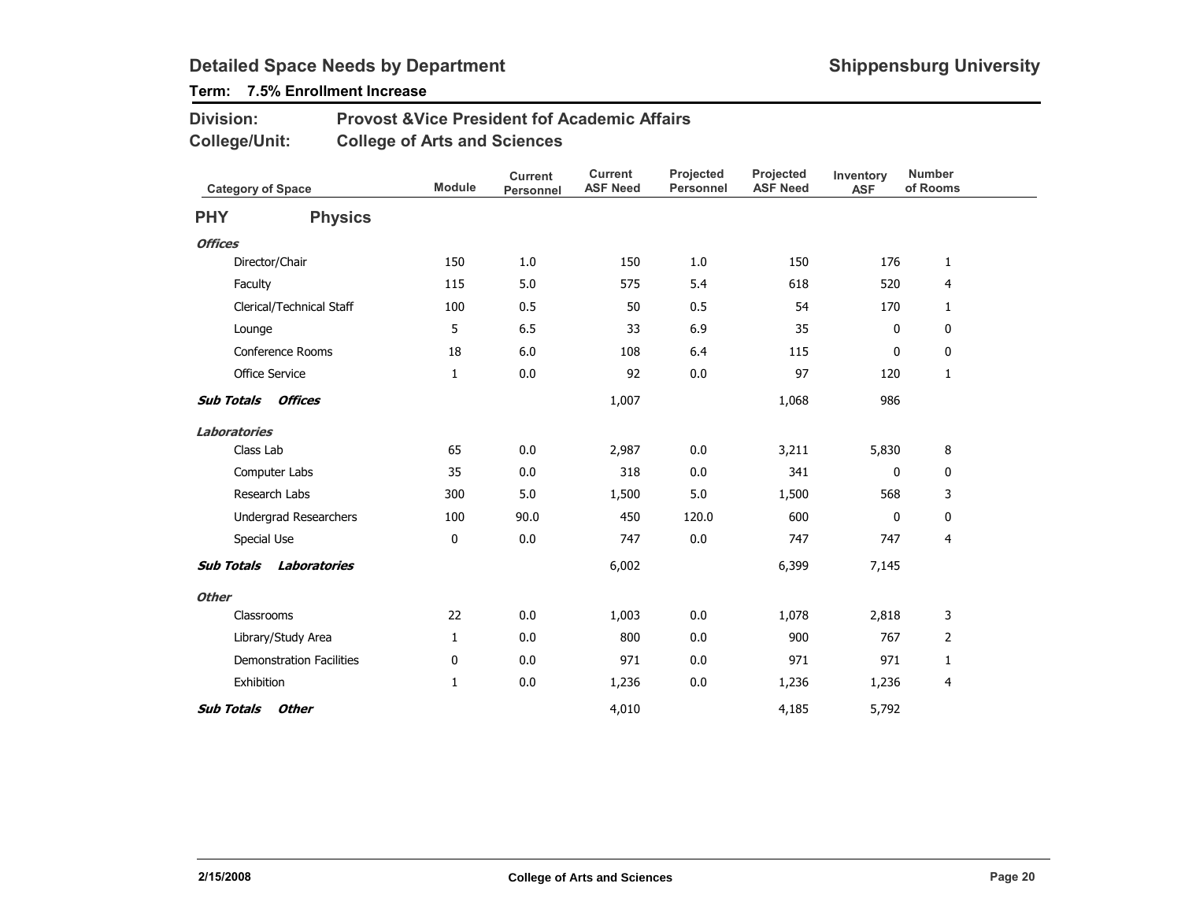# Detailed Space Needs by Department

**Shippensburg University**

**Term: 7.5% Enrollment Increase**

**Division:** Provost &Vice President fof Academic Affairs

**College/Unit:** College of Arts and Sciences

| Category of Space | Module | Current Personnel | Current ASF Need | Projected Personnel | Projected ASF Need | Inventory ASF | Number of Rooms |
|---|---|---|---|---|---|---|---|
| **PHY Physics** | | | | | | | |
| ***Offices*** | | | | | | | |
| Director/Chair | 150 | 1.0 | 150 | 1.0 | 150 | 176 | 1 |
| Faculty | 115 | 5.0 | 575 | 5.4 | 618 | 520 | 4 |
| Clerical/Technical Staff | 100 | 0.5 | 50 | 0.5 | 54 | 170 | 1 |
| Lounge | 5 | 6.5 | 33 | 6.9 | 35 | 0 | 0 |
| Conference Rooms | 18 | 6.0 | 108 | 6.4 | 115 | 0 | 0 |
| Office Service | 1 | 0.0 | 92 | 0.0 | 97 | 120 | 1 |
| ***Sub Totals Offices*** | | | 1,007 | | 1,068 | 986 | |
| ***Laboratories*** | | | | | | | |
| Class Lab | 65 | 0.0 | 2,987 | 0.0 | 3,211 | 5,830 | 8 |
| Computer Labs | 35 | 0.0 | 318 | 0.0 | 341 | 0 | 0 |
| Research Labs | 300 | 5.0 | 1,500 | 5.0 | 1,500 | 568 | 3 |
| Undergrad Researchers | 100 | 90.0 | 450 | 120.0 | 600 | 0 | 0 |
| Special Use | 0 | 0.0 | 747 | 0.0 | 747 | 747 | 4 |
| ***Sub Totals Laboratories*** | | | 6,002 | | 6,399 | 7,145 | |
| ***Other*** | | | | | | | |
| Classrooms | 22 | 0.0 | 1,003 | 0.0 | 1,078 | 2,818 | 3 |
| Library/Study Area | 1 | 0.0 | 800 | 0.0 | 900 | 767 | 2 |
| Demonstration Facilities | 0 | 0.0 | 971 | 0.0 | 971 | 971 | 1 |
| Exhibition | 1 | 0.0 | 1,236 | 0.0 | 1,236 | 1,236 | 4 |
| ***Sub Totals Other*** | | | 4,010 | | 4,185 | 5,792 | |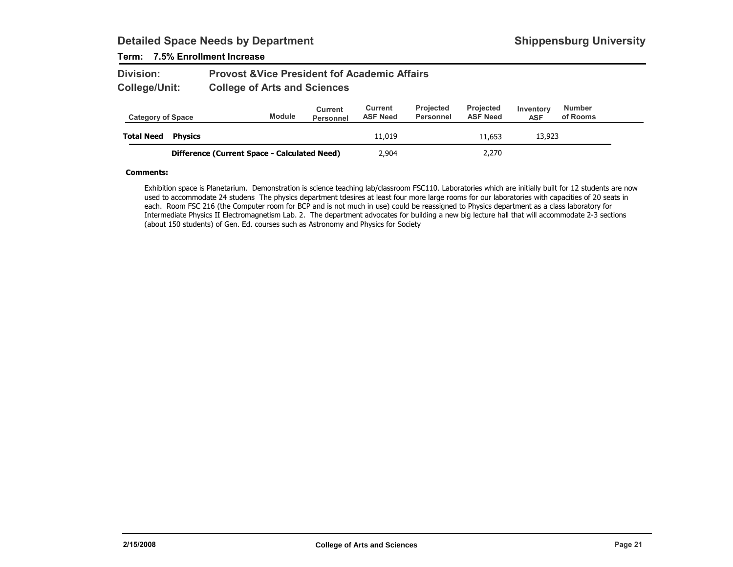# Detailed Space Needs by Department

**Shippensburg University**

**Term: 7.5% Enrollment Increase**

**Division:** Provost &Vice President fof Academic Affairs

**College/Unit:** College of Arts and Sciences

| Category of Space | | Module | Current Personnel | Current ASF Need | Projected Personnel | Projected ASF Need | Inventory ASF | Number of Rooms |
|---|---|---|---|---|---|---|---|---|
| **Total Need** | **Physics** | | | 11,019 | | 11,653 | 13,923 | |
| | **Difference (Current Space - Calculated Need)** | | | 2,904 | | 2,270 | | |

**Comments:**

Exhibition space is Planetarium. Demonstration is science teaching lab/classroom FSC110. Laboratories which are initially built for 12 students are now used to accommodate 24 studens The physics department tdesires at least four more large rooms for our laboratories with capacities of 20 seats in each. Room FSC 216 (the Computer room for BCP and is not much in use) could be reassigned to Physics department as a class laboratory for Intermediate Physics II Electromagnetism Lab. 2. The department advocates for building a new big lecture hall that will accommodate 2-3 sections (about 150 students) of Gen. Ed. courses such as Astronomy and Physics for Society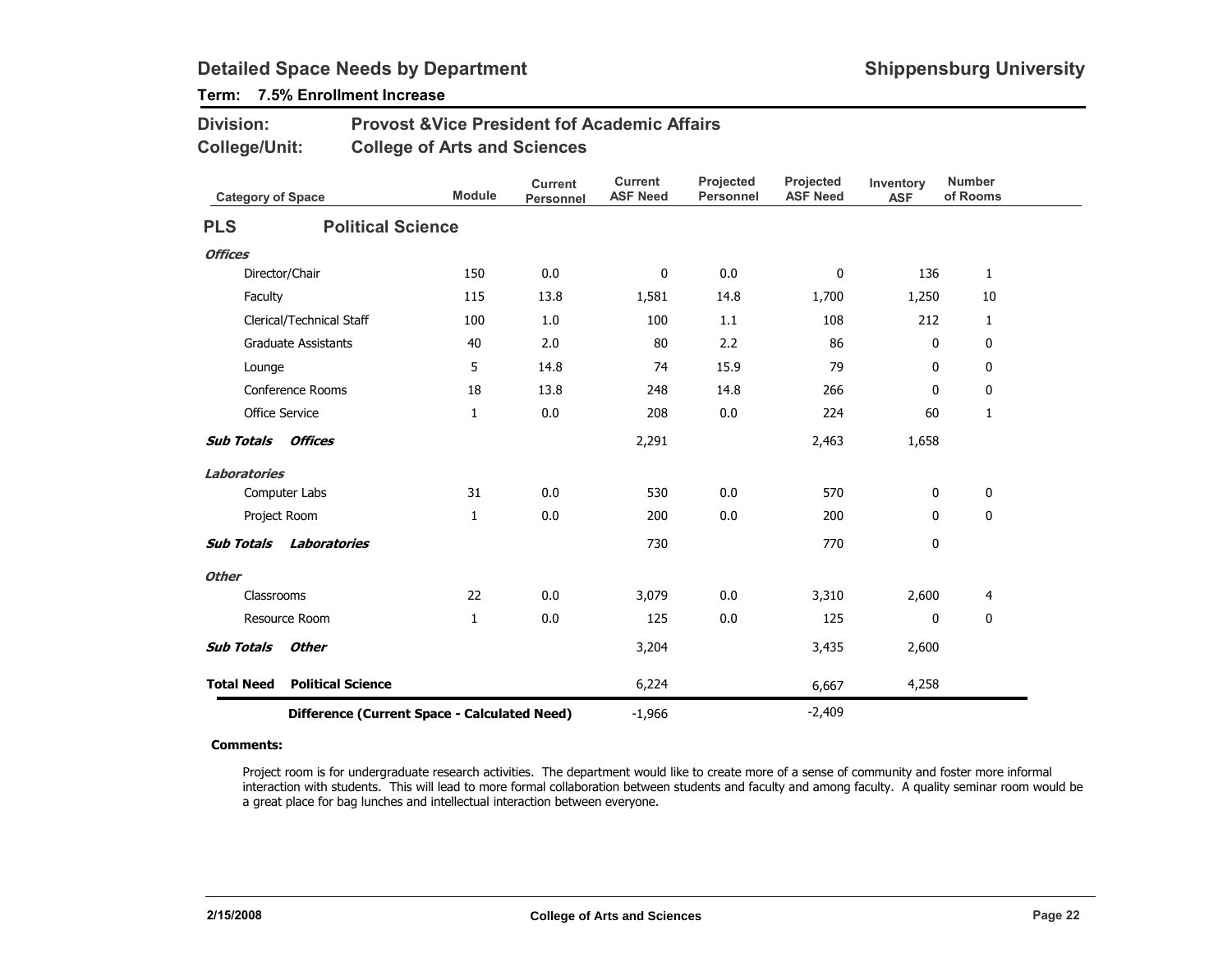# Detailed Space Needs by Department

**Shippensburg University**

**Term: 7.5% Enrollment Increase**

**Division:** Provost &Vice President fof Academic Affairs

**College/Unit:** College of Arts and Sciences

| Category of Space | Module | Current Personnel | Current ASF Need | Projected Personnel | Projected ASF Need | Inventory ASF | Number of Rooms |
|---|---|---|---|---|---|---|---|
| **PLS Political Science** | | | | | | | |
| ***Offices*** | | | | | | | |
| Director/Chair | 150 | 0.0 | 0 | 0.0 | 0 | 136 | 1 |
| Faculty | 115 | 13.8 | 1,581 | 14.8 | 1,700 | 1,250 | 10 |
| Clerical/Technical Staff | 100 | 1.0 | 100 | 1.1 | 108 | 212 | 1 |
| Graduate Assistants | 40 | 2.0 | 80 | 2.2 | 86 | 0 | 0 |
| Lounge | 5 | 14.8 | 74 | 15.9 | 79 | 0 | 0 |
| Conference Rooms | 18 | 13.8 | 248 | 14.8 | 266 | 0 | 0 |
| Office Service | 1 | 0.0 | 208 | 0.0 | 224 | 60 | 1 |
| ***Sub Totals Offices*** | | | 2,291 | | 2,463 | 1,658 | |
| ***Laboratories*** | | | | | | | |
| Computer Labs | 31 | 0.0 | 530 | 0.0 | 570 | 0 | 0 |
| Project Room | 1 | 0.0 | 200 | 0.0 | 200 | 0 | 0 |
| ***Sub Totals Laboratories*** | | | 730 | | 770 | 0 | |
| ***Other*** | | | | | | | |
| Classrooms | 22 | 0.0 | 3,079 | 0.0 | 3,310 | 2,600 | 4 |
| Resource Room | 1 | 0.0 | 125 | 0.0 | 125 | 0 | 0 |
| ***Sub Totals Other*** | | | 3,204 | | 3,435 | 2,600 | |
| **Total Need Political Science** | | | 6,224 | | 6,667 | 4,258 | |
| **Difference (Current Space - Calculated Need)** | | | -1,966 | | -2,409 | | |

**Comments:**

Project room is for undergraduate research activities. The department would like to create more of a sense of community and foster more informal interaction with students. This will lead to more formal collaboration between students and faculty and among faculty. A quality seminar room would be a great place for bag lunches and intellectual interaction between everyone.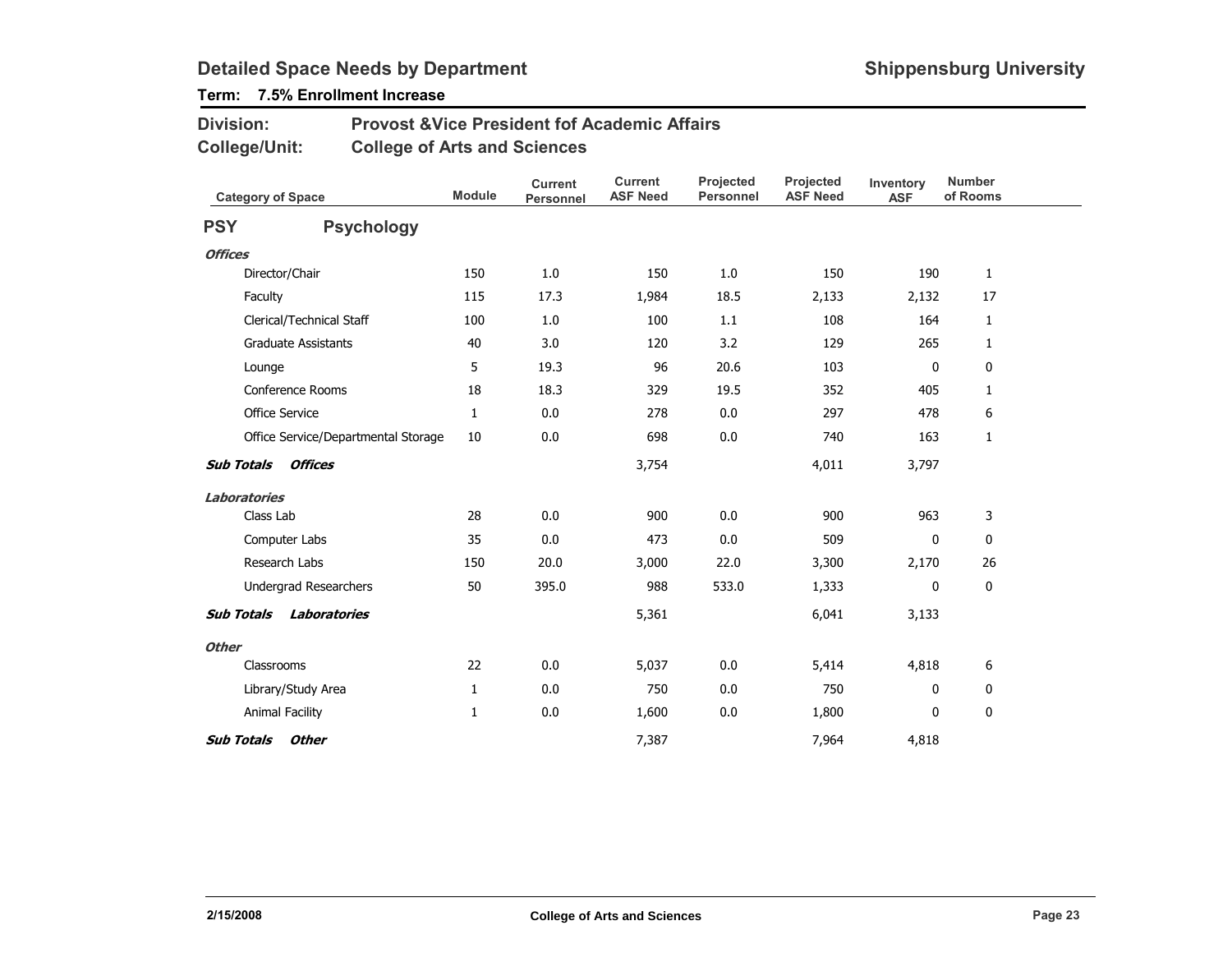# Detailed Space Needs by Department

**Shippensburg University**

**Term: 7.5% Enrollment Increase**

**Division:** Provost &Vice President fof Academic Affairs

**College/Unit:** College of Arts and Sciences

| Category of Space | Module | Current Personnel | Current ASF Need | Projected Personnel | Projected ASF Need | Inventory ASF | Number of Rooms |
|---|---|---|---|---|---|---|---|
| **PSY Psychology** | | | | | | | |
| ***Offices*** | | | | | | | |
| Director/Chair | 150 | 1.0 | 150 | 1.0 | 150 | 190 | 1 |
| Faculty | 115 | 17.3 | 1,984 | 18.5 | 2,133 | 2,132 | 17 |
| Clerical/Technical Staff | 100 | 1.0 | 100 | 1.1 | 108 | 164 | 1 |
| Graduate Assistants | 40 | 3.0 | 120 | 3.2 | 129 | 265 | 1 |
| Lounge | 5 | 19.3 | 96 | 20.6 | 103 | 0 | 0 |
| Conference Rooms | 18 | 18.3 | 329 | 19.5 | 352 | 405 | 1 |
| Office Service | 1 | 0.0 | 278 | 0.0 | 297 | 478 | 6 |
| Office Service/Departmental Storage | 10 | 0.0 | 698 | 0.0 | 740 | 163 | 1 |
| ***Sub Totals Offices*** | | | 3,754 | | 4,011 | 3,797 | |
| ***Laboratories*** | | | | | | | |
| Class Lab | 28 | 0.0 | 900 | 0.0 | 900 | 963 | 3 |
| Computer Labs | 35 | 0.0 | 473 | 0.0 | 509 | 0 | 0 |
| Research Labs | 150 | 20.0 | 3,000 | 22.0 | 3,300 | 2,170 | 26 |
| Undergrad Researchers | 50 | 395.0 | 988 | 533.0 | 1,333 | 0 | 0 |
| ***Sub Totals Laboratories*** | | | 5,361 | | 6,041 | 3,133 | |
| ***Other*** | | | | | | | |
| Classrooms | 22 | 0.0 | 5,037 | 0.0 | 5,414 | 4,818 | 6 |
| Library/Study Area | 1 | 0.0 | 750 | 0.0 | 750 | 0 | 0 |
| Animal Facility | 1 | 0.0 | 1,600 | 0.0 | 1,800 | 0 | 0 |
| ***Sub Totals Other*** | | | 7,387 | | 7,964 | 4,818 | |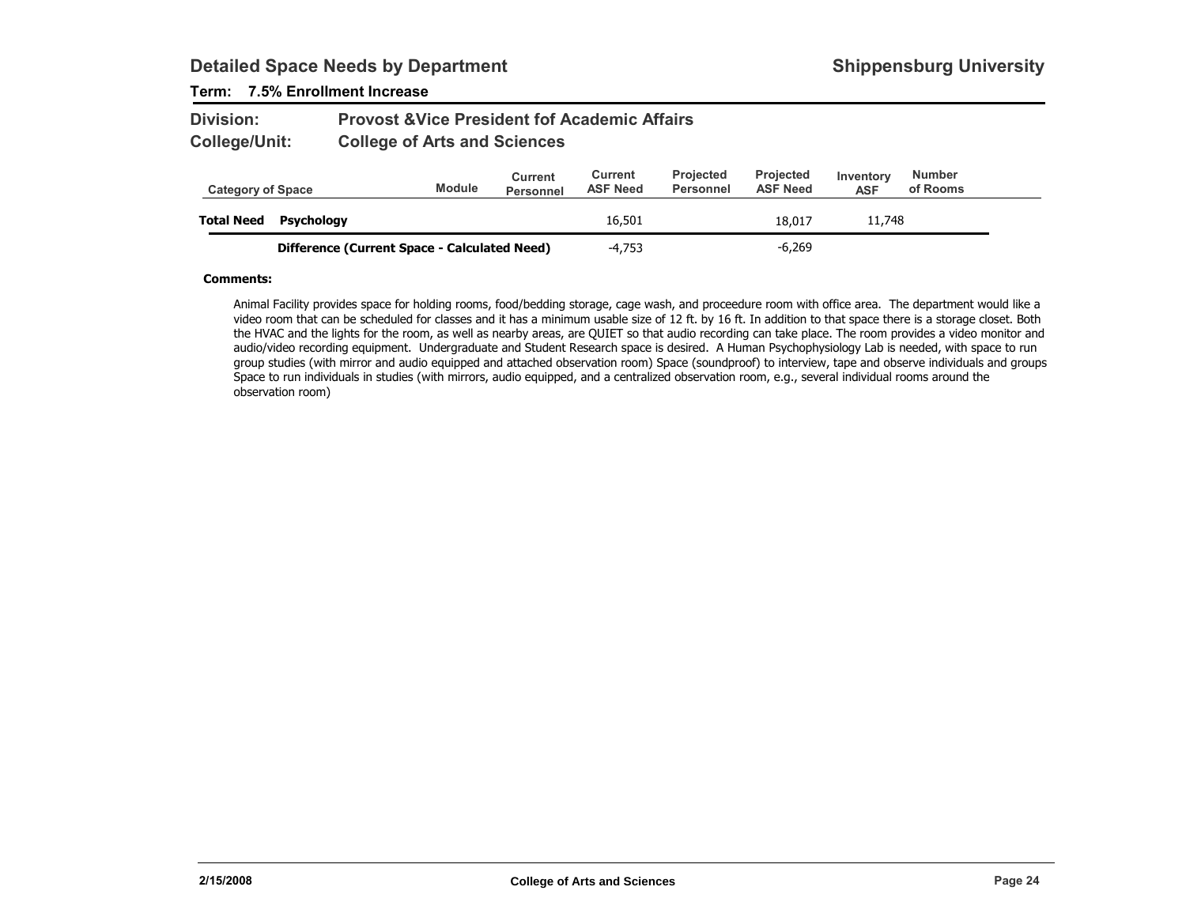## Detailed Space Needs by Department

**Shippensburg University**

**Term: 7.5% Enrollment Increase**

**Division:** Provost &Vice President fof Academic Affairs

**College/Unit:** College of Arts and Sciences

| Category of Space | | Module | Current Personnel | Current ASF Need | Projected Personnel | Projected ASF Need | Inventory ASF | Number of Rooms |
|---|---|---|---|---|---|---|---|---|
| **Total Need** | **Psychology** | | | 16,501 | | 18,017 | 11,748 | |
| | **Difference (Current Space - Calculated Need)** | | | -4,753 | | -6,269 | | |

**Comments:**

Animal Facility provides space for holding rooms, food/bedding storage, cage wash, and proceedure room with office area. The department would like a video room that can be scheduled for classes and it has a minimum usable size of 12 ft. by 16 ft. In addition to that space there is a storage closet. Both the HVAC and the lights for the room, as well as nearby areas, are QUIET so that audio recording can take place. The room provides a video monitor and audio/video recording equipment. Undergraduate and Student Research space is desired. A Human Psychophysiology Lab is needed, with space to run group studies (with mirror and audio equipped and attached observation room) Space (soundproof) to interview, tape and observe individuals and groups Space to run individuals in studies (with mirrors, audio equipped, and a centralized observation room, e.g., several individual rooms around the observation room)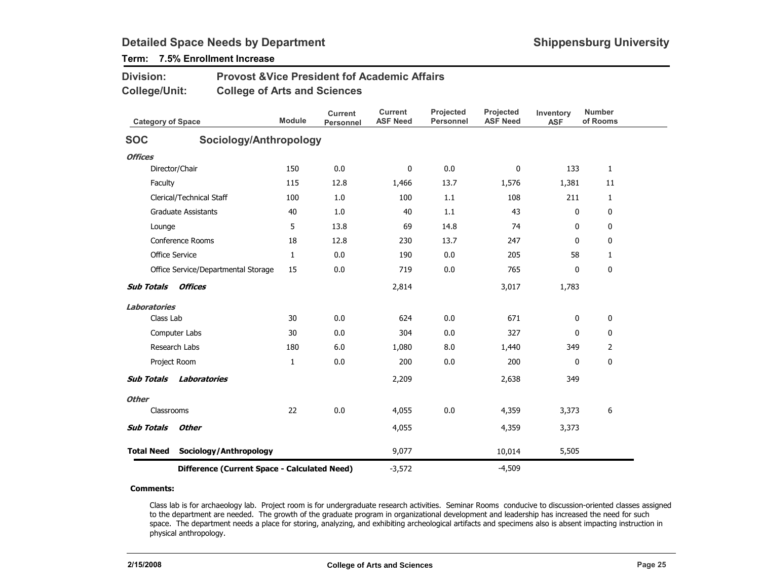## Detailed Space Needs by Department

**Shippensburg University**

**Term: 7.5% Enrollment Increase**

**Division:** Provost &Vice President fof Academic Affairs

**College/Unit:** College of Arts and Sciences

| Category of Space | Module | Current Personnel | Current ASF Need | Projected Personnel | Projected ASF Need | Inventory ASF | Number of Rooms |
|---|---|---|---|---|---|---|---|
| **SOC Sociology/Anthropology** | | | | | | | |
| ***Offices*** | | | | | | | |
| Director/Chair | 150 | 0.0 | 0 | 0.0 | 0 | 133 | 1 |
| Faculty | 115 | 12.8 | 1,466 | 13.7 | 1,576 | 1,381 | 11 |
| Clerical/Technical Staff | 100 | 1.0 | 100 | 1.1 | 108 | 211 | 1 |
| Graduate Assistants | 40 | 1.0 | 40 | 1.1 | 43 | 0 | 0 |
| Lounge | 5 | 13.8 | 69 | 14.8 | 74 | 0 | 0 |
| Conference Rooms | 18 | 12.8 | 230 | 13.7 | 247 | 0 | 0 |
| Office Service | 1 | 0.0 | 190 | 0.0 | 205 | 58 | 1 |
| Office Service/Departmental Storage | 15 | 0.0 | 719 | 0.0 | 765 | 0 | 0 |
| ***Sub Totals Offices*** | | | 2,814 | | 3,017 | 1,783 | |
| ***Laboratories*** | | | | | | | |
| Class Lab | 30 | 0.0 | 624 | 0.0 | 671 | 0 | 0 |
| Computer Labs | 30 | 0.0 | 304 | 0.0 | 327 | 0 | 0 |
| Research Labs | 180 | 6.0 | 1,080 | 8.0 | 1,440 | 349 | 2 |
| Project Room | 1 | 0.0 | 200 | 0.0 | 200 | 0 | 0 |
| ***Sub Totals Laboratories*** | | | 2,209 | | 2,638 | 349 | |
| ***Other*** | | | | | | | |
| Classrooms | 22 | 0.0 | 4,055 | 0.0 | 4,359 | 3,373 | 6 |
| ***Sub Totals Other*** | | | 4,055 | | 4,359 | 3,373 | |
| **Total Need Sociology/Anthropology** | | | 9,077 | | 10,014 | 5,505 | |
| **Difference (Current Space - Calculated Need)** | | | -3,572 | | -4,509 | | |

**Comments:**

Class lab is for archaeology lab. Project room is for undergraduate research activities. Seminar Rooms conducive to discussion-oriented classes assigned to the department are needed. The growth of the graduate program in organizational development and leadership has increased the need for such space. The department needs a place for storing, analyzing, and exhibiting archeological artifacts and specimens also is absent impacting instruction in physical anthropology.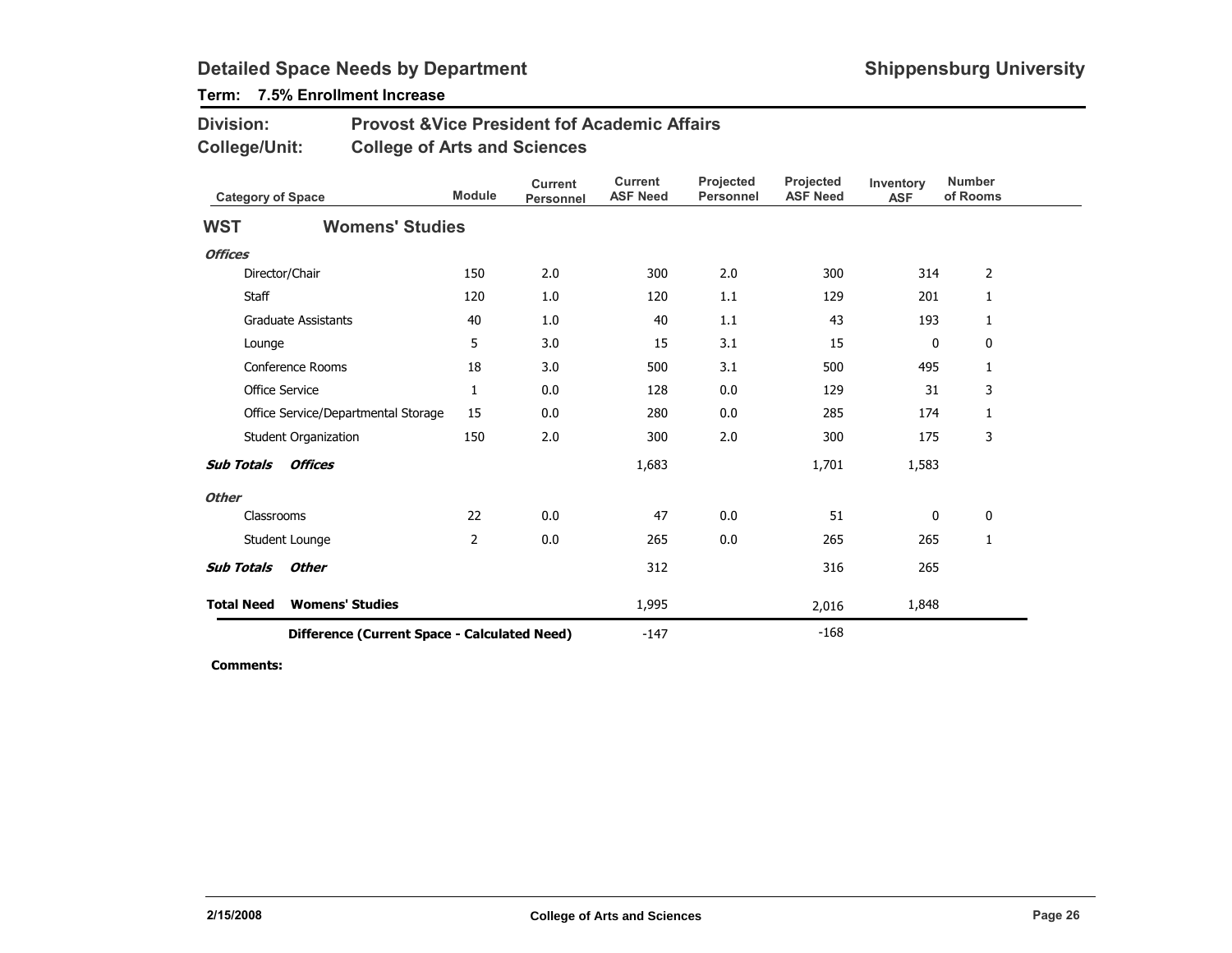# Detailed Space Needs by Department

**Shippensburg University**

**Term: 7.5% Enrollment Increase**

**Division:** Provost &Vice President fof Academic Affairs

**College/Unit:** College of Arts and Sciences

| Category of Space | Module | Current Personnel | Current ASF Need | Projected Personnel | Projected ASF Need | Inventory ASF | Number of Rooms |
|---|---|---|---|---|---|---|---|
| **WST Womens' Studies** | | | | | | | |
| ***Offices*** | | | | | | | |
| Director/Chair | 150 | 2.0 | 300 | 2.0 | 300 | 314 | 2 |
| Staff | 120 | 1.0 | 120 | 1.1 | 129 | 201 | 1 |
| Graduate Assistants | 40 | 1.0 | 40 | 1.1 | 43 | 193 | 1 |
| Lounge | 5 | 3.0 | 15 | 3.1 | 15 | 0 | 0 |
| Conference Rooms | 18 | 3.0 | 500 | 3.1 | 500 | 495 | 1 |
| Office Service | 1 | 0.0 | 128 | 0.0 | 129 | 31 | 3 |
| Office Service/Departmental Storage | 15 | 0.0 | 280 | 0.0 | 285 | 174 | 1 |
| Student Organization | 150 | 2.0 | 300 | 2.0 | 300 | 175 | 3 |
| ***Sub Totals Offices*** | | | 1,683 | | 1,701 | 1,583 | |
| ***Other*** | | | | | | | |
| Classrooms | 22 | 0.0 | 47 | 0.0 | 51 | 0 | 0 |
| Student Lounge | 2 | 0.0 | 265 | 0.0 | 265 | 265 | 1 |
| ***Sub Totals Other*** | | | 312 | | 316 | 265 | |
| **Total Need Womens' Studies** | | | 1,995 | | 2,016 | 1,848 | |
| **Difference (Current Space - Calculated Need)** | | | -147 | | -168 | | |

**Comments:**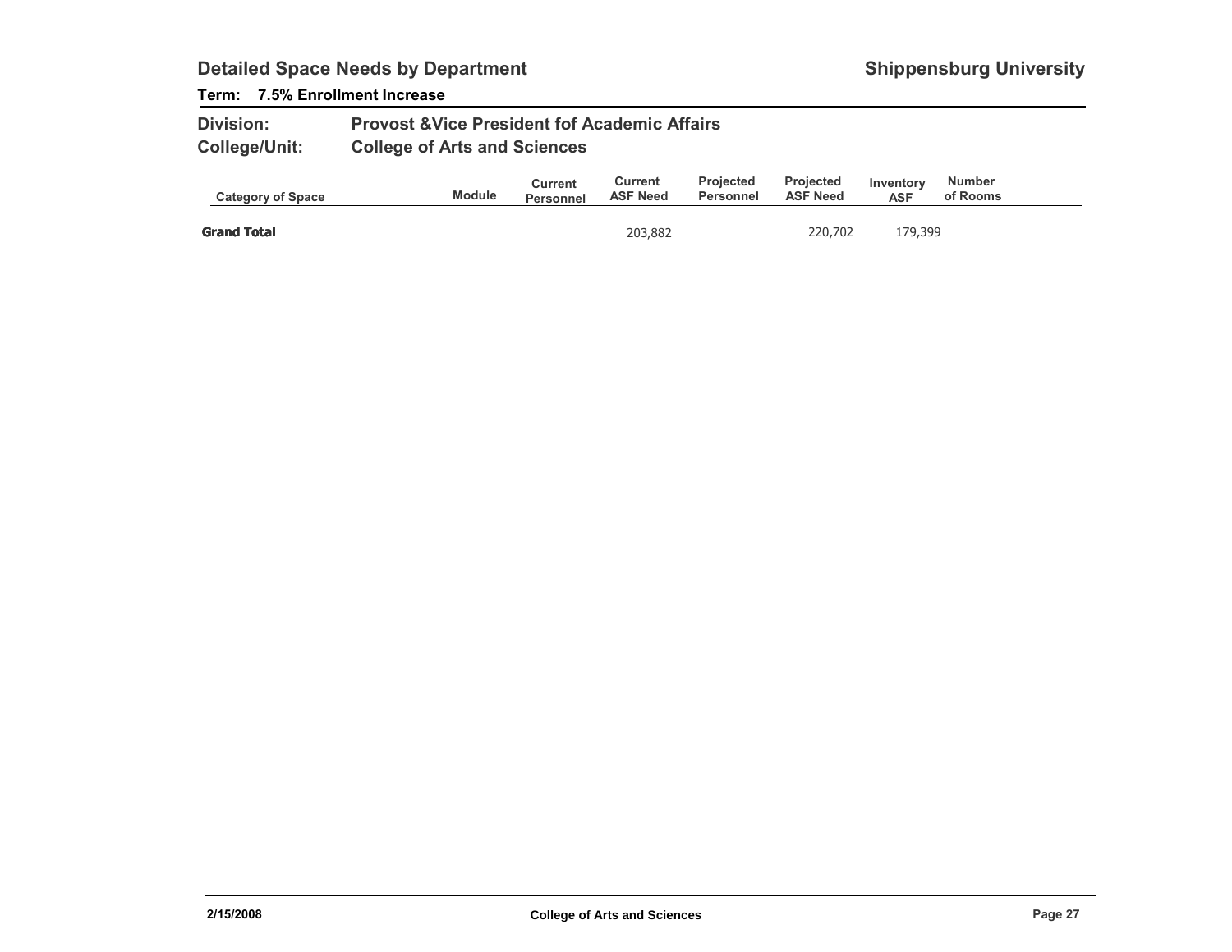## Detailed Space Needs by Department

**Shippensburg University**

**Term: 7.5% Enrollment Increase**

**Division:** Provost &Vice President fof Academic Affairs

**College/Unit:** College of Arts and Sciences

| Category of Space | Module | Current Personnel | Current ASF Need | Projected Personnel | Projected ASF Need | Inventory ASF | Number of Rooms |
|---|---|---|---|---|---|---|---|
| **Grand Total** | | | 203,882 | | 220,702 | 179,399 | |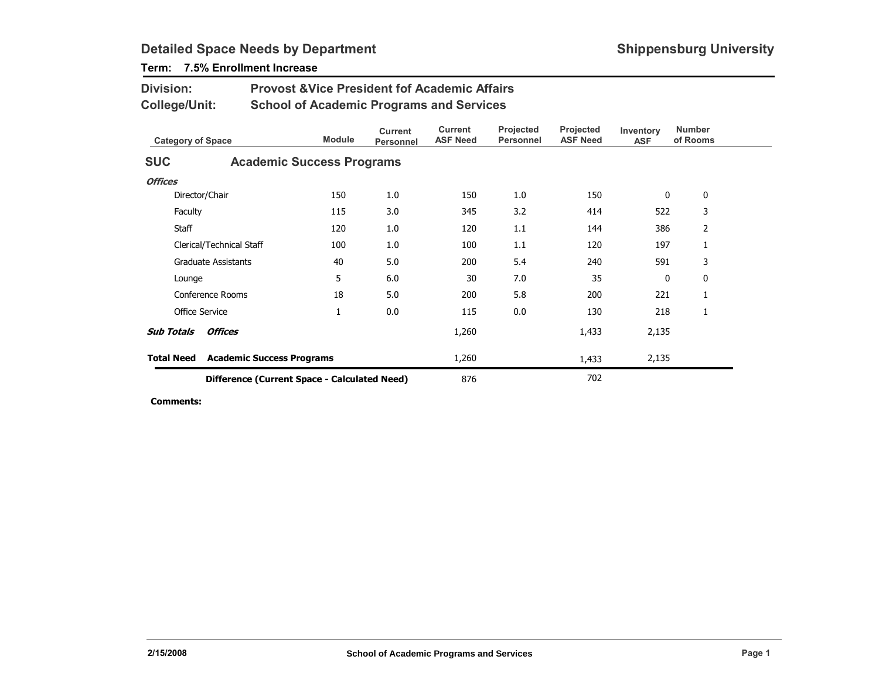## Detailed Space Needs by Department

**Shippensburg University**

**Term: 7.5% Enrollment Increase**

**Division:** Provost &Vice President fof Academic Affairs

**College/Unit:** School of Academic Programs and Services

| Category of Space | Module | Current Personnel | Current ASF Need | Projected Personnel | Projected ASF Need | Inventory ASF | Number of Rooms |
|---|---|---|---|---|---|---|---|
| **SUC — Academic Success Programs** | | | | | | | |
| ***Offices*** | | | | | | | |
| Director/Chair | 150 | 1.0 | 150 | 1.0 | 150 | 0 | 0 |
| Faculty | 115 | 3.0 | 345 | 3.2 | 414 | 522 | 3 |
| Staff | 120 | 1.0 | 120 | 1.1 | 144 | 386 | 2 |
| Clerical/Technical Staff | 100 | 1.0 | 100 | 1.1 | 120 | 197 | 1 |
| Graduate Assistants | 40 | 5.0 | 200 | 5.4 | 240 | 591 | 3 |
| Lounge | 5 | 6.0 | 30 | 7.0 | 35 | 0 | 0 |
| Conference Rooms | 18 | 5.0 | 200 | 5.8 | 200 | 221 | 1 |
| Office Service | 1 | 0.0 | 115 | 0.0 | 130 | 218 | 1 |
| ***Sub Totals Offices*** | | | 1,260 | | 1,433 | 2,135 | |
| **Total Need Academic Success Programs** | | | 1,260 | | 1,433 | 2,135 | |
| **Difference (Current Space - Calculated Need)** | | | 876 | | 702 | | |

**Comments:**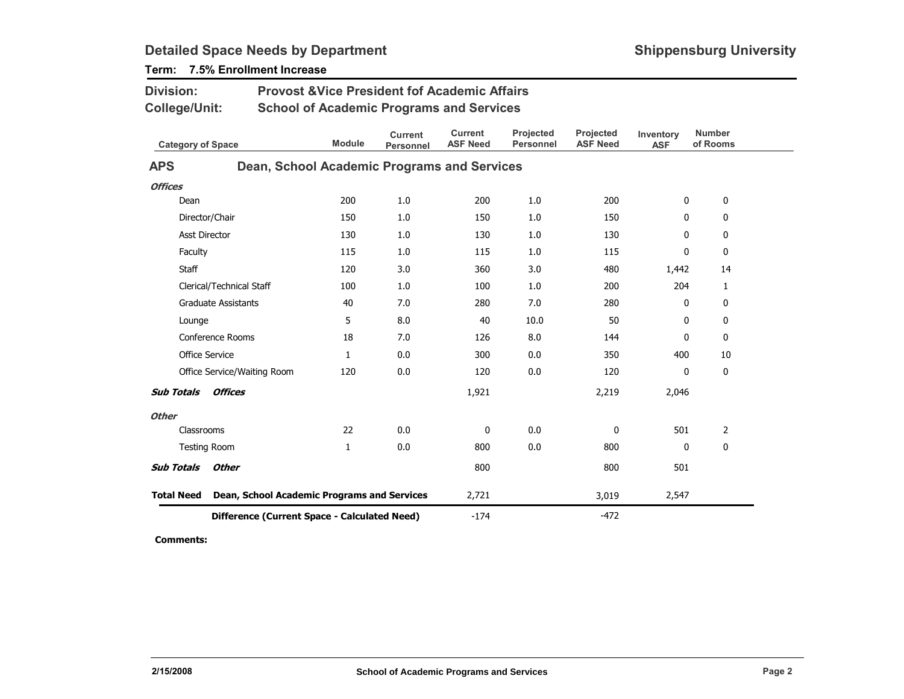# Detailed Space Needs by Department

**Shippensburg University**

**Term: 7.5% Enrollment Increase**

**Division:** Provost &Vice President fof Academic Affairs

**College/Unit:** School of Academic Programs and Services

| Category of Space | Module | Current Personnel | Current ASF Need | Projected Personnel | Projected ASF Need | Inventory ASF | Number of Rooms |
|---|---|---|---|---|---|---|---|
| **APS Dean, School Academic Programs and Services** | | | | | | | |
| ***Offices*** | | | | | | | |
| Dean | 200 | 1.0 | 200 | 1.0 | 200 | 0 | 0 |
| Director/Chair | 150 | 1.0 | 150 | 1.0 | 150 | 0 | 0 |
| Asst Director | 130 | 1.0 | 130 | 1.0 | 130 | 0 | 0 |
| Faculty | 115 | 1.0 | 115 | 1.0 | 115 | 0 | 0 |
| Staff | 120 | 3.0 | 360 | 3.0 | 480 | 1,442 | 14 |
| Clerical/Technical Staff | 100 | 1.0 | 100 | 1.0 | 200 | 204 | 1 |
| Graduate Assistants | 40 | 7.0 | 280 | 7.0 | 280 | 0 | 0 |
| Lounge | 5 | 8.0 | 40 | 10.0 | 50 | 0 | 0 |
| Conference Rooms | 18 | 7.0 | 126 | 8.0 | 144 | 0 | 0 |
| Office Service | 1 | 0.0 | 300 | 0.0 | 350 | 400 | 10 |
| Office Service/Waiting Room | 120 | 0.0 | 120 | 0.0 | 120 | 0 | 0 |
| ***Sub Totals Offices*** | | | 1,921 | | 2,219 | 2,046 | |
| ***Other*** | | | | | | | |
| Classrooms | 22 | 0.0 | 0 | 0.0 | 0 | 501 | 2 |
| Testing Room | 1 | 0.0 | 800 | 0.0 | 800 | 0 | 0 |
| ***Sub Totals Other*** | | | 800 | | 800 | 501 | |
| **Total Need Dean, School Academic Programs and Services** | | | 2,721 | | 3,019 | 2,547 | |
| **Difference (Current Space - Calculated Need)** | | | -174 | | -472 | | |

**Comments:**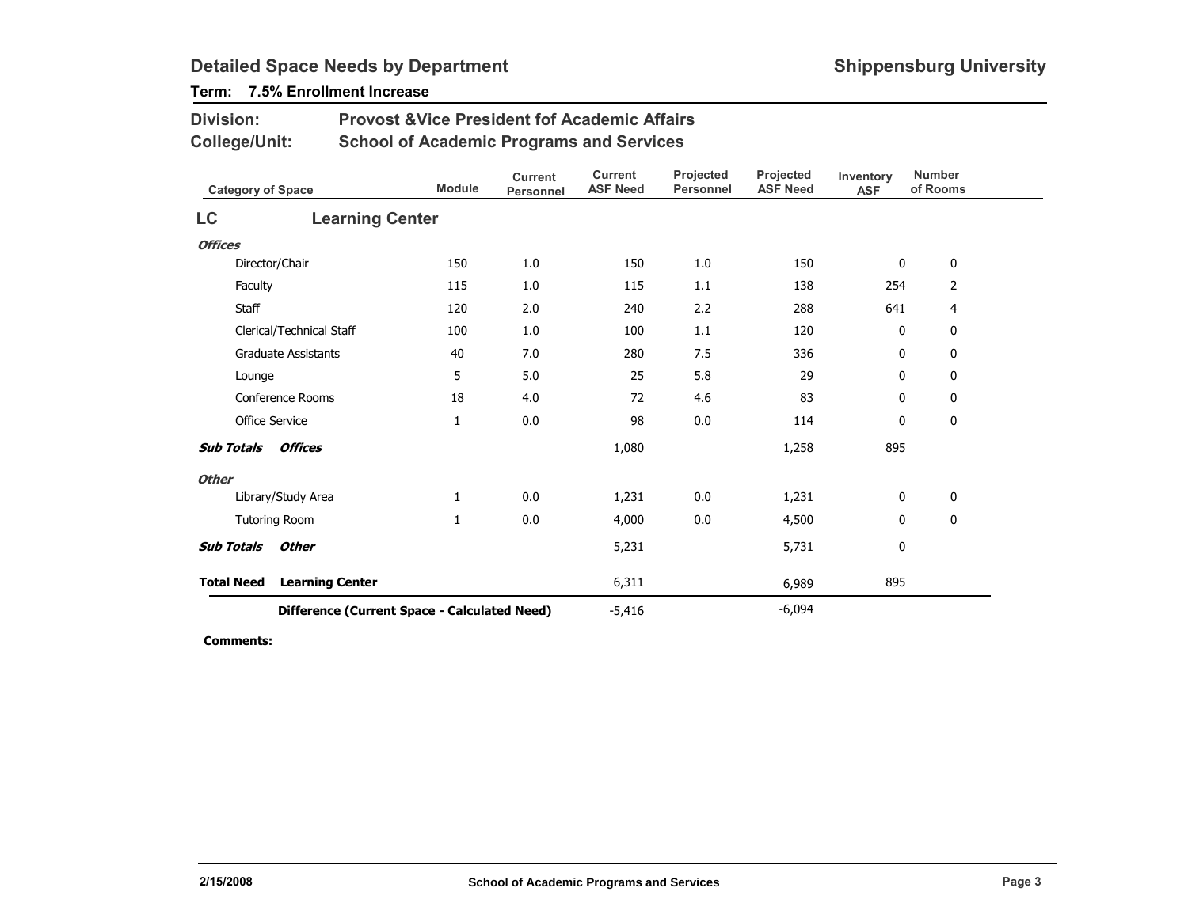## Detailed Space Needs by Department

**Shippensburg University**

**Term: 7.5% Enrollment Increase**

**Division:** Provost &Vice President fof Academic Affairs

**College/Unit:** School of Academic Programs and Services

| Category of Space | Module | Current Personnel | Current ASF Need | Projected Personnel | Projected ASF Need | Inventory ASF | Number of Rooms |
|---|---|---|---|---|---|---|---|
| **LC Learning Center** | | | | | | | |
| ***Offices*** | | | | | | | |
| Director/Chair | 150 | 1.0 | 150 | 1.0 | 150 | 0 | 0 |
| Faculty | 115 | 1.0 | 115 | 1.1 | 138 | 254 | 2 |
| Staff | 120 | 2.0 | 240 | 2.2 | 288 | 641 | 4 |
| Clerical/Technical Staff | 100 | 1.0 | 100 | 1.1 | 120 | 0 | 0 |
| Graduate Assistants | 40 | 7.0 | 280 | 7.5 | 336 | 0 | 0 |
| Lounge | 5 | 5.0 | 25 | 5.8 | 29 | 0 | 0 |
| Conference Rooms | 18 | 4.0 | 72 | 4.6 | 83 | 0 | 0 |
| Office Service | 1 | 0.0 | 98 | 0.0 | 114 | 0 | 0 |
| ***Sub Totals Offices*** | | | 1,080 | | 1,258 | 895 | |
| ***Other*** | | | | | | | |
| Library/Study Area | 1 | 0.0 | 1,231 | 0.0 | 1,231 | 0 | 0 |
| Tutoring Room | 1 | 0.0 | 4,000 | 0.0 | 4,500 | 0 | 0 |
| ***Sub Totals Other*** | | | 5,231 | | 5,731 | 0 | |
| **Total Need Learning Center** | | | 6,311 | | 6,989 | 895 | |
| **Difference (Current Space - Calculated Need)** | | | -5,416 | | -6,094 | | |

**Comments:**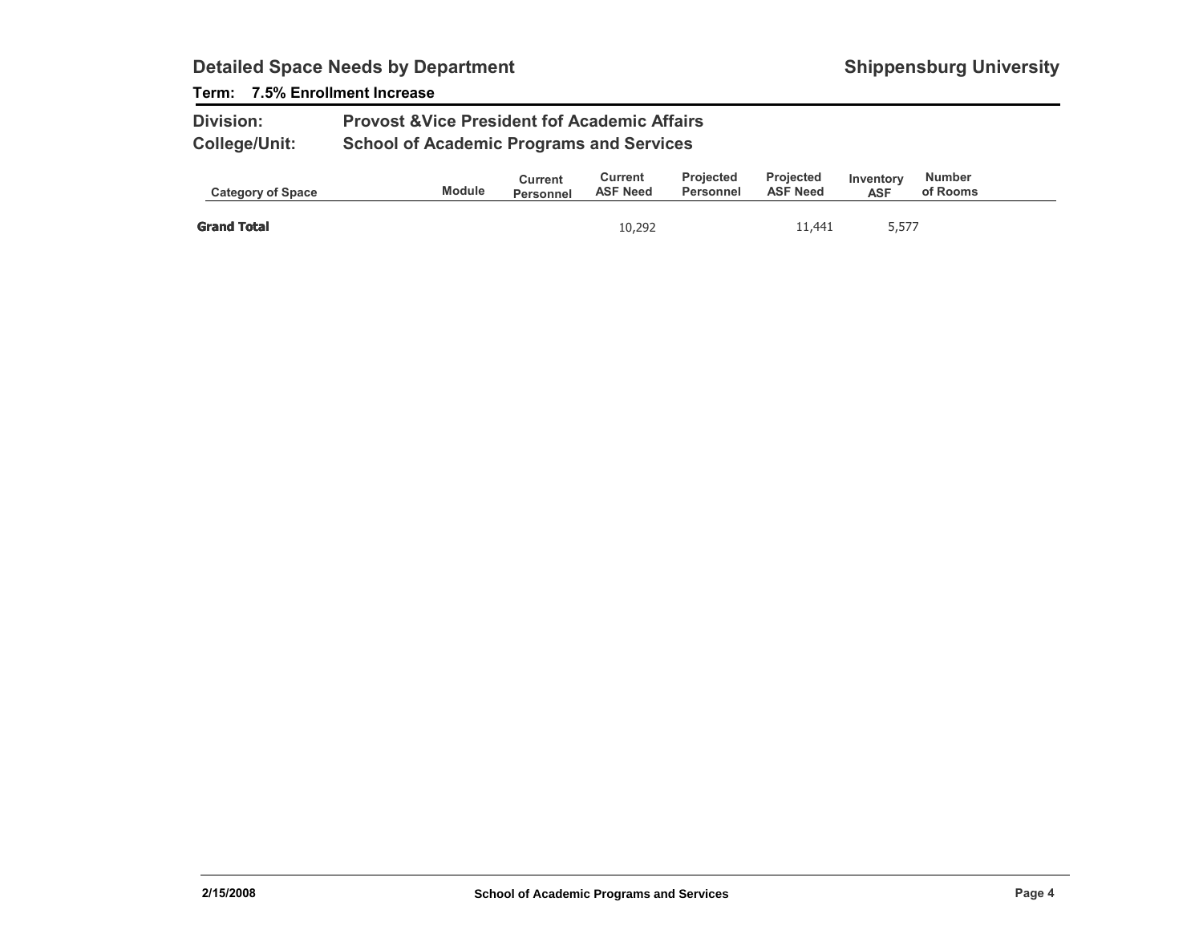## Detailed Space Needs by Department

**Shippensburg University**

**Term: 7.5% Enrollment Increase**

**Division:** Provost &Vice President fof Academic Affairs

**College/Unit:** School of Academic Programs and Services

| Category of Space | Module | Current Personnel | Current ASF Need | Projected Personnel | Projected ASF Need | Inventory ASF | Number of Rooms |
|---|---|---|---|---|---|---|---|
| **Grand Total** | | | 10,292 | | 11,441 | 5,577 | |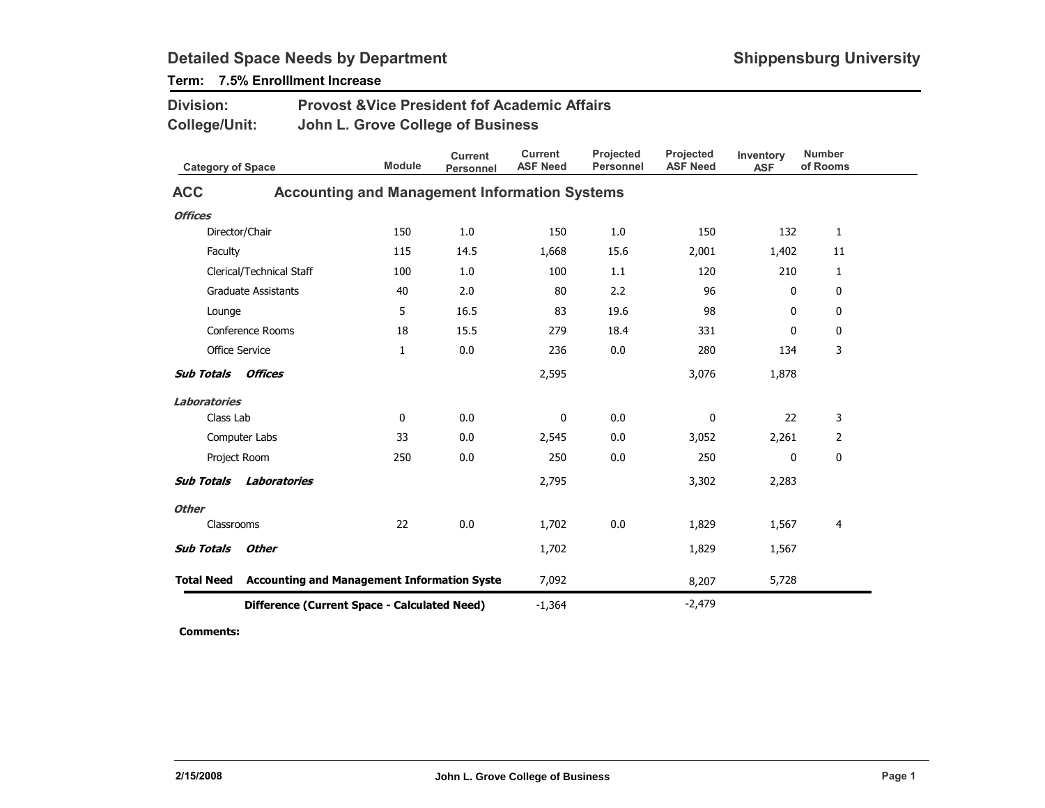# Detailed Space Needs by Department

**Shippensburg University**

**Term: 7.5% Enrolllment Increase**

**Division:** Provost &Vice President fof Academic Affairs

**College/Unit:** John L. Grove College of Business

| Category of Space | Module | Current Personnel | Current ASF Need | Projected Personnel | Projected ASF Need | Inventory ASF | Number of Rooms |
|---|---|---|---|---|---|---|---|
| **ACC — Accounting and Management Information Systems** | | | | | | | |
| ***Offices*** | | | | | | | |
| Director/Chair | 150 | 1.0 | 150 | 1.0 | 150 | 132 | 1 |
| Faculty | 115 | 14.5 | 1,668 | 15.6 | 2,001 | 1,402 | 11 |
| Clerical/Technical Staff | 100 | 1.0 | 100 | 1.1 | 120 | 210 | 1 |
| Graduate Assistants | 40 | 2.0 | 80 | 2.2 | 96 | 0 | 0 |
| Lounge | 5 | 16.5 | 83 | 19.6 | 98 | 0 | 0 |
| Conference Rooms | 18 | 15.5 | 279 | 18.4 | 331 | 0 | 0 |
| Office Service | 1 | 0.0 | 236 | 0.0 | 280 | 134 | 3 |
| ***Sub Totals Offices*** | | | 2,595 | | 3,076 | 1,878 | |
| ***Laboratories*** | | | | | | | |
| Class Lab | 0 | 0.0 | 0 | 0.0 | 0 | 22 | 3 |
| Computer Labs | 33 | 0.0 | 2,545 | 0.0 | 3,052 | 2,261 | 2 |
| Project Room | 250 | 0.0 | 250 | 0.0 | 250 | 0 | 0 |
| ***Sub Totals Laboratories*** | | | 2,795 | | 3,302 | 2,283 | |
| ***Other*** | | | | | | | |
| Classrooms | 22 | 0.0 | 1,702 | 0.0 | 1,829 | 1,567 | 4 |
| ***Sub Totals Other*** | | | 1,702 | | 1,829 | 1,567 | |
| **Total Need Accounting and Management Information Syste** | | | 7,092 | | 8,207 | 5,728 | |
| **Difference (Current Space - Calculated Need)** | | | -1,364 | | -2,479 | | |

**Comments:**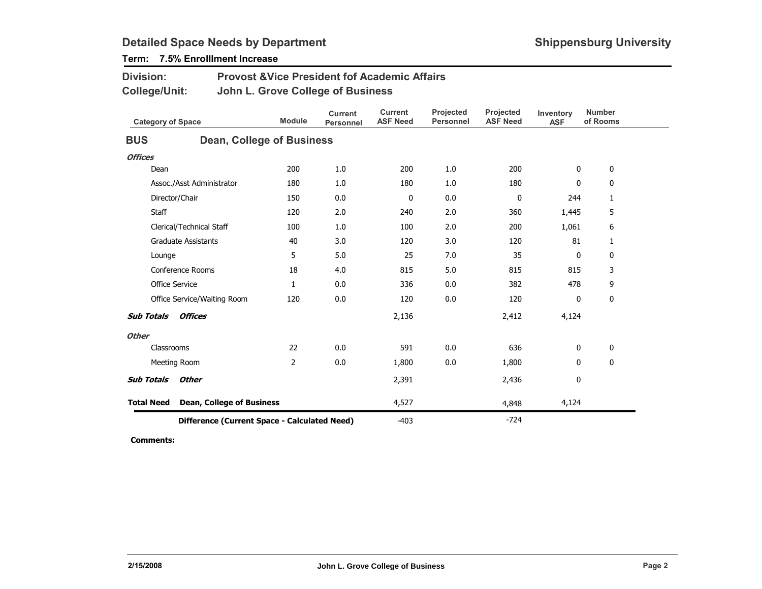## Detailed Space Needs by Department

**Shippensburg University**

**Term: 7.5% Enrolllment Increase**

**Division:** Provost &Vice President fof Academic Affairs
**College/Unit:** John L. Grove College of Business

| Category of Space | Module | Current Personnel | Current ASF Need | Projected Personnel | Projected ASF Need | Inventory ASF | Number of Rooms |
|---|---|---|---|---|---|---|---|
| **BUS — Dean, College of Business** | | | | | | | |
| ***Offices*** | | | | | | | |
| Dean | 200 | 1.0 | 200 | 1.0 | 200 | 0 | 0 |
| Assoc./Asst Administrator | 180 | 1.0 | 180 | 1.0 | 180 | 0 | 0 |
| Director/Chair | 150 | 0.0 | 0 | 0.0 | 0 | 244 | 1 |
| Staff | 120 | 2.0 | 240 | 2.0 | 360 | 1,445 | 5 |
| Clerical/Technical Staff | 100 | 1.0 | 100 | 2.0 | 200 | 1,061 | 6 |
| Graduate Assistants | 40 | 3.0 | 120 | 3.0 | 120 | 81 | 1 |
| Lounge | 5 | 5.0 | 25 | 7.0 | 35 | 0 | 0 |
| Conference Rooms | 18 | 4.0 | 815 | 5.0 | 815 | 815 | 3 |
| Office Service | 1 | 0.0 | 336 | 0.0 | 382 | 478 | 9 |
| Office Service/Waiting Room | 120 | 0.0 | 120 | 0.0 | 120 | 0 | 0 |
| ***Sub Totals Offices*** | | | 2,136 | | 2,412 | 4,124 | |
| ***Other*** | | | | | | | |
| Classrooms | 22 | 0.0 | 591 | 0.0 | 636 | 0 | 0 |
| Meeting Room | 2 | 0.0 | 1,800 | 0.0 | 1,800 | 0 | 0 |
| ***Sub Totals Other*** | | | 2,391 | | 2,436 | 0 | |
| **Total Need Dean, College of Business** | | | 4,527 | | 4,848 | 4,124 | |
| **Difference (Current Space - Calculated Need)** | | | -403 | | -724 | | |

**Comments:**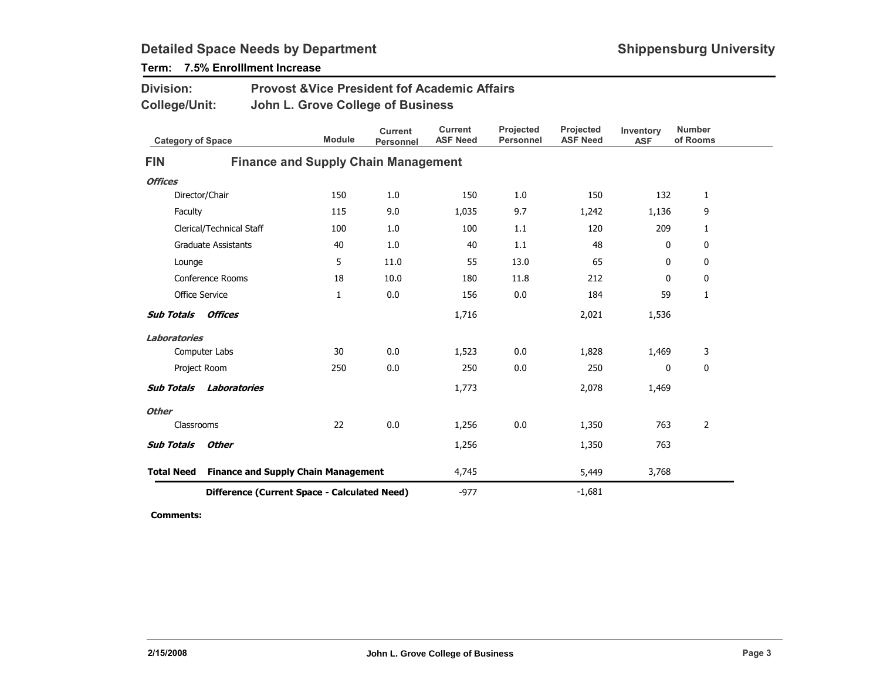## Detailed Space Needs by Department

**Shippensburg University**

**Term: 7.5% Enrolllment Increase**

**Division:** Provost &Vice President fof Academic Affairs

**College/Unit:** John L. Grove College of Business

| Category of Space | Module | Current Personnel | Current ASF Need | Projected Personnel | Projected ASF Need | Inventory ASF | Number of Rooms |
|---|---|---|---|---|---|---|---|
| **FIN** **Finance and Supply Chain Management** | | | | | | | |
| ***Offices*** | | | | | | | |
| Director/Chair | 150 | 1.0 | 150 | 1.0 | 150 | 132 | 1 |
| Faculty | 115 | 9.0 | 1,035 | 9.7 | 1,242 | 1,136 | 9 |
| Clerical/Technical Staff | 100 | 1.0 | 100 | 1.1 | 120 | 209 | 1 |
| Graduate Assistants | 40 | 1.0 | 40 | 1.1 | 48 | 0 | 0 |
| Lounge | 5 | 11.0 | 55 | 13.0 | 65 | 0 | 0 |
| Conference Rooms | 18 | 10.0 | 180 | 11.8 | 212 | 0 | 0 |
| Office Service | 1 | 0.0 | 156 | 0.0 | 184 | 59 | 1 |
| ***Sub Totals Offices*** | | | 1,716 | | 2,021 | 1,536 | |
| ***Laboratories*** | | | | | | | |
| Computer Labs | 30 | 0.0 | 1,523 | 0.0 | 1,828 | 1,469 | 3 |
| Project Room | 250 | 0.0 | 250 | 0.0 | 250 | 0 | 0 |
| ***Sub Totals Laboratories*** | | | 1,773 | | 2,078 | 1,469 | |
| ***Other*** | | | | | | | |
| Classrooms | 22 | 0.0 | 1,256 | 0.0 | 1,350 | 763 | 2 |
| ***Sub Totals Other*** | | | 1,256 | | 1,350 | 763 | |
| **Total Need Finance and Supply Chain Management** | | | 4,745 | | 5,449 | 3,768 | |
| **Difference (Current Space - Calculated Need)** | | | -977 | | -1,681 | | |

**Comments:**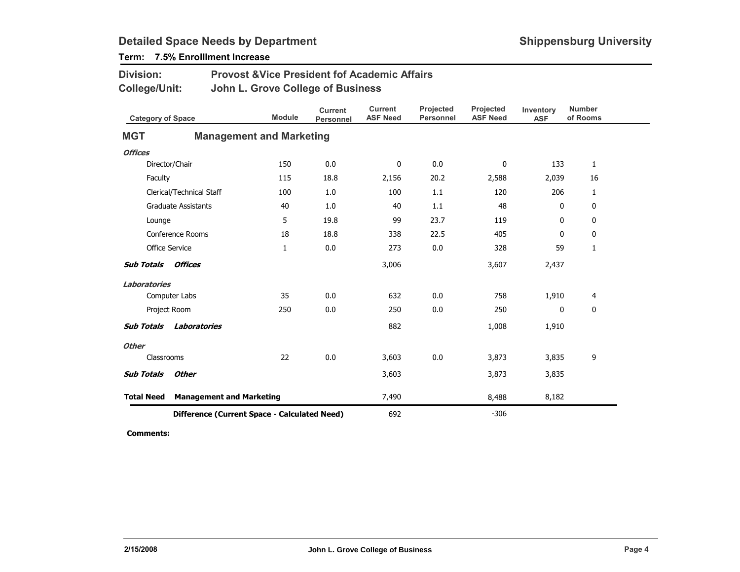## Detailed Space Needs by Department

**Shippensburg University**

**Term: 7.5% Enrolllment Increase**

**Division:** Provost &Vice President fof Academic Affairs

**College/Unit:** John L. Grove College of Business

| Category of Space | Module | Current Personnel | Current ASF Need | Projected Personnel | Projected ASF Need | Inventory ASF | Number of Rooms |
|---|---|---|---|---|---|---|---|
| **MGT — Management and Marketing** | | | | | | | |
| ***Offices*** | | | | | | | |
| Director/Chair | 150 | 0.0 | 0 | 0.0 | 0 | 133 | 1 |
| Faculty | 115 | 18.8 | 2,156 | 20.2 | 2,588 | 2,039 | 16 |
| Clerical/Technical Staff | 100 | 1.0 | 100 | 1.1 | 120 | 206 | 1 |
| Graduate Assistants | 40 | 1.0 | 40 | 1.1 | 48 | 0 | 0 |
| Lounge | 5 | 19.8 | 99 | 23.7 | 119 | 0 | 0 |
| Conference Rooms | 18 | 18.8 | 338 | 22.5 | 405 | 0 | 0 |
| Office Service | 1 | 0.0 | 273 | 0.0 | 328 | 59 | 1 |
| ***Sub Totals Offices*** | | | 3,006 | | 3,607 | 2,437 | |
| ***Laboratories*** | | | | | | | |
| Computer Labs | 35 | 0.0 | 632 | 0.0 | 758 | 1,910 | 4 |
| Project Room | 250 | 0.0 | 250 | 0.0 | 250 | 0 | 0 |
| ***Sub Totals Laboratories*** | | | 882 | | 1,008 | 1,910 | |
| ***Other*** | | | | | | | |
| Classrooms | 22 | 0.0 | 3,603 | 0.0 | 3,873 | 3,835 | 9 |
| ***Sub Totals Other*** | | | 3,603 | | 3,873 | 3,835 | |
| **Total Need Management and Marketing** | | | 7,490 | | 8,488 | 8,182 | |
| **Difference (Current Space - Calculated Need)** | | | 692 | | -306 | | |

**Comments:**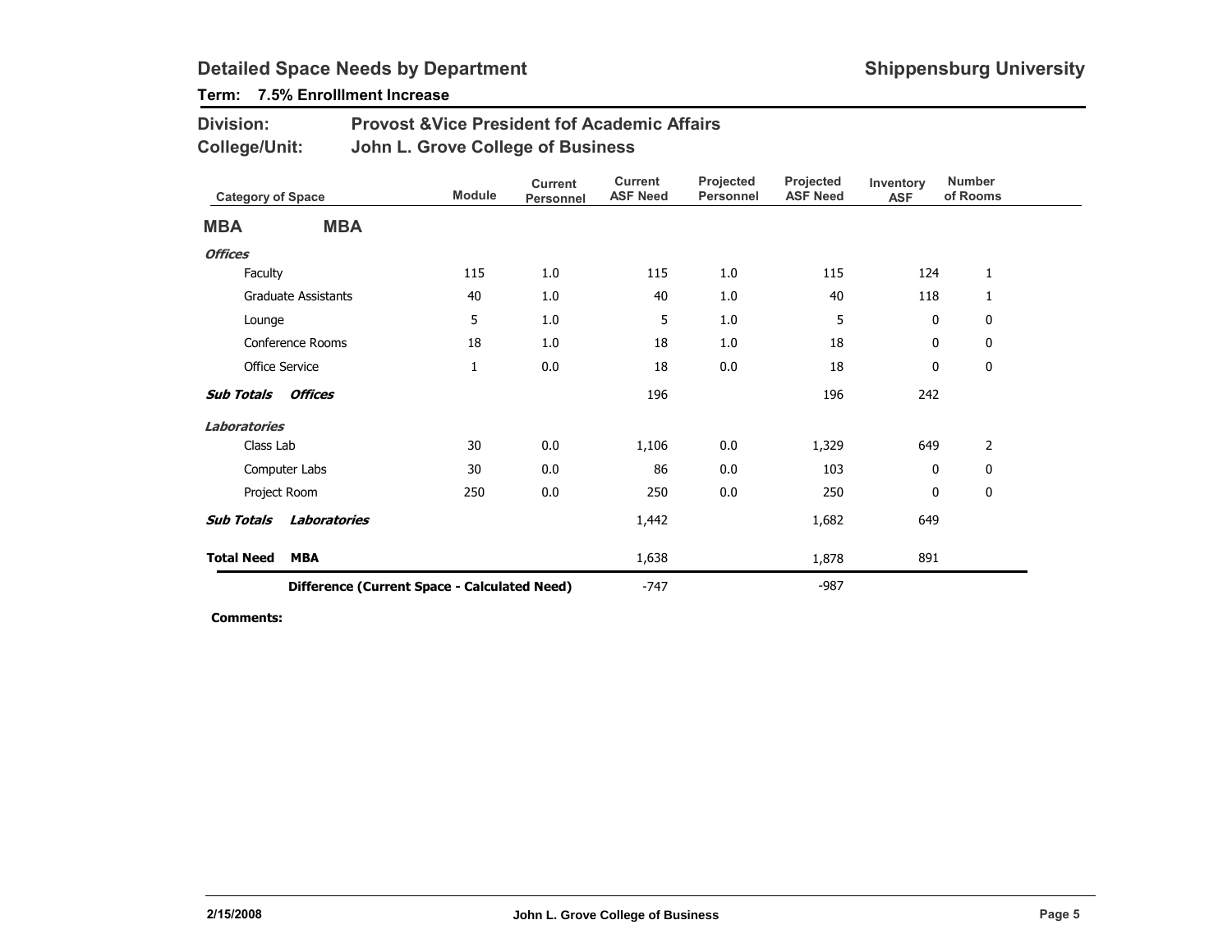## Detailed Space Needs by Department

**Shippensburg University**

**Term: 7.5% Enrolllment Increase**

**Division:** Provost &Vice President fof Academic Affairs

**College/Unit:** John L. Grove College of Business

| Category of Space | Module | Current Personnel | Current ASF Need | Projected Personnel | Projected ASF Need | Inventory ASF | Number of Rooms |
|---|---|---|---|---|---|---|---|
| **MBA** **MBA** | | | | | | | |
| ***Offices*** | | | | | | | |
| Faculty | 115 | 1.0 | 115 | 1.0 | 115 | 124 | 1 |
| Graduate Assistants | 40 | 1.0 | 40 | 1.0 | 40 | 118 | 1 |
| Lounge | 5 | 1.0 | 5 | 1.0 | 5 | 0 | 0 |
| Conference Rooms | 18 | 1.0 | 18 | 1.0 | 18 | 0 | 0 |
| Office Service | 1 | 0.0 | 18 | 0.0 | 18 | 0 | 0 |
| ***Sub Totals Offices*** | | | 196 | | 196 | 242 | |
| ***Laboratories*** | | | | | | | |
| Class Lab | 30 | 0.0 | 1,106 | 0.0 | 1,329 | 649 | 2 |
| Computer Labs | 30 | 0.0 | 86 | 0.0 | 103 | 0 | 0 |
| Project Room | 250 | 0.0 | 250 | 0.0 | 250 | 0 | 0 |
| ***Sub Totals Laboratories*** | | | 1,442 | | 1,682 | 649 | |
| **Total Need MBA** | | | 1,638 | | 1,878 | 891 | |
| **Difference (Current Space - Calculated Need)** | | | -747 | | -987 | | |

**Comments:**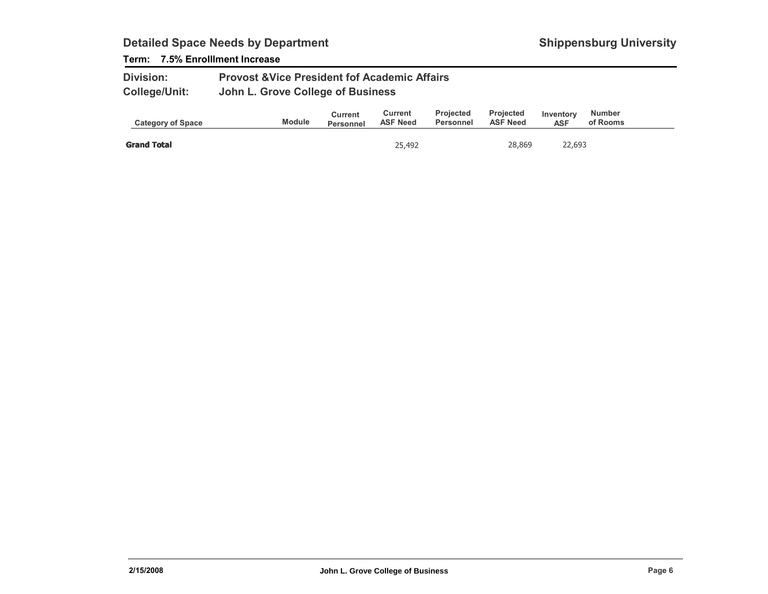## Detailed Space Needs by Department

**Shippensburg University**

**Term: 7.5% Enrolllment Increase**

**Division:** Provost &Vice President fof Academic Affairs

**College/Unit:** John L. Grove College of Business

| Category of Space | Module | Current Personnel | Current ASF Need | Projected Personnel | Projected ASF Need | Inventory ASF | Number of Rooms |
|---|---|---|---|---|---|---|---|
| **Grand Total** | | | 25,492 | | 28,869 | 22,693 | |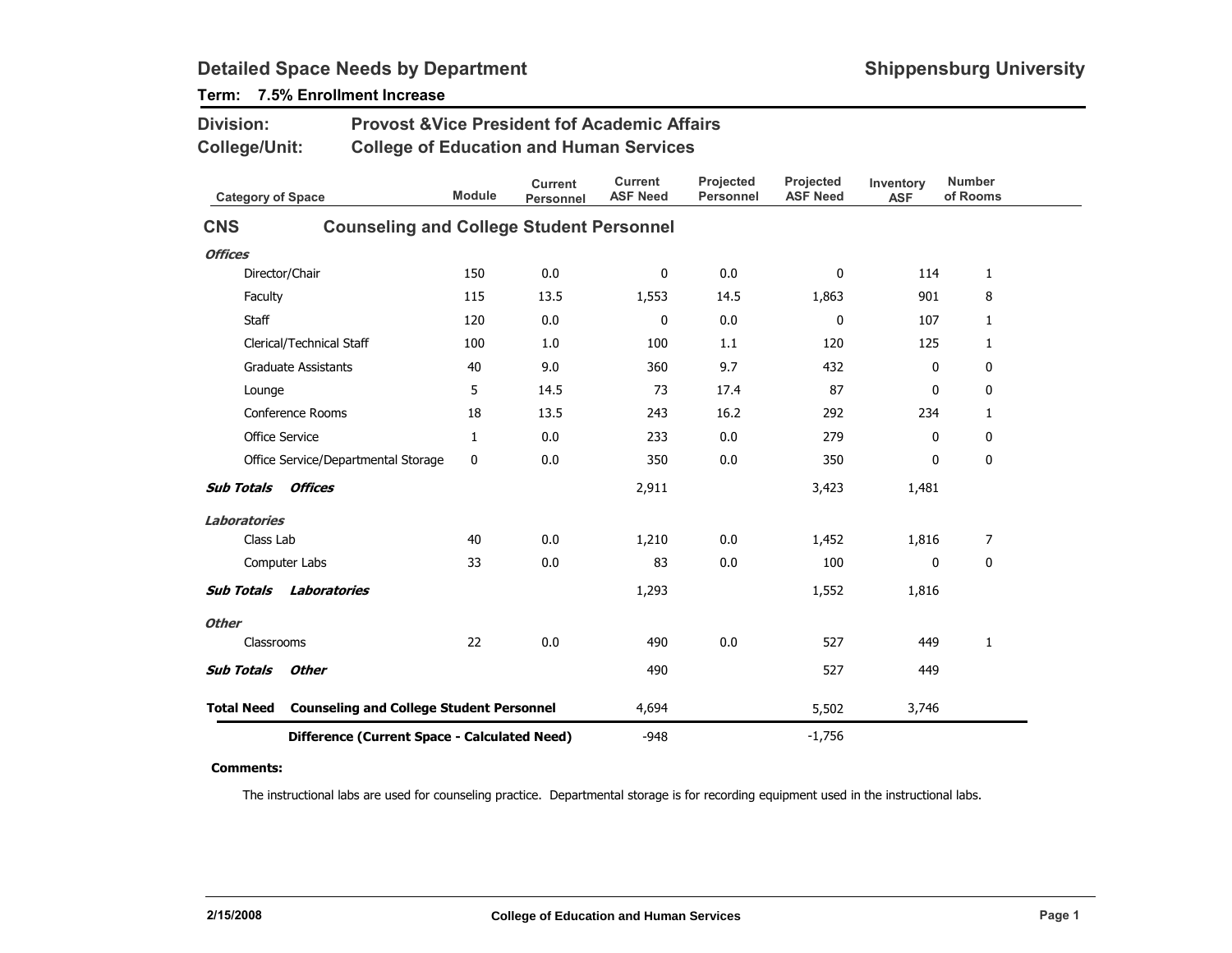## Detailed Space Needs by Department

**Shippensburg University**

**Term: 7.5% Enrollment Increase**

**Division:** Provost &Vice President fof Academic Affairs

**College/Unit:** College of Education and Human Services

| Category of Space | Module | Current Personnel | Current ASF Need | Projected Personnel | Projected ASF Need | Inventory ASF | Number of Rooms |
|---|---|---|---|---|---|---|---|
| **CNS** **Counseling and College Student Personnel** | | | | | | | |
| ***Offices*** | | | | | | | |
| Director/Chair | 150 | 0.0 | 0 | 0.0 | 0 | 114 | 1 |
| Faculty | 115 | 13.5 | 1,553 | 14.5 | 1,863 | 901 | 8 |
| Staff | 120 | 0.0 | 0 | 0.0 | 0 | 107 | 1 |
| Clerical/Technical Staff | 100 | 1.0 | 100 | 1.1 | 120 | 125 | 1 |
| Graduate Assistants | 40 | 9.0 | 360 | 9.7 | 432 | 0 | 0 |
| Lounge | 5 | 14.5 | 73 | 17.4 | 87 | 0 | 0 |
| Conference Rooms | 18 | 13.5 | 243 | 16.2 | 292 | 234 | 1 |
| Office Service | 1 | 0.0 | 233 | 0.0 | 279 | 0 | 0 |
| Office Service/Departmental Storage | 0 | 0.0 | 350 | 0.0 | 350 | 0 | 0 |
| ***Sub Totals Offices*** | | | 2,911 | | 3,423 | 1,481 | |
| ***Laboratories*** | | | | | | | |
| Class Lab | 40 | 0.0 | 1,210 | 0.0 | 1,452 | 1,816 | 7 |
| Computer Labs | 33 | 0.0 | 83 | 0.0 | 100 | 0 | 0 |
| ***Sub Totals Laboratories*** | | | 1,293 | | 1,552 | 1,816 | |
| ***Other*** | | | | | | | |
| Classrooms | 22 | 0.0 | 490 | 0.0 | 527 | 449 | 1 |
| ***Sub Totals Other*** | | | 490 | | 527 | 449 | |
| **Total Need Counseling and College Student Personnel** | | | 4,694 | | 5,502 | 3,746 | |
| **Difference (Current Space - Calculated Need)** | | | -948 | | -1,756 | | |

**Comments:**

The instructional labs are used for counseling practice. Departmental storage is for recording equipment used in the instructional labs.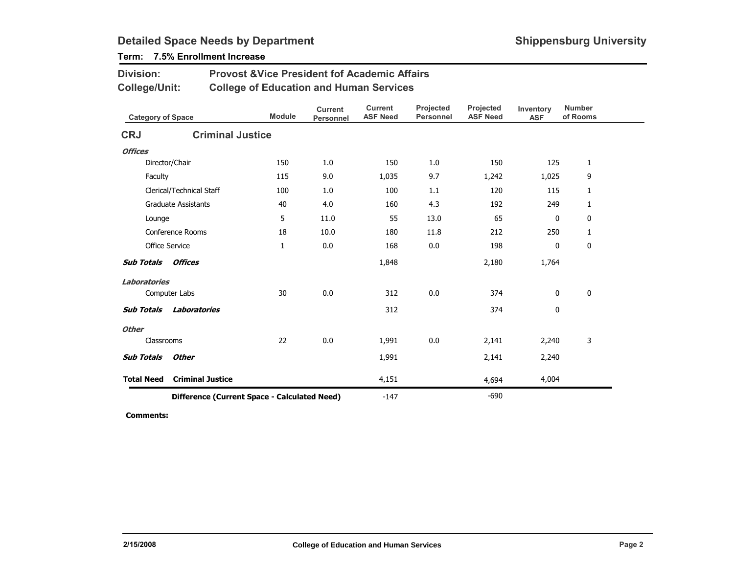# Detailed Space Needs by Department

**Shippensburg University**

**Term: 7.5% Enrollment Increase**

**Division:** Provost &Vice President fof Academic Affairs

**College/Unit:** College of Education and Human Services

| Category of Space | Module | Current Personnel | Current ASF Need | Projected Personnel | Projected ASF Need | Inventory ASF | Number of Rooms |
|---|---|---|---|---|---|---|---|
| **CRJ Criminal Justice** | | | | | | | |
| ***Offices*** | | | | | | | |
| Director/Chair | 150 | 1.0 | 150 | 1.0 | 150 | 125 | 1 |
| Faculty | 115 | 9.0 | 1,035 | 9.7 | 1,242 | 1,025 | 9 |
| Clerical/Technical Staff | 100 | 1.0 | 100 | 1.1 | 120 | 115 | 1 |
| Graduate Assistants | 40 | 4.0 | 160 | 4.3 | 192 | 249 | 1 |
| Lounge | 5 | 11.0 | 55 | 13.0 | 65 | 0 | 0 |
| Conference Rooms | 18 | 10.0 | 180 | 11.8 | 212 | 250 | 1 |
| Office Service | 1 | 0.0 | 168 | 0.0 | 198 | 0 | 0 |
| ***Sub Totals Offices*** | | | 1,848 | | 2,180 | 1,764 | |
| ***Laboratories*** | | | | | | | |
| Computer Labs | 30 | 0.0 | 312 | 0.0 | 374 | 0 | 0 |
| ***Sub Totals Laboratories*** | | | 312 | | 374 | 0 | |
| ***Other*** | | | | | | | |
| Classrooms | 22 | 0.0 | 1,991 | 0.0 | 2,141 | 2,240 | 3 |
| ***Sub Totals Other*** | | | 1,991 | | 2,141 | 2,240 | |
| **Total Need Criminal Justice** | | | 4,151 | | 4,694 | 4,004 | |
| **Difference (Current Space - Calculated Need)** | | | -147 | | -690 | | |

**Comments:**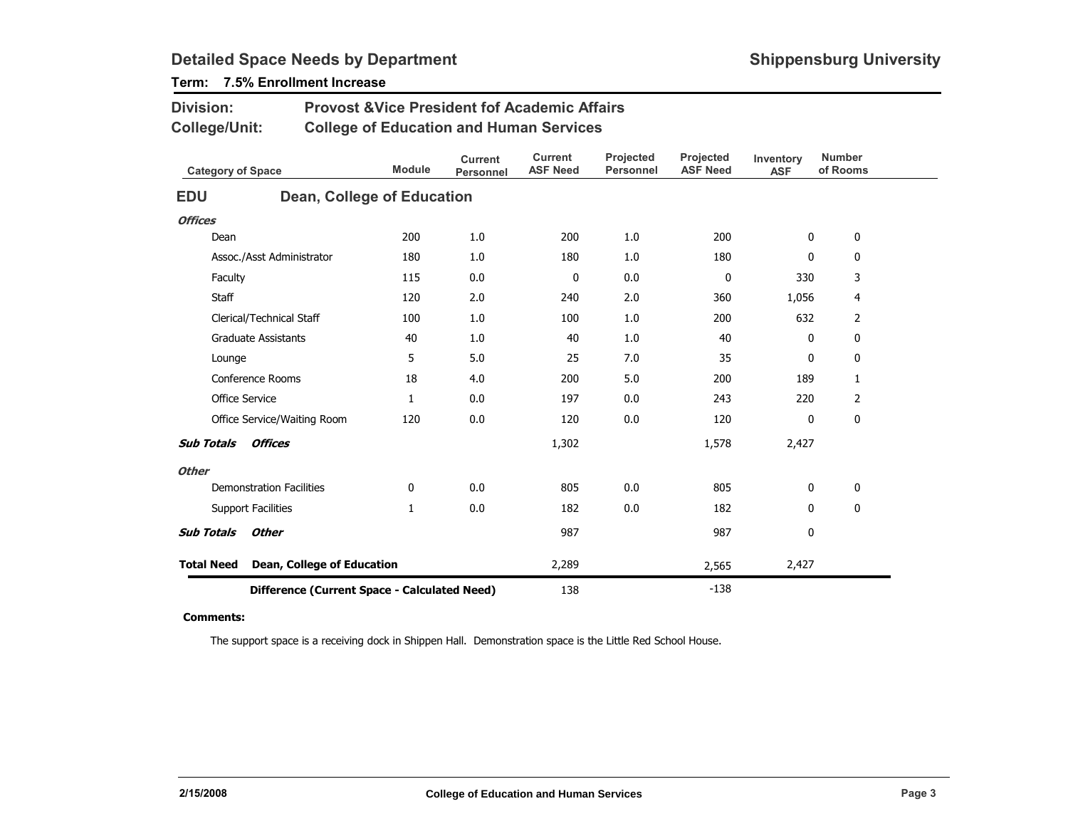# Detailed Space Needs by Department

**Shippensburg University**

**Term: 7.5% Enrollment Increase**

**Division:** Provost &Vice President fof Academic Affairs

**College/Unit:** College of Education and Human Services

| Category of Space | Module | Current Personnel | Current ASF Need | Projected Personnel | Projected ASF Need | Inventory ASF | Number of Rooms |
|---|---|---|---|---|---|---|---|
| **EDU Dean, College of Education** | | | | | | | |
| ***Offices*** | | | | | | | |
| Dean | 200 | 1.0 | 200 | 1.0 | 200 | 0 | 0 |
| Assoc./Asst Administrator | 180 | 1.0 | 180 | 1.0 | 180 | 0 | 0 |
| Faculty | 115 | 0.0 | 0 | 0.0 | 0 | 330 | 3 |
| Staff | 120 | 2.0 | 240 | 2.0 | 360 | 1,056 | 4 |
| Clerical/Technical Staff | 100 | 1.0 | 100 | 1.0 | 200 | 632 | 2 |
| Graduate Assistants | 40 | 1.0 | 40 | 1.0 | 40 | 0 | 0 |
| Lounge | 5 | 5.0 | 25 | 7.0 | 35 | 0 | 0 |
| Conference Rooms | 18 | 4.0 | 200 | 5.0 | 200 | 189 | 1 |
| Office Service | 1 | 0.0 | 197 | 0.0 | 243 | 220 | 2 |
| Office Service/Waiting Room | 120 | 0.0 | 120 | 0.0 | 120 | 0 | 0 |
| ***Sub Totals Offices*** | | | 1,302 | | 1,578 | 2,427 | |
| ***Other*** | | | | | | | |
| Demonstration Facilities | 0 | 0.0 | 805 | 0.0 | 805 | 0 | 0 |
| Support Facilities | 1 | 0.0 | 182 | 0.0 | 182 | 0 | 0 |
| ***Sub Totals Other*** | | | 987 | | 987 | 0 | |
| **Total Need Dean, College of Education** | | | 2,289 | | 2,565 | 2,427 | |
| **Difference (Current Space - Calculated Need)** | | | 138 | | -138 | | |

**Comments:**

The support space is a receiving dock in Shippen Hall. Demonstration space is the Little Red School House.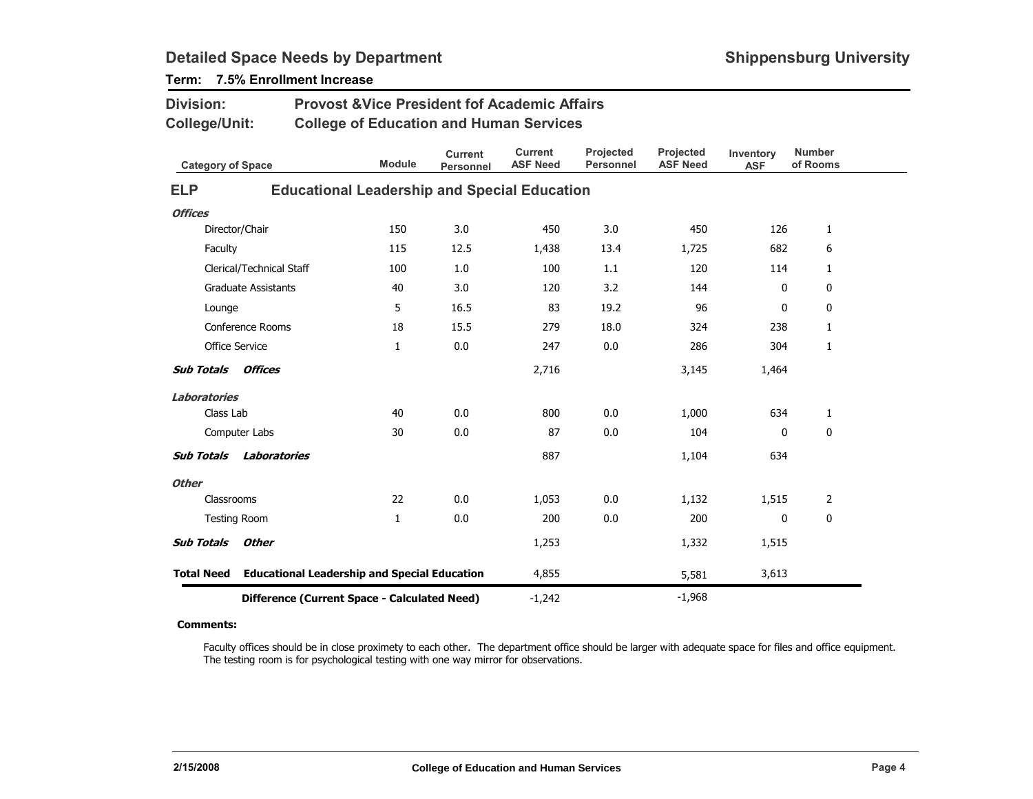## Detailed Space Needs by Department

**Shippensburg University**

**Term: 7.5% Enrollment Increase**

**Division:** Provost &Vice President fof Academic Affairs

**College/Unit:** College of Education and Human Services

| Category of Space | Module | Current Personnel | Current ASF Need | Projected Personnel | Projected ASF Need | Inventory ASF | Number of Rooms |
|---|---|---|---|---|---|---|---|
| **ELP — Educational Leadership and Special Education** | | | | | | | |
| ***Offices*** | | | | | | | |
| Director/Chair | 150 | 3.0 | 450 | 3.0 | 450 | 126 | 1 |
| Faculty | 115 | 12.5 | 1,438 | 13.4 | 1,725 | 682 | 6 |
| Clerical/Technical Staff | 100 | 1.0 | 100 | 1.1 | 120 | 114 | 1 |
| Graduate Assistants | 40 | 3.0 | 120 | 3.2 | 144 | 0 | 0 |
| Lounge | 5 | 16.5 | 83 | 19.2 | 96 | 0 | 0 |
| Conference Rooms | 18 | 15.5 | 279 | 18.0 | 324 | 238 | 1 |
| Office Service | 1 | 0.0 | 247 | 0.0 | 286 | 304 | 1 |
| ***Sub Totals Offices*** | | | 2,716 | | 3,145 | 1,464 | |
| ***Laboratories*** | | | | | | | |
| Class Lab | 40 | 0.0 | 800 | 0.0 | 1,000 | 634 | 1 |
| Computer Labs | 30 | 0.0 | 87 | 0.0 | 104 | 0 | 0 |
| ***Sub Totals Laboratories*** | | | 887 | | 1,104 | 634 | |
| ***Other*** | | | | | | | |
| Classrooms | 22 | 0.0 | 1,053 | 0.0 | 1,132 | 1,515 | 2 |
| Testing Room | 1 | 0.0 | 200 | 0.0 | 200 | 0 | 0 |
| ***Sub Totals Other*** | | | 1,253 | | 1,332 | 1,515 | |
| **Total Need Educational Leadership and Special Education** | | | 4,855 | | 5,581 | 3,613 | |
| **Difference (Current Space - Calculated Need)** | | | -1,242 | | -1,968 | | |

**Comments:**

Faculty offices should be in close proximety to each other. The department office should be larger with adequate space for files and office equipment. The testing room is for psychological testing with one way mirror for observations.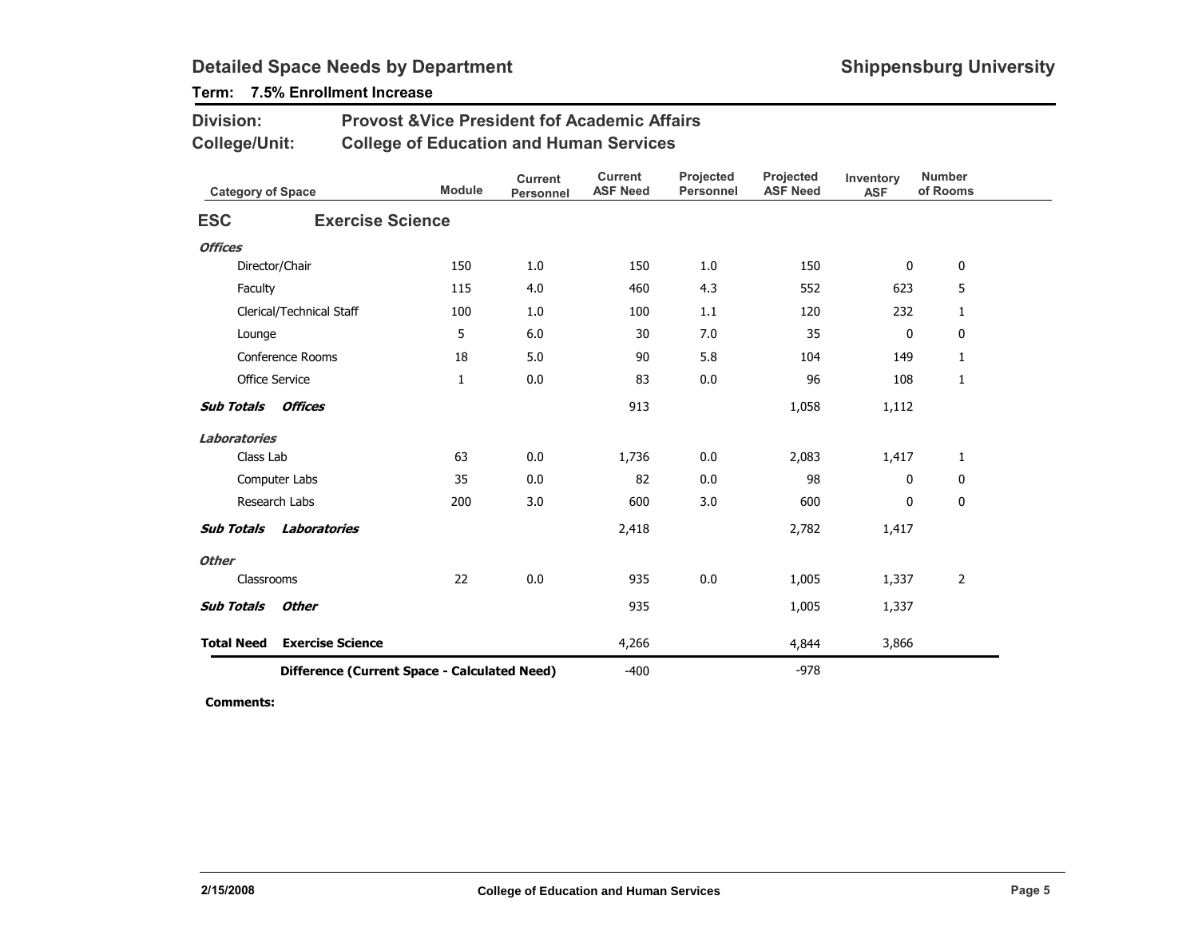## Detailed Space Needs by Department

**Shippensburg University**

**Term: 7.5% Enrollment Increase**

**Division:** Provost &Vice President fof Academic Affairs

**College/Unit:** College of Education and Human Services

| Category of Space | Module | Current Personnel | Current ASF Need | Projected Personnel | Projected ASF Need | Inventory ASF | Number of Rooms |
|---|---|---|---|---|---|---|---|
| **ESC Exercise Science** | | | | | | | |
| ***Offices*** | | | | | | | |
| Director/Chair | 150 | 1.0 | 150 | 1.0 | 150 | 0 | 0 |
| Faculty | 115 | 4.0 | 460 | 4.3 | 552 | 623 | 5 |
| Clerical/Technical Staff | 100 | 1.0 | 100 | 1.1 | 120 | 232 | 1 |
| Lounge | 5 | 6.0 | 30 | 7.0 | 35 | 0 | 0 |
| Conference Rooms | 18 | 5.0 | 90 | 5.8 | 104 | 149 | 1 |
| Office Service | 1 | 0.0 | 83 | 0.0 | 96 | 108 | 1 |
| ***Sub Totals Offices*** | | | 913 | | 1,058 | 1,112 | |
| ***Laboratories*** | | | | | | | |
| Class Lab | 63 | 0.0 | 1,736 | 0.0 | 2,083 | 1,417 | 1 |
| Computer Labs | 35 | 0.0 | 82 | 0.0 | 98 | 0 | 0 |
| Research Labs | 200 | 3.0 | 600 | 3.0 | 600 | 0 | 0 |
| ***Sub Totals Laboratories*** | | | 2,418 | | 2,782 | 1,417 | |
| ***Other*** | | | | | | | |
| Classrooms | 22 | 0.0 | 935 | 0.0 | 1,005 | 1,337 | 2 |
| ***Sub Totals Other*** | | | 935 | | 1,005 | 1,337 | |
| **Total Need Exercise Science** | | | 4,266 | | 4,844 | 3,866 | |
| **Difference (Current Space - Calculated Need)** | | | -400 | | -978 | | |

**Comments:**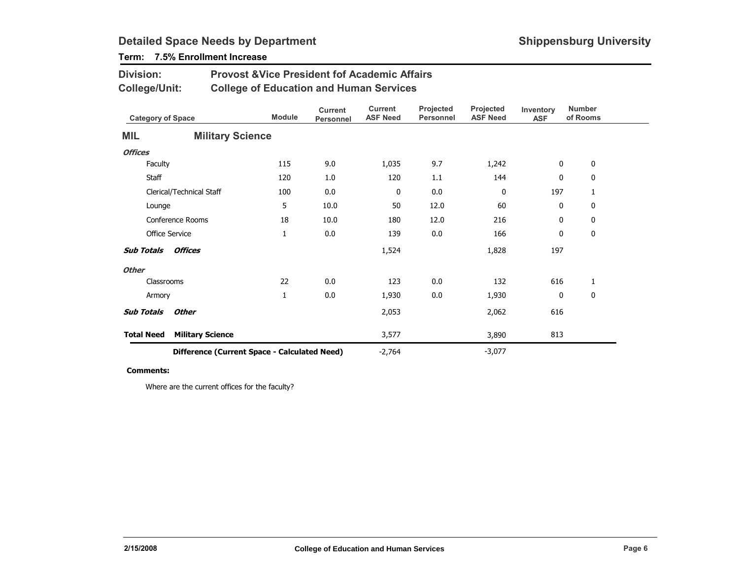# Detailed Space Needs by Department

**Shippensburg University**

**Term: 7.5% Enrollment Increase**

**Division:** Provost &Vice President fof Academic Affairs

**College/Unit:** College of Education and Human Services

| Category of Space | Module | Current Personnel | Current ASF Need | Projected Personnel | Projected ASF Need | Inventory ASF | Number of Rooms |
|---|---|---|---|---|---|---|---|
| **MIL — Military Science** | | | | | | | |
| ***Offices*** | | | | | | | |
| Faculty | 115 | 9.0 | 1,035 | 9.7 | 1,242 | 0 | 0 |
| Staff | 120 | 1.0 | 120 | 1.1 | 144 | 0 | 0 |
| Clerical/Technical Staff | 100 | 0.0 | 0 | 0.0 | 0 | 197 | 1 |
| Lounge | 5 | 10.0 | 50 | 12.0 | 60 | 0 | 0 |
| Conference Rooms | 18 | 10.0 | 180 | 12.0 | 216 | 0 | 0 |
| Office Service | 1 | 0.0 | 139 | 0.0 | 166 | 0 | 0 |
| ***Sub Totals Offices*** | | | 1,524 | | 1,828 | 197 | |
| ***Other*** | | | | | | | |
| Classrooms | 22 | 0.0 | 123 | 0.0 | 132 | 616 | 1 |
| Armory | 1 | 0.0 | 1,930 | 0.0 | 1,930 | 0 | 0 |
| ***Sub Totals Other*** | | | 2,053 | | 2,062 | 616 | |
| **Total Need Military Science** | | | 3,577 | | 3,890 | 813 | |
| **Difference (Current Space - Calculated Need)** | | | -2,764 | | -3,077 | | |

**Comments:**

Where are the current offices for the faculty?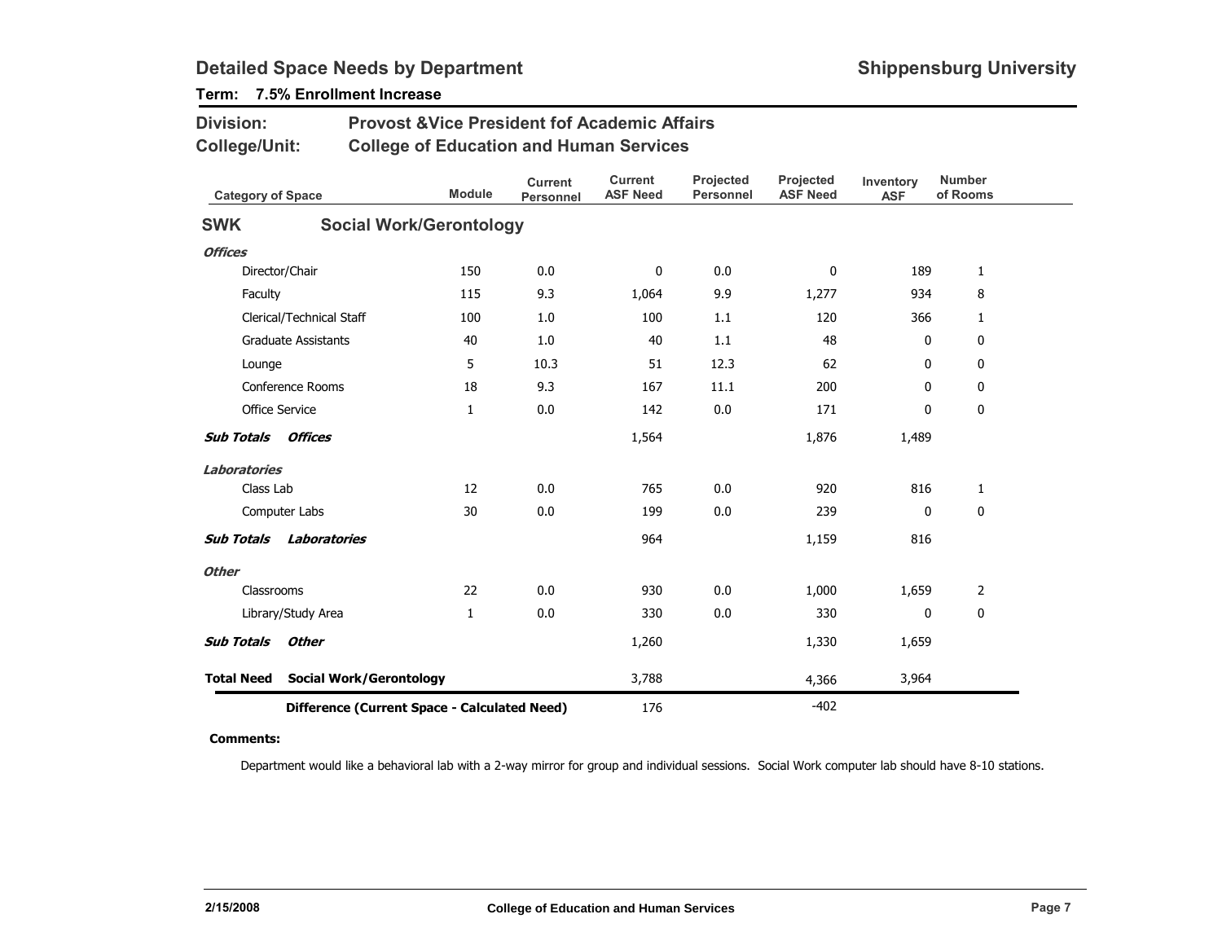# Detailed Space Needs by Department

**Shippensburg University**

**Term: 7.5% Enrollment Increase**

**Division:** Provost &Vice President fof Academic Affairs

**College/Unit:** College of Education and Human Services

| Category of Space | Module | Current Personnel | Current ASF Need | Projected Personnel | Projected ASF Need | Inventory ASF | Number of Rooms |
|---|---|---|---|---|---|---|---|
| **SWK Social Work/Gerontology** | | | | | | | |
| ***Offices*** | | | | | | | |
| Director/Chair | 150 | 0.0 | 0 | 0.0 | 0 | 189 | 1 |
| Faculty | 115 | 9.3 | 1,064 | 9.9 | 1,277 | 934 | 8 |
| Clerical/Technical Staff | 100 | 1.0 | 100 | 1.1 | 120 | 366 | 1 |
| Graduate Assistants | 40 | 1.0 | 40 | 1.1 | 48 | 0 | 0 |
| Lounge | 5 | 10.3 | 51 | 12.3 | 62 | 0 | 0 |
| Conference Rooms | 18 | 9.3 | 167 | 11.1 | 200 | 0 | 0 |
| Office Service | 1 | 0.0 | 142 | 0.0 | 171 | 0 | 0 |
| ***Sub Totals Offices*** | | | 1,564 | | 1,876 | 1,489 | |
| ***Laboratories*** | | | | | | | |
| Class Lab | 12 | 0.0 | 765 | 0.0 | 920 | 816 | 1 |
| Computer Labs | 30 | 0.0 | 199 | 0.0 | 239 | 0 | 0 |
| ***Sub Totals Laboratories*** | | | 964 | | 1,159 | 816 | |
| ***Other*** | | | | | | | |
| Classrooms | 22 | 0.0 | 930 | 0.0 | 1,000 | 1,659 | 2 |
| Library/Study Area | 1 | 0.0 | 330 | 0.0 | 330 | 0 | 0 |
| ***Sub Totals Other*** | | | 1,260 | | 1,330 | 1,659 | |
| **Total Need Social Work/Gerontology** | | | 3,788 | | 4,366 | 3,964 | |
| **Difference (Current Space - Calculated Need)** | | | 176 | | -402 | | |

**Comments:**

Department would like a behavioral lab with a 2-way mirror for group and individual sessions. Social Work computer lab should have 8-10 stations.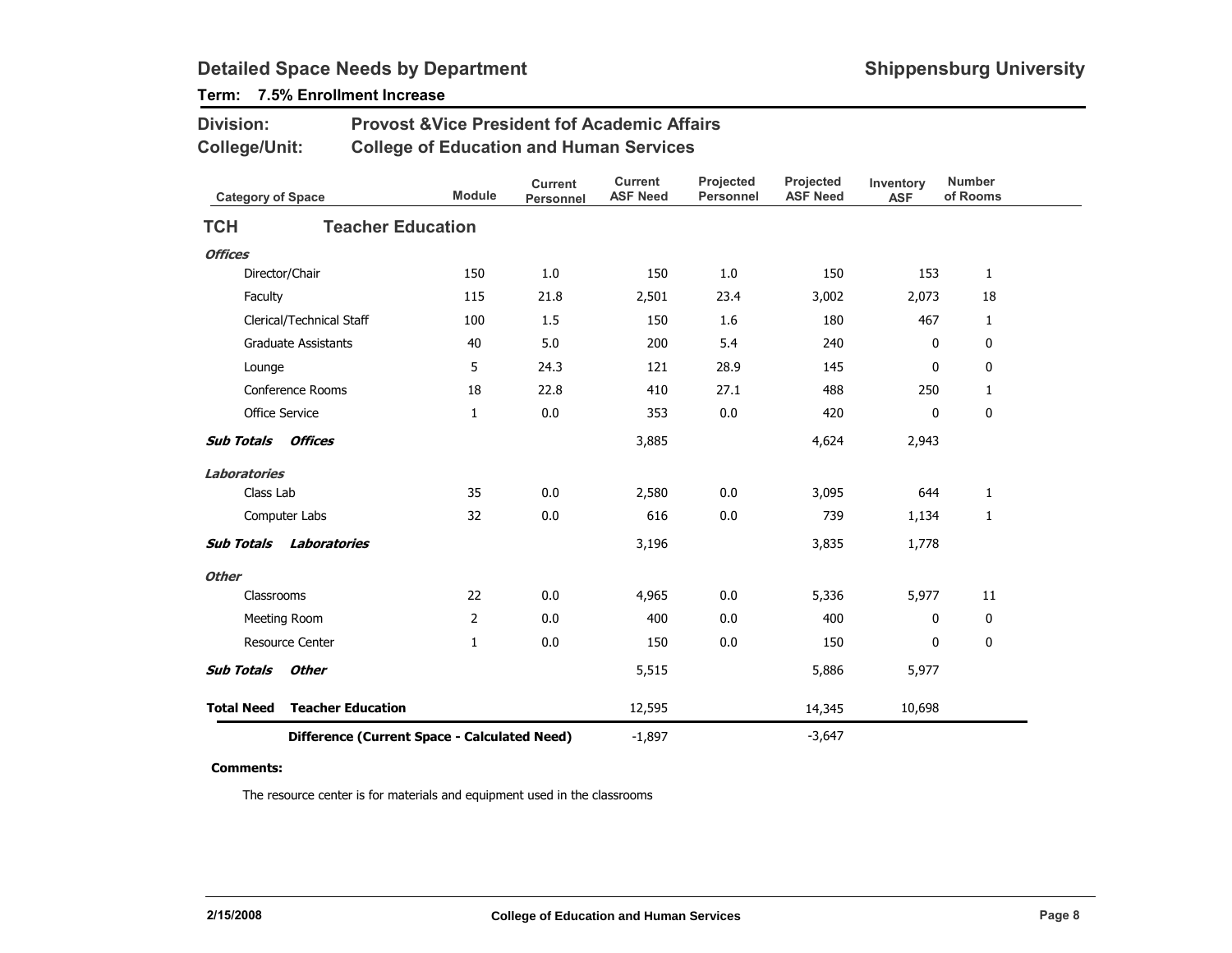## Detailed Space Needs by Department

**Shippensburg University**

**Term: 7.5% Enrollment Increase**

**Division:** Provost &Vice President fof Academic Affairs

**College/Unit:** College of Education and Human Services

| Category of Space | Module | Current Personnel | Current ASF Need | Projected Personnel | Projected ASF Need | Inventory ASF | Number of Rooms |
|---|---|---|---|---|---|---|---|
| **TCH Teacher Education** | | | | | | | |
| ***Offices*** | | | | | | | |
| Director/Chair | 150 | 1.0 | 150 | 1.0 | 150 | 153 | 1 |
| Faculty | 115 | 21.8 | 2,501 | 23.4 | 3,002 | 2,073 | 18 |
| Clerical/Technical Staff | 100 | 1.5 | 150 | 1.6 | 180 | 467 | 1 |
| Graduate Assistants | 40 | 5.0 | 200 | 5.4 | 240 | 0 | 0 |
| Lounge | 5 | 24.3 | 121 | 28.9 | 145 | 0 | 0 |
| Conference Rooms | 18 | 22.8 | 410 | 27.1 | 488 | 250 | 1 |
| Office Service | 1 | 0.0 | 353 | 0.0 | 420 | 0 | 0 |
| ***Sub Totals Offices*** | | | 3,885 | | 4,624 | 2,943 | |
| ***Laboratories*** | | | | | | | |
| Class Lab | 35 | 0.0 | 2,580 | 0.0 | 3,095 | 644 | 1 |
| Computer Labs | 32 | 0.0 | 616 | 0.0 | 739 | 1,134 | 1 |
| ***Sub Totals Laboratories*** | | | 3,196 | | 3,835 | 1,778 | |
| ***Other*** | | | | | | | |
| Classrooms | 22 | 0.0 | 4,965 | 0.0 | 5,336 | 5,977 | 11 |
| Meeting Room | 2 | 0.0 | 400 | 0.0 | 400 | 0 | 0 |
| Resource Center | 1 | 0.0 | 150 | 0.0 | 150 | 0 | 0 |
| ***Sub Totals Other*** | | | 5,515 | | 5,886 | 5,977 | |
| **Total Need Teacher Education** | | | 12,595 | | 14,345 | 10,698 | |
| **Difference (Current Space - Calculated Need)** | | | -1,897 | | -3,647 | | |

**Comments:**

The resource center is for materials and equipment used in the classrooms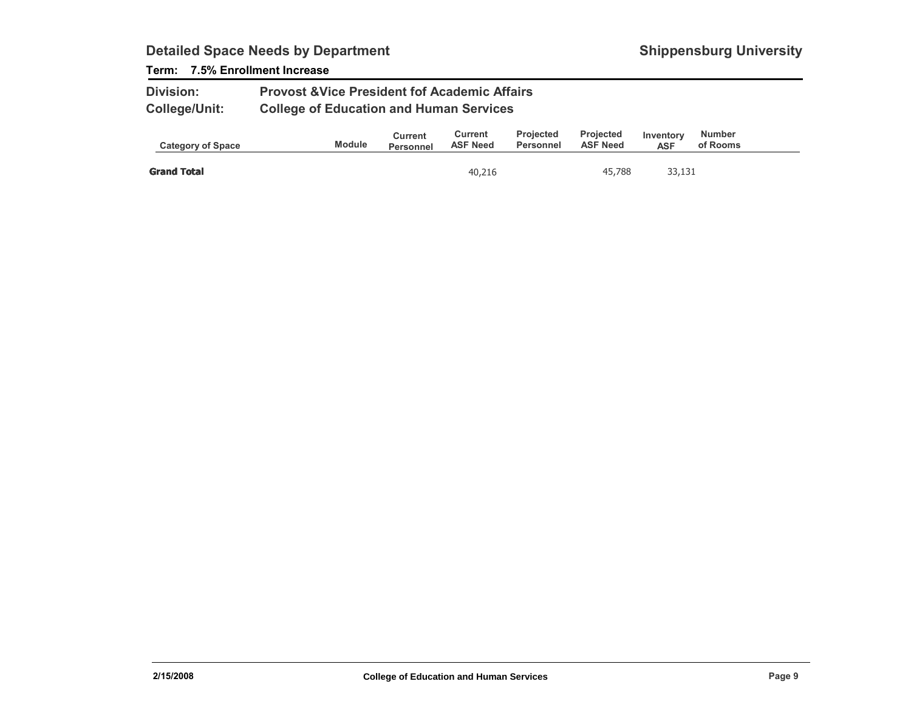## Detailed Space Needs by Department

**Shippensburg University**

**Term: 7.5% Enrollment Increase**

**Division:** Provost &Vice President fof Academic Affairs

**College/Unit:** College of Education and Human Services

| Category of Space | Module | Current Personnel | Current ASF Need | Projected Personnel | Projected ASF Need | Inventory ASF | Number of Rooms |
|---|---|---|---|---|---|---|---|
| **Grand Total** | | | 40,216 | | 45,788 | 33,131 | |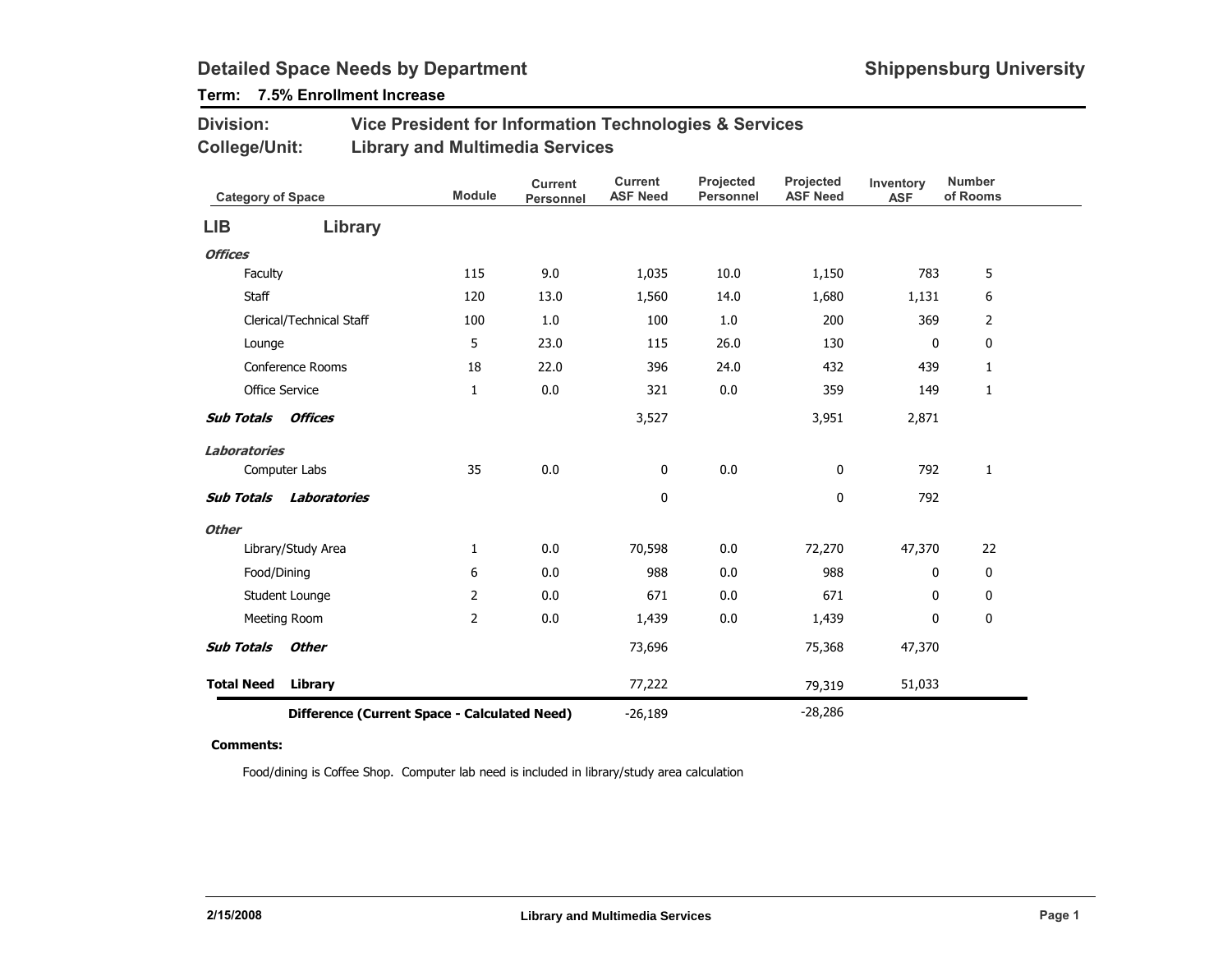## Detailed Space Needs by Department

**Shippensburg University**

**Term: 7.5% Enrollment Increase**

**Division:** Vice President for Information Technologies & Services

**College/Unit:** Library and Multimedia Services

| Category of Space | Module | Current Personnel | Current ASF Need | Projected Personnel | Projected ASF Need | Inventory ASF | Number of Rooms |
|---|---|---|---|---|---|---|---|
| **LIB Library** | | | | | | | |
| ***Offices*** | | | | | | | |
| Faculty | 115 | 9.0 | 1,035 | 10.0 | 1,150 | 783 | 5 |
| Staff | 120 | 13.0 | 1,560 | 14.0 | 1,680 | 1,131 | 6 |
| Clerical/Technical Staff | 100 | 1.0 | 100 | 1.0 | 200 | 369 | 2 |
| Lounge | 5 | 23.0 | 115 | 26.0 | 130 | 0 | 0 |
| Conference Rooms | 18 | 22.0 | 396 | 24.0 | 432 | 439 | 1 |
| Office Service | 1 | 0.0 | 321 | 0.0 | 359 | 149 | 1 |
| ***Sub Totals Offices*** | | | 3,527 | | 3,951 | 2,871 | |
| ***Laboratories*** | | | | | | | |
| Computer Labs | 35 | 0.0 | 0 | 0.0 | 0 | 792 | 1 |
| ***Sub Totals Laboratories*** | | | 0 | | 0 | 792 | |
| ***Other*** | | | | | | | |
| Library/Study Area | 1 | 0.0 | 70,598 | 0.0 | 72,270 | 47,370 | 22 |
| Food/Dining | 6 | 0.0 | 988 | 0.0 | 988 | 0 | 0 |
| Student Lounge | 2 | 0.0 | 671 | 0.0 | 671 | 0 | 0 |
| Meeting Room | 2 | 0.0 | 1,439 | 0.0 | 1,439 | 0 | 0 |
| ***Sub Totals Other*** | | | 73,696 | | 75,368 | 47,370 | |
| **Total Need Library** | | | 77,222 | | 79,319 | 51,033 | |
| **Difference (Current Space - Calculated Need)** | | | -26,189 | | -28,286 | | |

**Comments:**

Food/dining is Coffee Shop. Computer lab need is included in library/study area calculation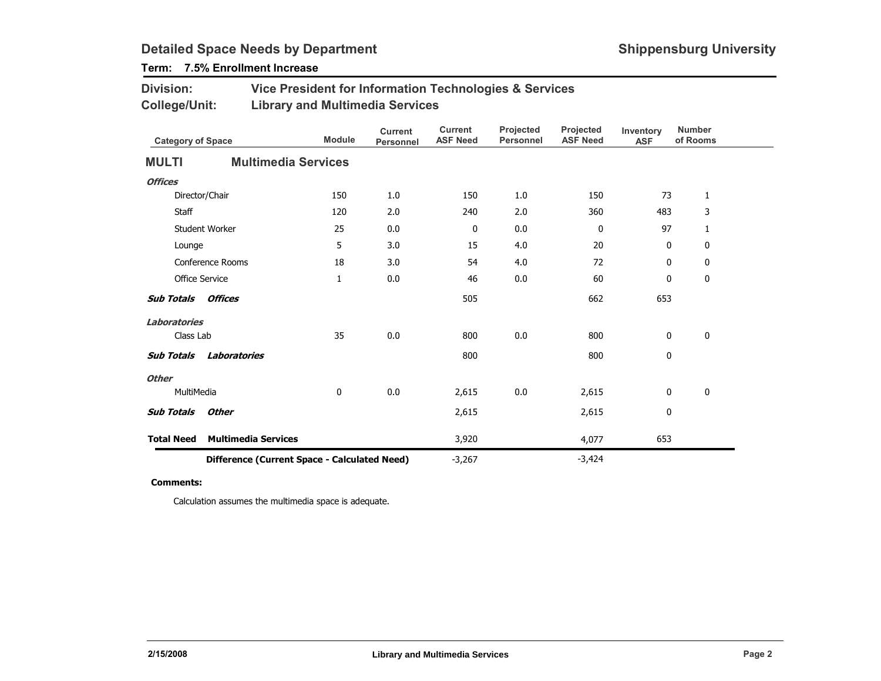## Detailed Space Needs by Department

**Shippensburg University**

**Term: 7.5% Enrollment Increase**

**Division:** Vice President for Information Technologies & Services

**College/Unit:** Library and Multimedia Services

| Category of Space | Module | Current Personnel | Current ASF Need | Projected Personnel | Projected ASF Need | Inventory ASF | Number of Rooms |
|---|---|---|---|---|---|---|---|
| **MULTI — Multimedia Services** | | | | | | | |
| ***Offices*** | | | | | | | |
| Director/Chair | 150 | 1.0 | 150 | 1.0 | 150 | 73 | 1 |
| Staff | 120 | 2.0 | 240 | 2.0 | 360 | 483 | 3 |
| Student Worker | 25 | 0.0 | 0 | 0.0 | 0 | 97 | 1 |
| Lounge | 5 | 3.0 | 15 | 4.0 | 20 | 0 | 0 |
| Conference Rooms | 18 | 3.0 | 54 | 4.0 | 72 | 0 | 0 |
| Office Service | 1 | 0.0 | 46 | 0.0 | 60 | 0 | 0 |
| ***Sub Totals Offices*** | | | 505 | | 662 | 653 | |
| ***Laboratories*** | | | | | | | |
| Class Lab | 35 | 0.0 | 800 | 0.0 | 800 | 0 | 0 |
| ***Sub Totals Laboratories*** | | | 800 | | 800 | 0 | |
| ***Other*** | | | | | | | |
| MultiMedia | 0 | 0.0 | 2,615 | 0.0 | 2,615 | 0 | 0 |
| ***Sub Totals Other*** | | | 2,615 | | 2,615 | 0 | |
| **Total Need Multimedia Services** | | | 3,920 | | 4,077 | 653 | |
| **Difference (Current Space - Calculated Need)** | | | -3,267 | | -3,424 | | |

**Comments:**

Calculation assumes the multimedia space is adequate.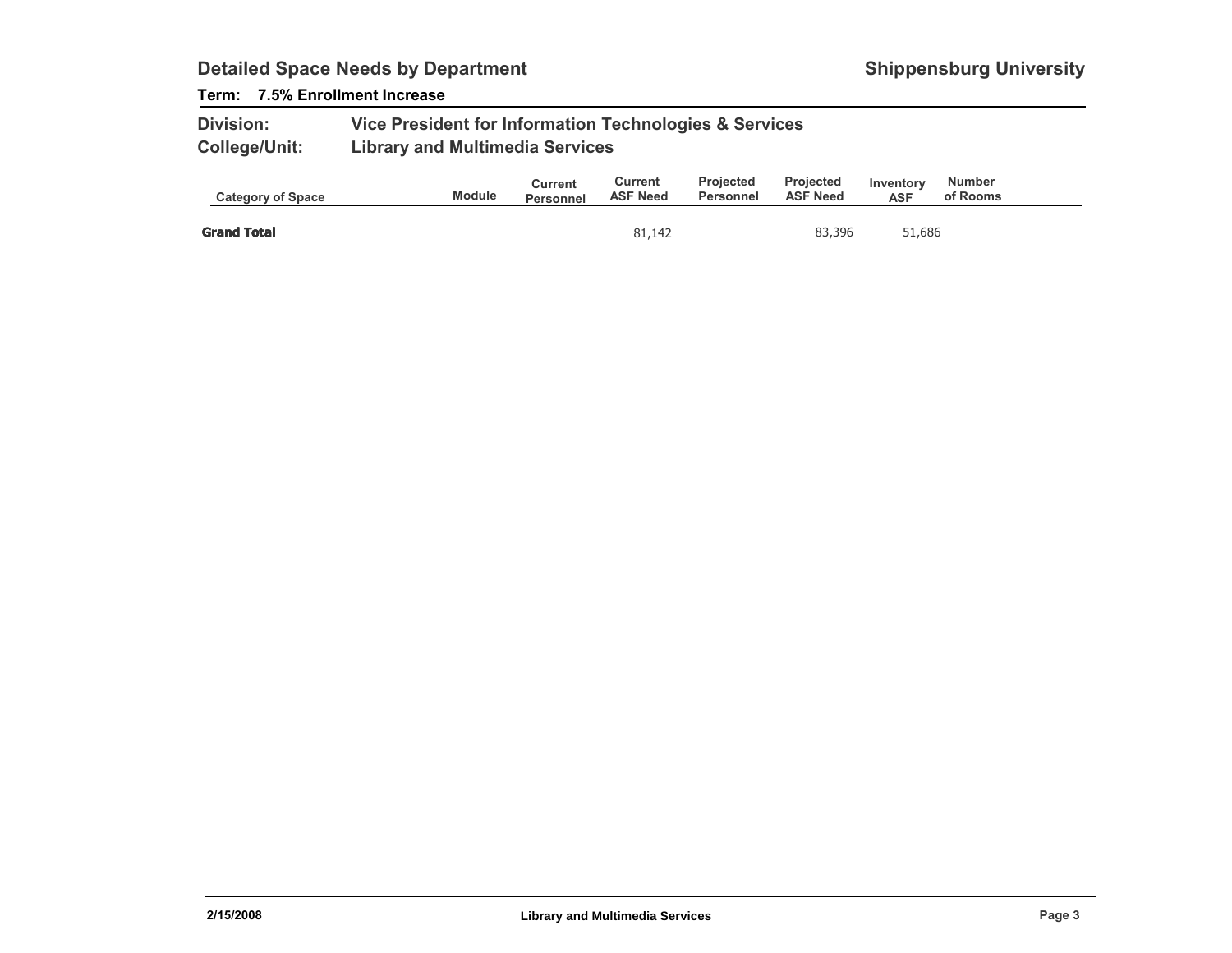## Detailed Space Needs by Department

**Shippensburg University**

**Term: 7.5% Enrollment Increase**

**Division:** Vice President for Information Technologies & Services

**College/Unit:** Library and Multimedia Services

| Category of Space | Module | Current Personnel | Current ASF Need | Projected Personnel | Projected ASF Need | Inventory ASF | Number of Rooms |
|---|---|---|---|---|---|---|---|
| **Grand Total** | | | 81,142 | | 83,396 | 51,686 | |